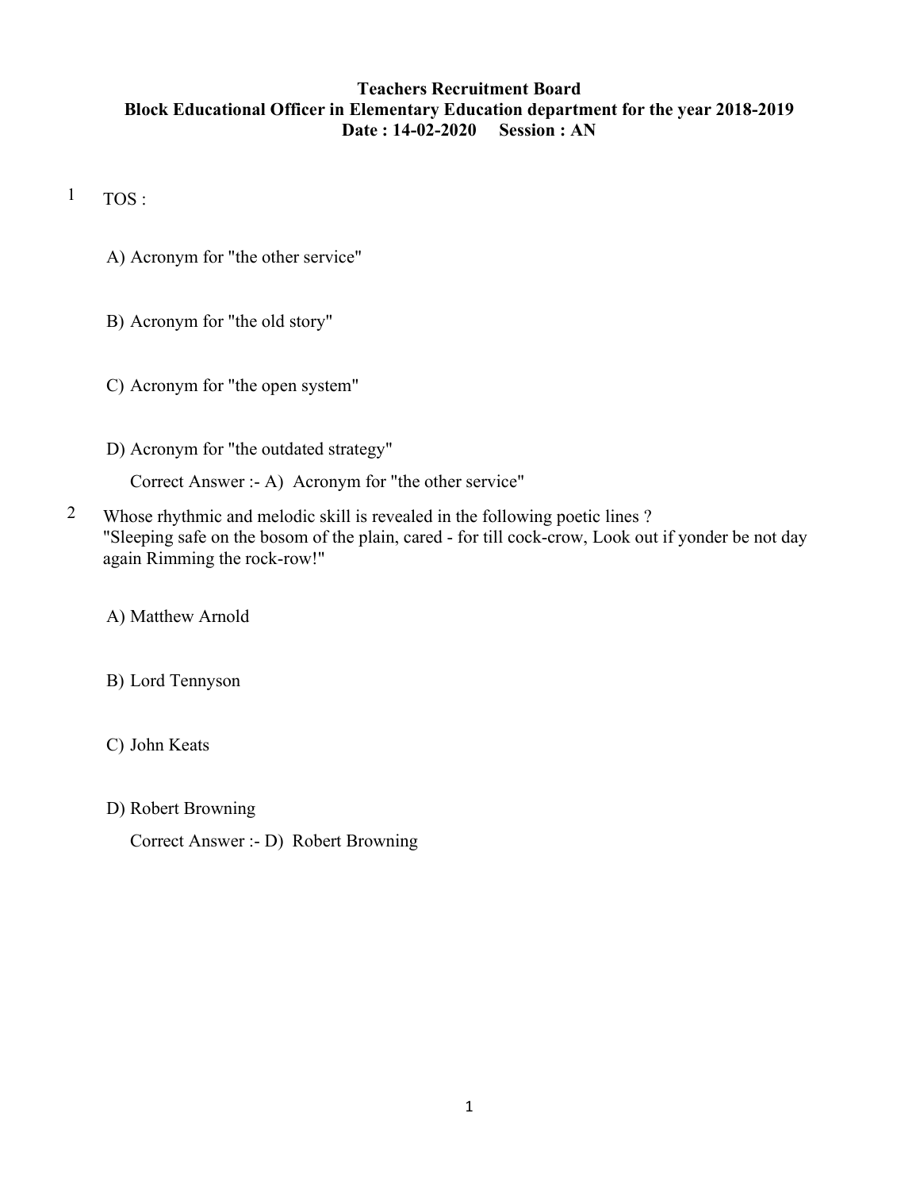**Teachers Recruitment Board**
**Block Educational Officer in Elementary Education department for the year 2018-2019**
**Date : 14-02-2020 Session : AN**

1 TOS :

A) Acronym for "the other service"

B) Acronym for "the old story"

C) Acronym for "the open system"

D) Acronym for "the outdated strategy"

Correct Answer :- A) Acronym for "the other service"

2 Whose rhythmic and melodic skill is revealed in the following poetic lines ?
"Sleeping safe on the bosom of the plain, cared - for till cock-crow, Look out if yonder be not day again Rimming the rock-row!"

A) Matthew Arnold

B) Lord Tennyson

C) John Keats

D) Robert Browning

Correct Answer :- D) Robert Browning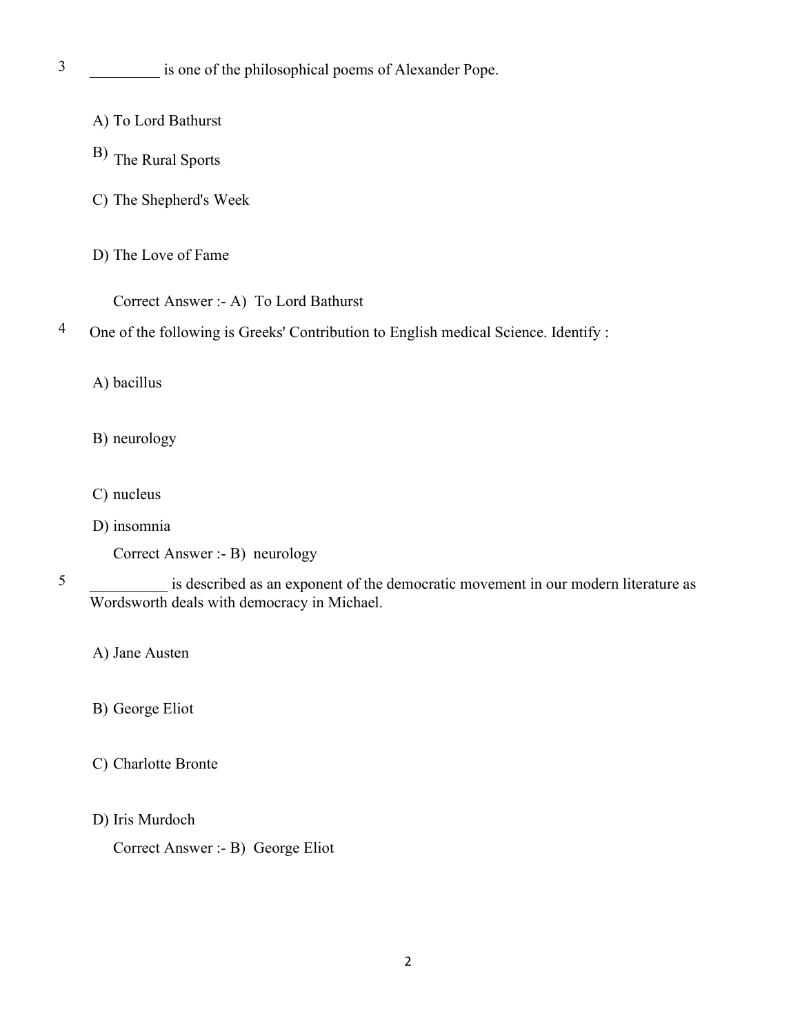3 _________ is one of the philosophical poems of Alexander Pope.

A) To Lord Bathurst

B) The Rural Sports

C) The Shepherd's Week

D) The Love of Fame

Correct Answer :- A) To Lord Bathurst

4 One of the following is Greeks' Contribution to English medical Science. Identify :

A) bacillus

B) neurology

C) nucleus

D) insomnia

Correct Answer :- B) neurology

5 __________ is described as an exponent of the democratic movement in our modern literature as Wordsworth deals with democracy in Michael.

A) Jane Austen

B) George Eliot

C) Charlotte Bronte

D) Iris Murdoch

Correct Answer :- B) George Eliot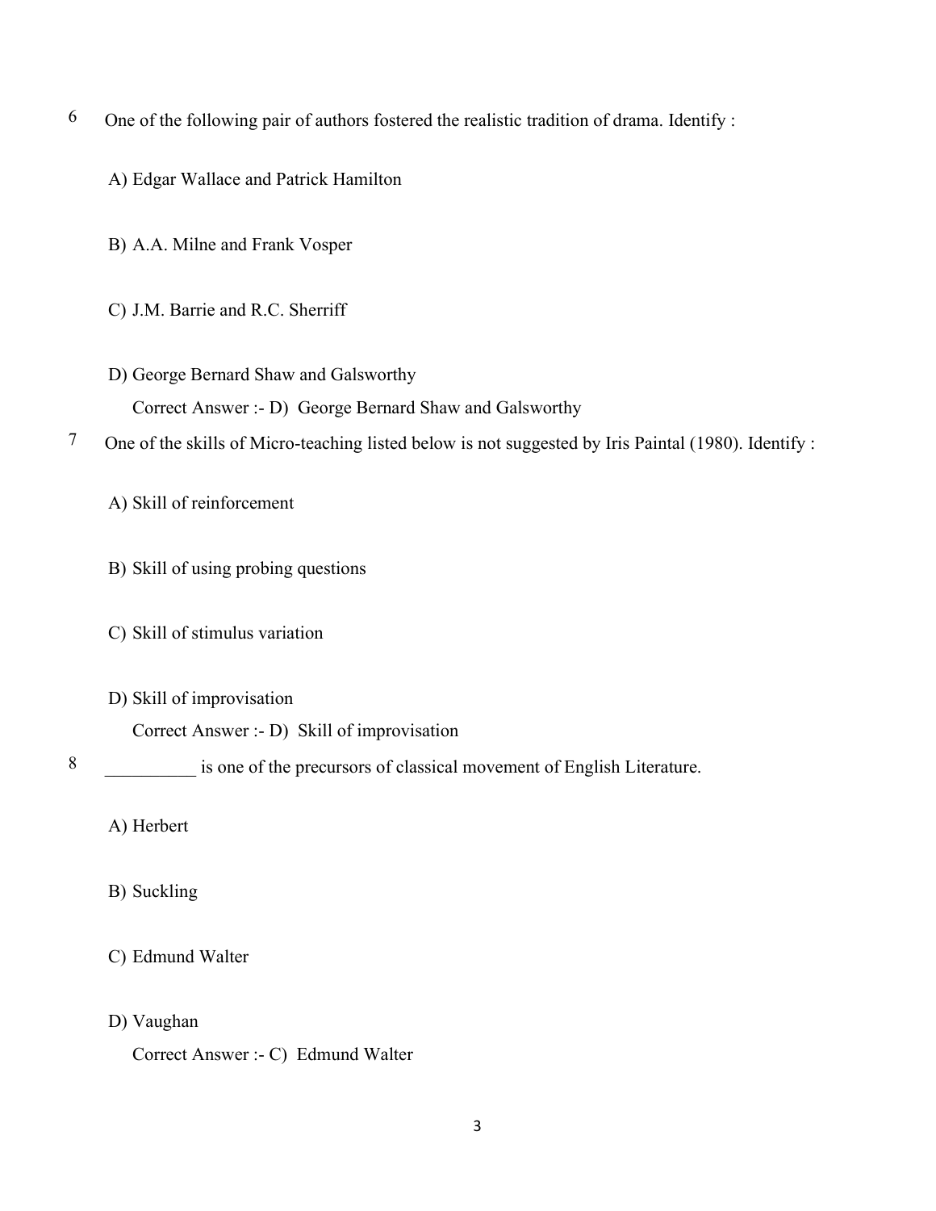6 One of the following pair of authors fostered the realistic tradition of drama. Identify :

A) Edgar Wallace and Patrick Hamilton

B) A.A. Milne and Frank Vosper

C) J.M. Barrie and R.C. Sherriff

D) George Bernard Shaw and Galsworthy

Correct Answer :- D) George Bernard Shaw and Galsworthy

7 One of the skills of Micro-teaching listed below is not suggested by Iris Paintal (1980). Identify :

A) Skill of reinforcement

B) Skill of using probing questions

C) Skill of stimulus variation

D) Skill of improvisation

Correct Answer :- D) Skill of improvisation

8 __________ is one of the precursors of classical movement of English Literature.

A) Herbert

B) Suckling

C) Edmund Walter

D) Vaughan

Correct Answer :- C) Edmund Walter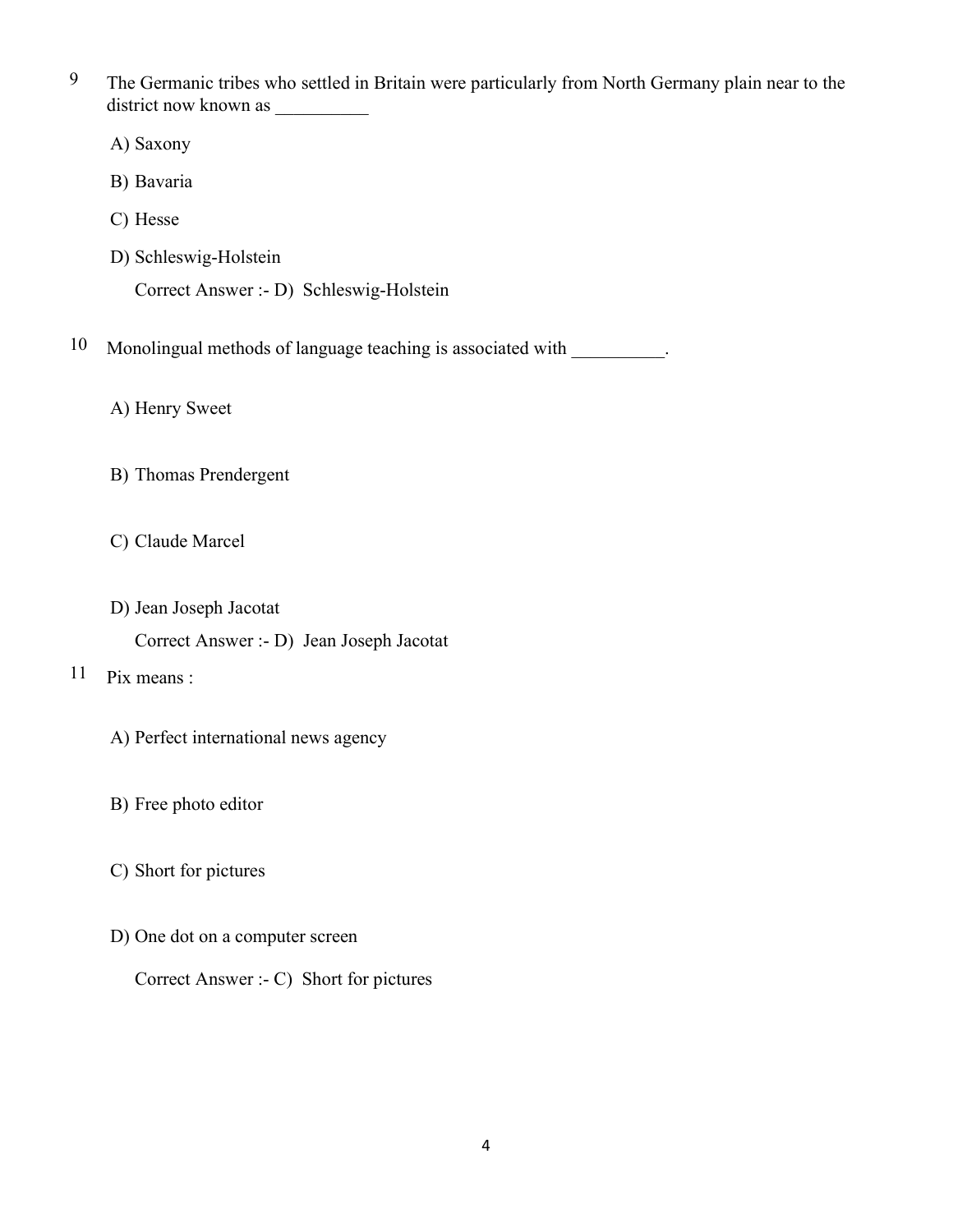9 The Germanic tribes who settled in Britain were particularly from North Germany plain near to the district now known as __________

A) Saxony

B) Bavaria

C) Hesse

D) Schleswig-Holstein

Correct Answer :- D) Schleswig-Holstein

10 Monolingual methods of language teaching is associated with __________.

A) Henry Sweet

B) Thomas Prendergent

C) Claude Marcel

D) Jean Joseph Jacotat

Correct Answer :- D) Jean Joseph Jacotat

11 Pix means :

A) Perfect international news agency

B) Free photo editor

C) Short for pictures

D) One dot on a computer screen

Correct Answer :- C) Short for pictures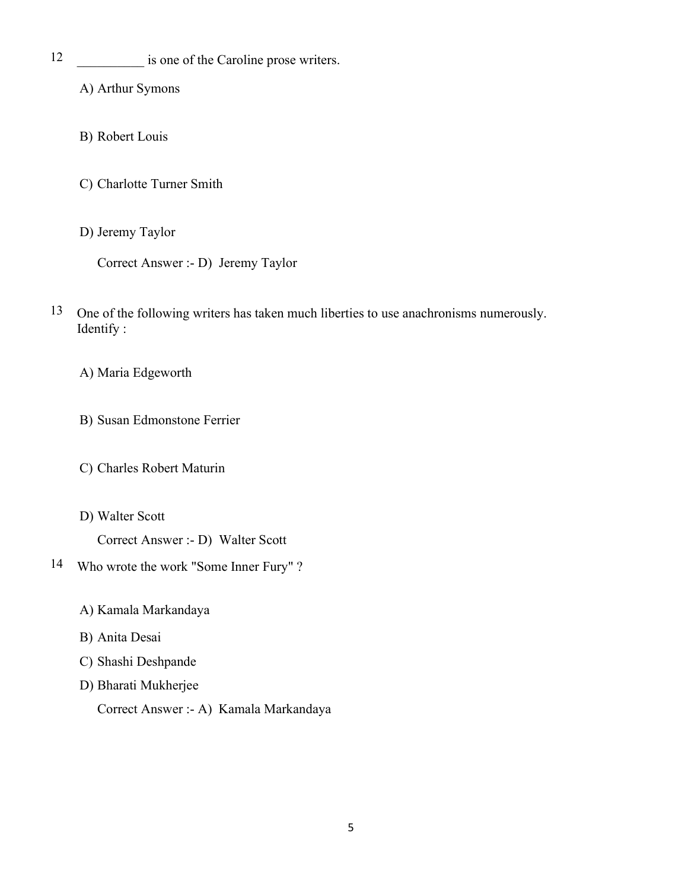12 __________ is one of the Caroline prose writers.

A) Arthur Symons

B) Robert Louis

C) Charlotte Turner Smith

D) Jeremy Taylor

Correct Answer :- D) Jeremy Taylor

13 One of the following writers has taken much liberties to use anachronisms numerously. Identify :

A) Maria Edgeworth

B) Susan Edmonstone Ferrier

C) Charles Robert Maturin

D) Walter Scott

Correct Answer :- D) Walter Scott

14 Who wrote the work "Some Inner Fury" ?

A) Kamala Markandaya

B) Anita Desai

C) Shashi Deshpande

D) Bharati Mukherjee

Correct Answer :- A) Kamala Markandaya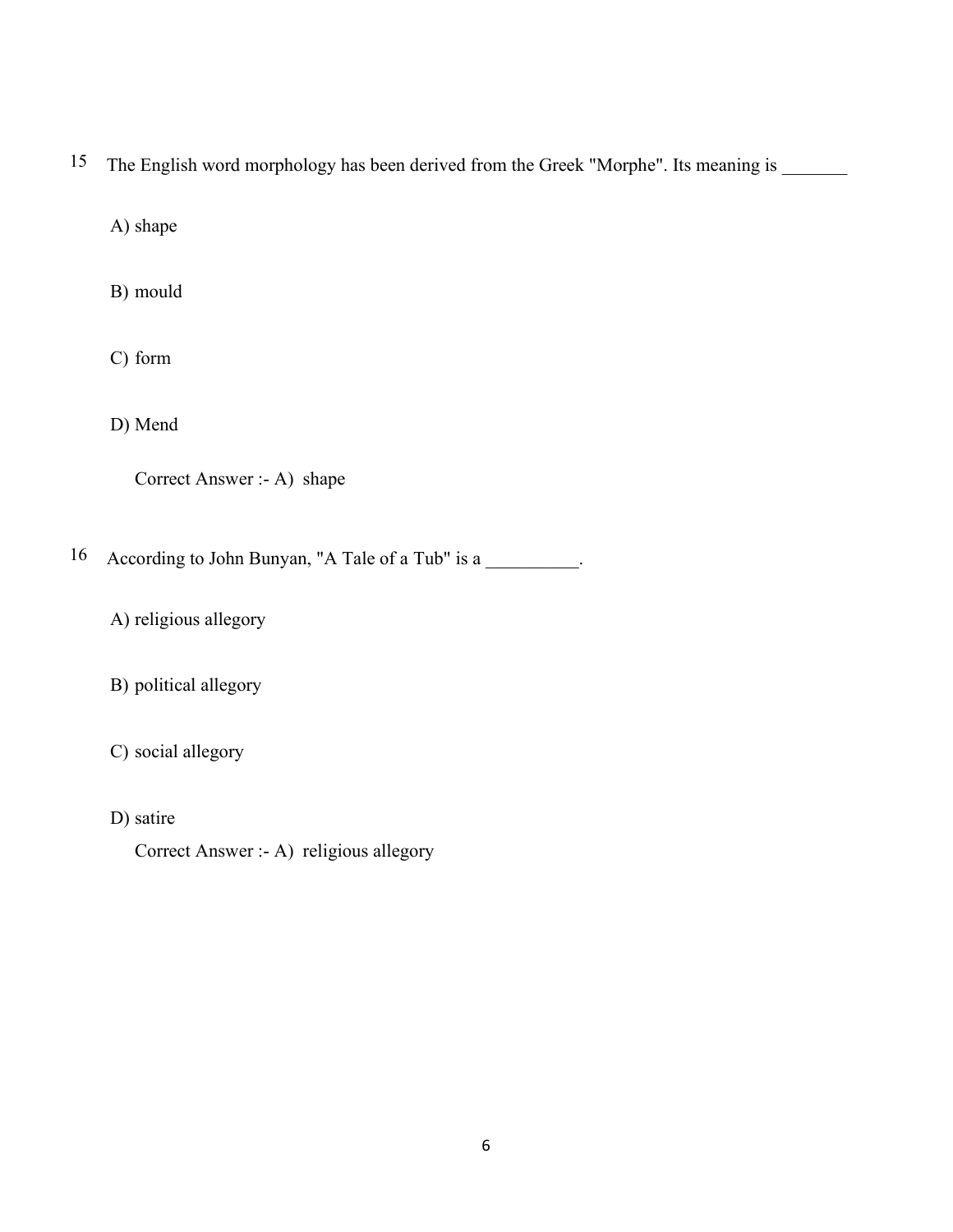15 The English word morphology has been derived from the Greek "Morphe". Its meaning is _______

A) shape

B) mould

C) form

D) Mend

Correct Answer :- A) shape

16 According to John Bunyan, "A Tale of a Tub" is a __________.

A) religious allegory

B) political allegory

C) social allegory

D) satire

Correct Answer :- A) religious allegory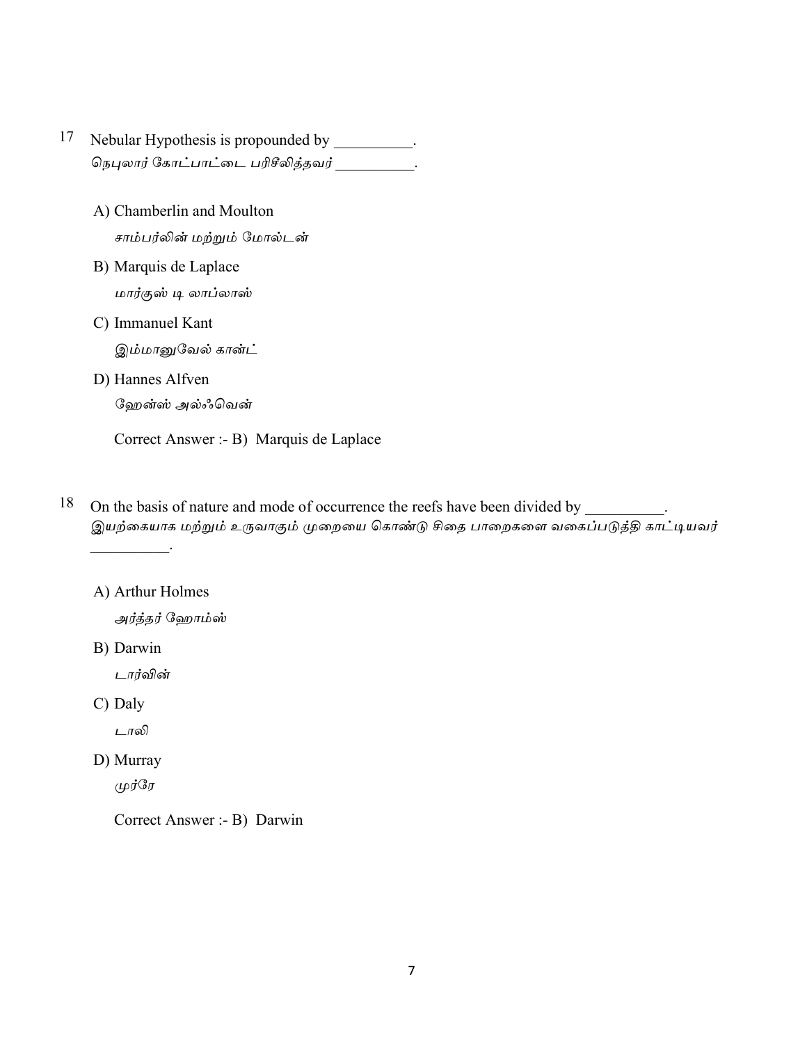17 Nebular Hypothesis is propounded by __________.
நெபுலார் கோட்பாட்டை பரிசீலித்தவர் __________.

A) Chamberlin and Moulton
சாம்பர்லின் மற்றும் மோல்டன்

B) Marquis de Laplace
மார்குஸ் டி லாப்லாஸ்

C) Immanuel Kant
இம்மானுவேல் காண்ட்

D) Hannes Alfven
ஹேன்ஸ் அல்ஃவென்

Correct Answer :- B) Marquis de Laplace

18 On the basis of nature and mode of occurrence the reefs have been divided by __________.
இயற்கையாக மற்றும் உருவாகும் முறையை கொண்டு சிதை பாறைகளை வகைப்படுத்தி காட்டியவர் __________.

A) Arthur Holmes
அர்த்தர் ஹோம்ஸ்

B) Darwin
டார்வின்

C) Daly
டாலி

D) Murray
முர்ரே

Correct Answer :- B) Darwin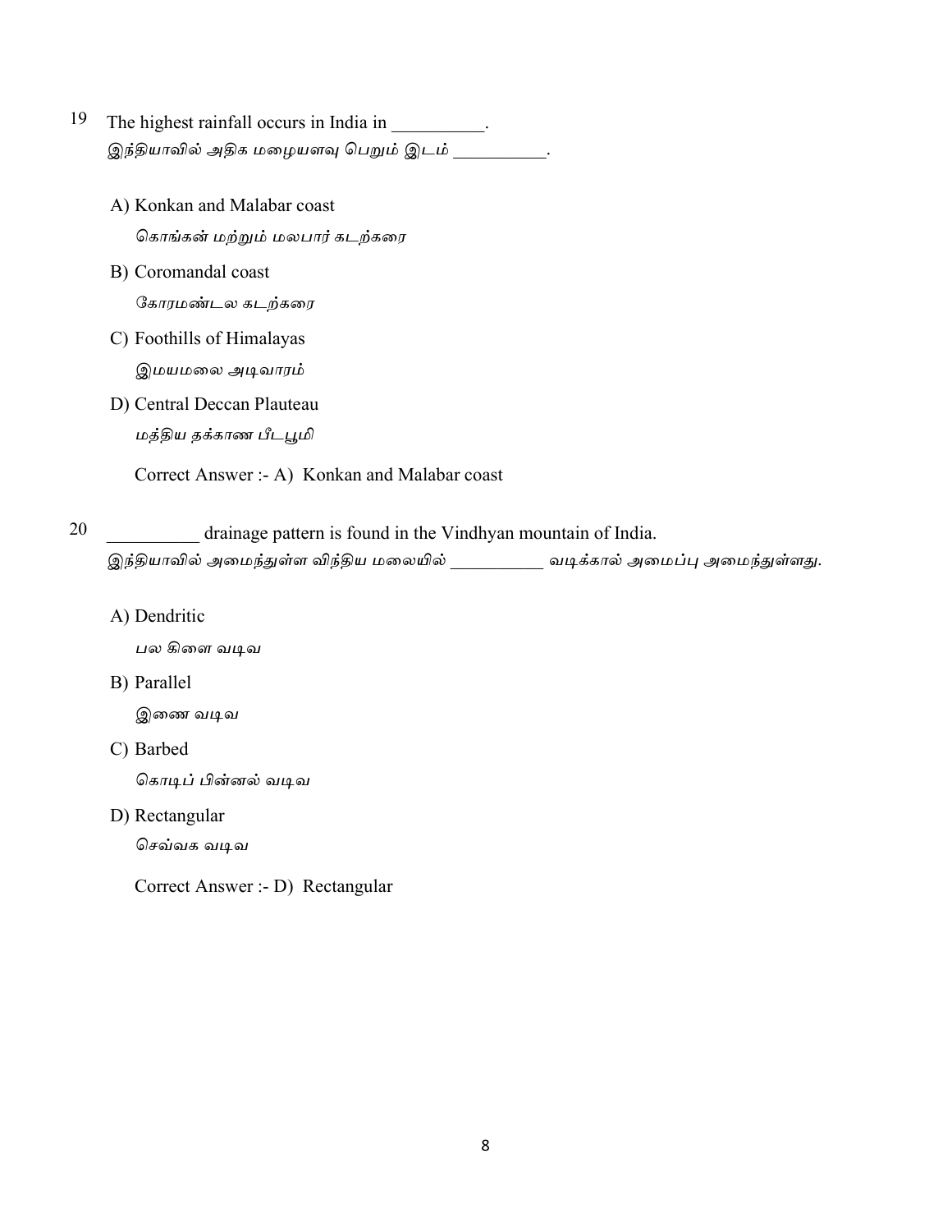19 The highest rainfall occurs in India in __________.

இந்தியாவில் அதிக மழையளவு பெறும் இடம் __________.

A) Konkan and Malabar coast

கொங்கன் மற்றும் மலபார் கடற்கரை

B) Coromandal coast

கோரமண்டல கடற்கரை

C) Foothills of Himalayas

இமயமலை அடிவாரம்

D) Central Deccan Plauteau

மத்திய தக்காண பீடபூமி

Correct Answer :- A) Konkan and Malabar coast

20 __________ drainage pattern is found in the Vindhyan mountain of India.

இந்தியாவில் அமைந்துள்ள விந்திய மலையில் __________ வடிக்கால் அமைப்பு அமைந்துள்ளது.

A) Dendritic

பல கிளை வடிவ

B) Parallel

இணை வடிவ

C) Barbed

கொடிப் பின்னல் வடிவ

D) Rectangular

செவ்வக வடிவ

Correct Answer :- D) Rectangular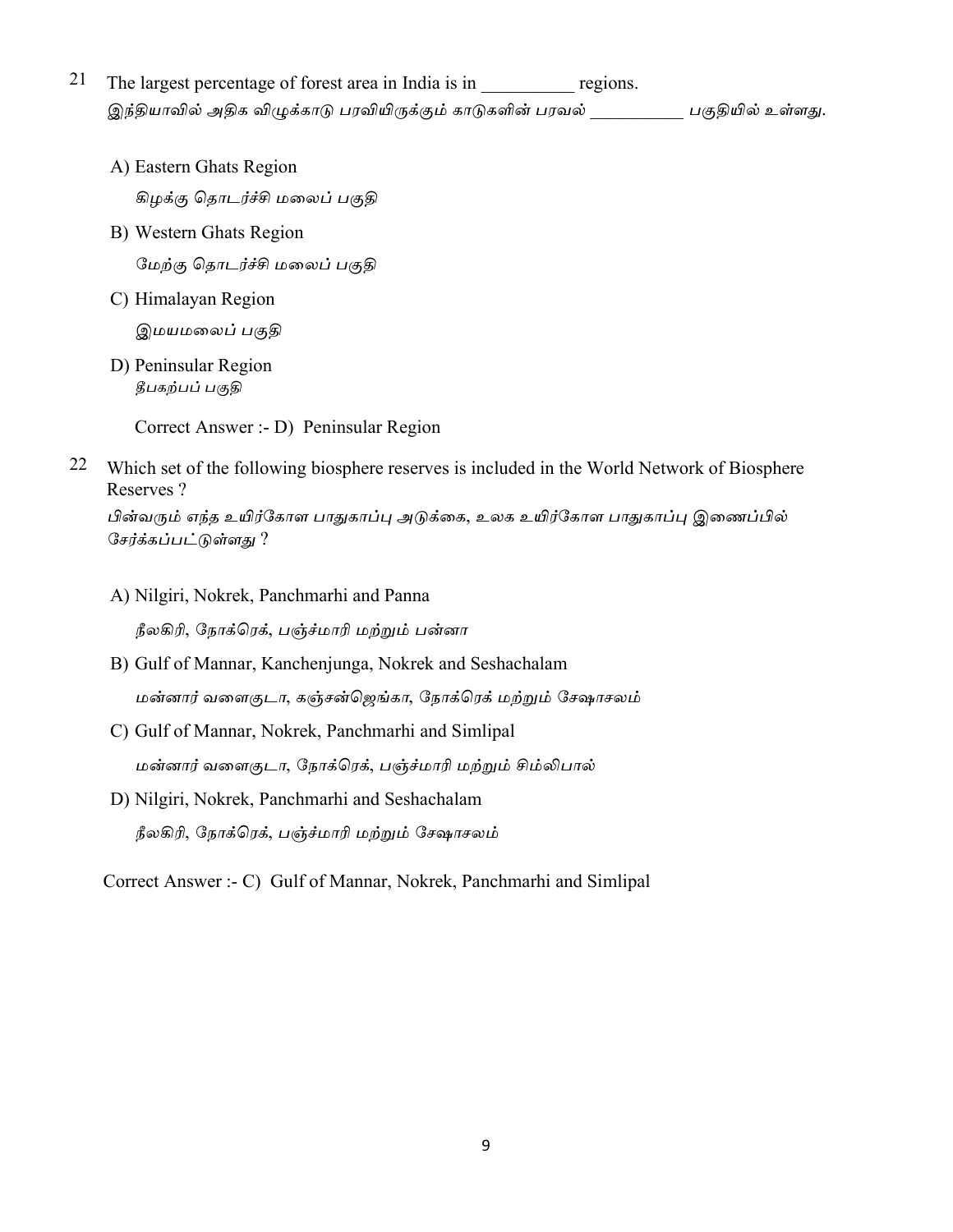21 The largest percentage of forest area in India is in __________ regions.

இந்தியாவில் அதிக விழுக்காடு பரவியிருக்கும் காடுகளின் பரவல் __________ பகுதியில் உள்ளது.

A) Eastern Ghats Region

கிழக்கு தொடர்ச்சி மலைப் பகுதி

B) Western Ghats Region

மேற்கு தொடர்ச்சி மலைப் பகுதி

C) Himalayan Region

இமயமலைப் பகுதி

D) Peninsular Region

தீபகற்பப் பகுதி

Correct Answer :- D) Peninsular Region

22 Which set of the following biosphere reserves is included in the World Network of Biosphere Reserves ?

பின்வரும் எந்த உயிர்கோள பாதுகாப்பு அடுக்கை, உலக உயிர்கோள பாதுகாப்பு இணைப்பில் சேர்க்கப்பட்டுள்ளது ?

A) Nilgiri, Nokrek, Panchmarhi and Panna

நீலகிரி, நோக்ரெக், பஞ்ச்மாரி மற்றும் பன்னா

B) Gulf of Mannar, Kanchenjunga, Nokrek and Seshachalam

மன்னார் வளைகுடா, கஞ்சன்ஜெங்கா, நோக்ரெக் மற்றும் சேஷாசலம்

C) Gulf of Mannar, Nokrek, Panchmarhi and Simlipal

மன்னார் வளைகுடா, நோக்ரெக், பஞ்ச்மாரி மற்றும் சிம்லிபால்

D) Nilgiri, Nokrek, Panchmarhi and Seshachalam

நீலகிரி, நோக்ரெக், பஞ்ச்மாரி மற்றும் சேஷாசலம்

Correct Answer :- C) Gulf of Mannar, Nokrek, Panchmarhi and Simlipal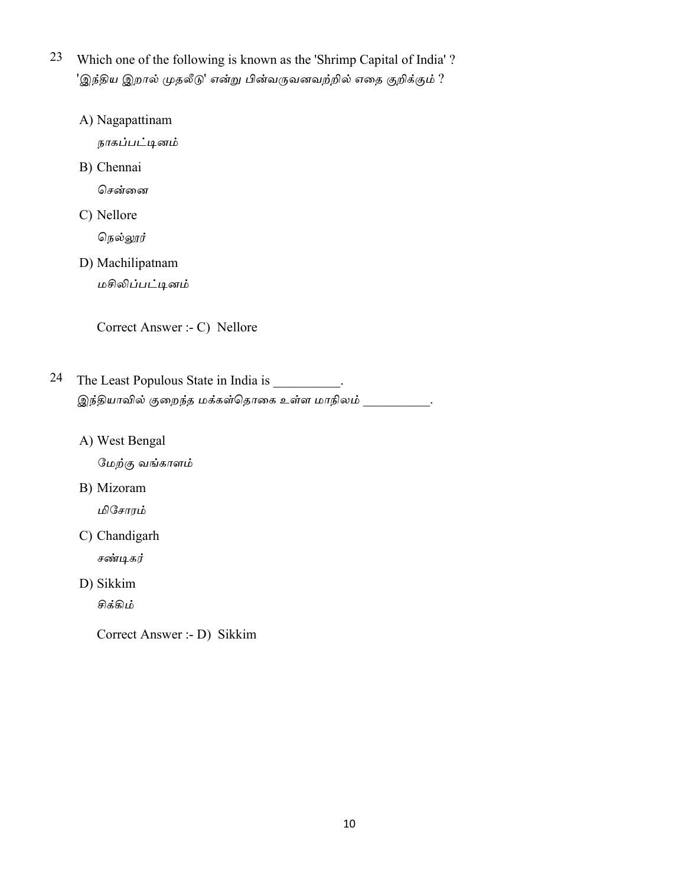23 Which one of the following is known as the 'Shrimp Capital of India' ?
'இந்திய இறால் முதலீடு' என்று பின்வருவனவற்றில் எதை குறிக்கும் ?

A) Nagapattinam
நாகப்பட்டினம்

B) Chennai
சென்னை

C) Nellore
நெல்லூர்

D) Machilipatnam
மசிலிப்பட்டினம்

Correct Answer :- C) Nellore

24 The Least Populous State in India is __________.
இந்தியாவில் குறைந்த மக்கள்தொகை உள்ள மாநிலம் __________.

A) West Bengal
மேற்கு வங்காளம்

B) Mizoram
மிசோரம்

C) Chandigarh
சண்டிகர்

D) Sikkim
சிக்கிம்

Correct Answer :- D) Sikkim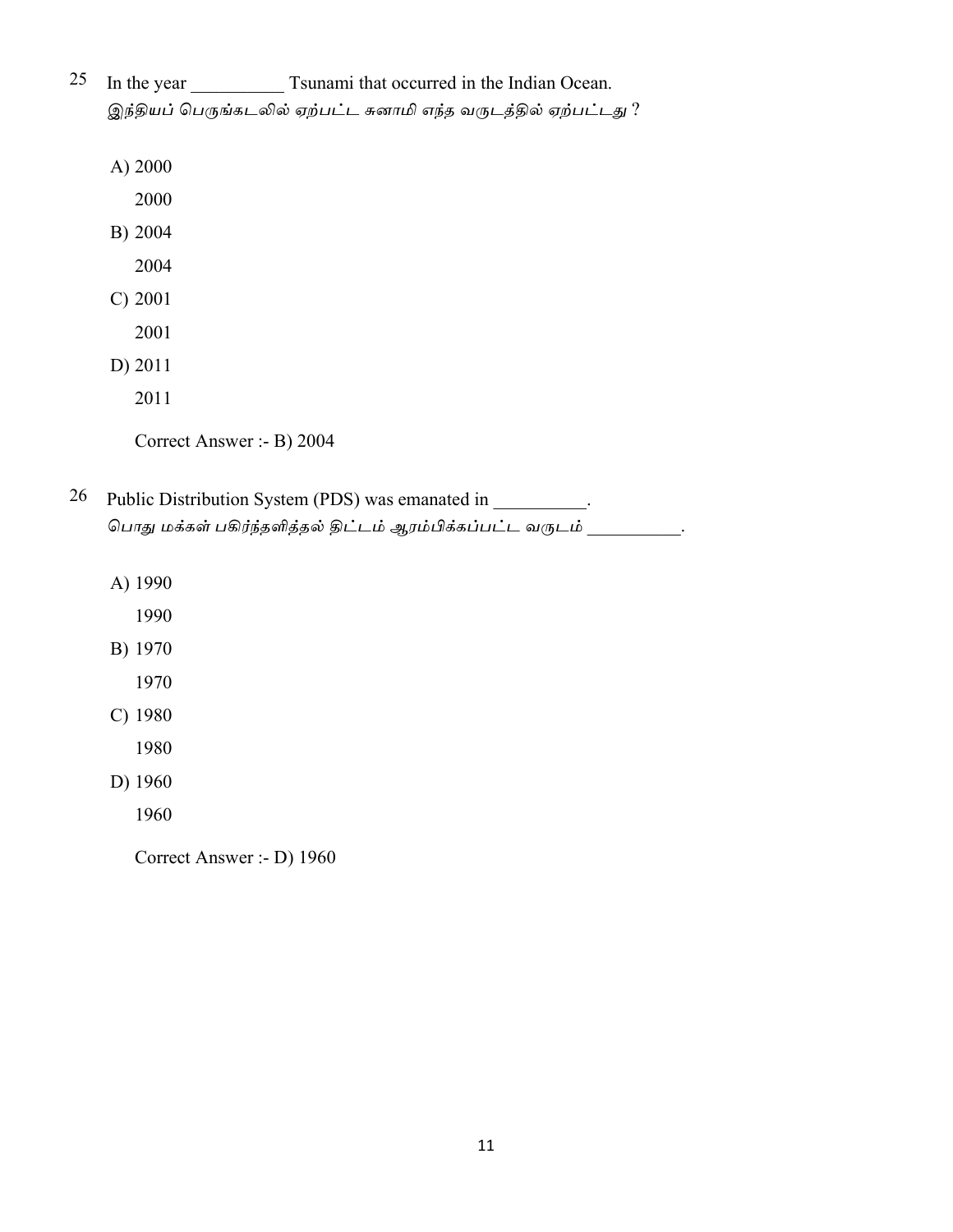25 In the year __________ Tsunami that occurred in the Indian Ocean.
இந்தியப் பெருங்கடலில் ஏற்பட்ட சுனாமி எந்த வருடத்தில் ஏற்பட்டது ?

A) 2000
   2000
B) 2004
   2004
C) 2001
   2001
D) 2011
   2011

Correct Answer :- B) 2004

26 Public Distribution System (PDS) was emanated in __________.
பொது மக்கள் பகிர்ந்தளித்தல் திட்டம் ஆரம்பிக்கப்பட்ட வருடம் __________.

A) 1990
   1990
B) 1970
   1970
C) 1980
   1980
D) 1960
   1960

Correct Answer :- D) 1960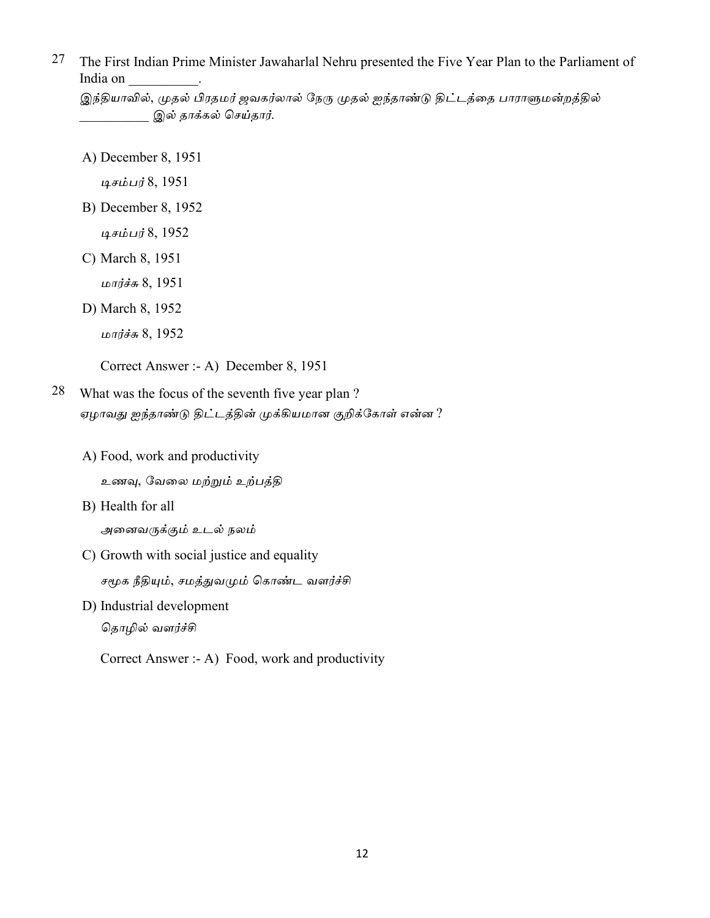27 The First Indian Prime Minister Jawaharlal Nehru presented the Five Year Plan to the Parliament of India on __________.

இந்தியாவில், முதல் பிரதமர் ஜவகர்லால் நேரு முதல் ஐந்தாண்டு திட்டத்தை பாராளுமன்றத்தில் ___________ இல் தாக்கல் செய்தார்.

A) December 8, 1951

டிசம்பர் 8, 1951

B) December 8, 1952

டிசம்பர் 8, 1952

C) March 8, 1951

மார்ச்சு 8, 1951

D) March 8, 1952

மார்ச்சு 8, 1952

Correct Answer :- A) December 8, 1951

28 What was the focus of the seventh five year plan ?

ஏழாவது ஐந்தாண்டு திட்டத்தின் முக்கியமான குறிக்கோள் என்ன ?

A) Food, work and productivity

உணவு, வேலை மற்றும் உற்பத்தி

B) Health for all

அனைவருக்கும் உடல் நலம்

C) Growth with social justice and equality

சமூக நீதியும், சமத்துவமும் கொண்ட வளர்ச்சி

D) Industrial development

தொழில் வளர்ச்சி

Correct Answer :- A) Food, work and productivity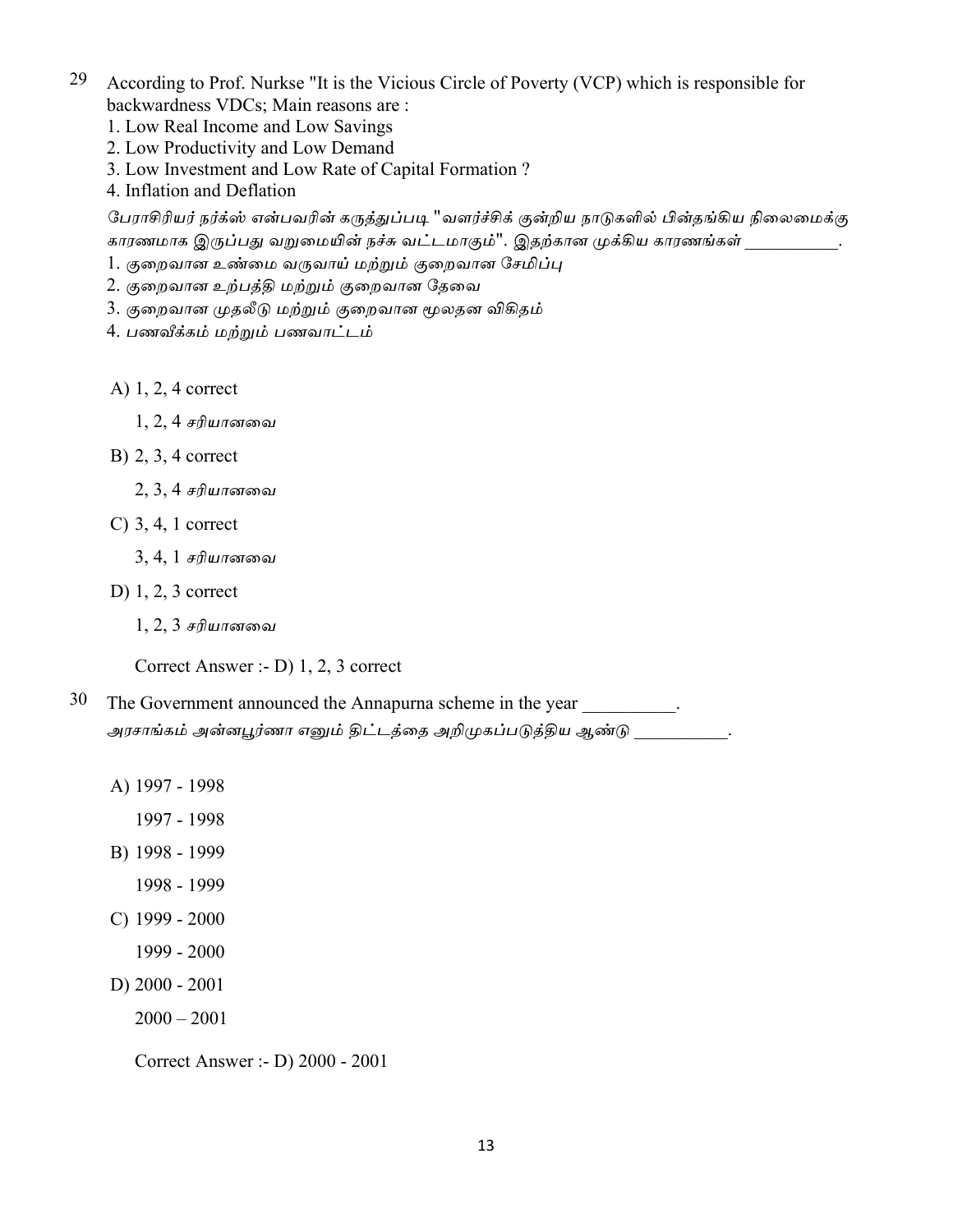29 According to Prof. Nurkse "It is the Vicious Circle of Poverty (VCP) which is responsible for backwardness VDCs; Main reasons are :

1. Low Real Income and Low Savings
2. Low Productivity and Low Demand
3. Low Investment and Low Rate of Capital Formation ?
4. Inflation and Deflation

*பேராசிரியர் நர்க்ஸ் என்பவரின் கருத்துப்படி "வளர்ச்சிக் குன்றிய நாடுகளில் பின்தங்கிய நிலைமைக்கு காரணமாக இருப்பது வறுமையின் நச்சு வட்டமாகும்". இதற்கான முக்கிய காரணங்கள் __________.*

1. *குறைவான உண்மை வருவாய் மற்றும் குறைவான சேமிப்பு*
2. *குறைவான உற்பத்தி மற்றும் குறைவான தேவை*
3. *குறைவான முதலீடு மற்றும் குறைவான மூலதன விகிதம்*
4. *பணவீக்கம் மற்றும் பணவாட்டம்*

A) 1, 2, 4 correct

   1, 2, 4 *சரியானவை*

B) 2, 3, 4 correct

   2, 3, 4 *சரியானவை*

C) 3, 4, 1 correct

   3, 4, 1 *சரியானவை*

D) 1, 2, 3 correct

   1, 2, 3 *சரியானவை*

Correct Answer :- D) 1, 2, 3 correct

30 The Government announced the Annapurna scheme in the year __________.

*அரசாங்கம் அன்னபூர்ணா எனும் திட்டத்தை அறிமுகப்படுத்திய ஆண்டு __________.*

A) 1997 - 1998

   1997 - 1998

B) 1998 - 1999

   1998 - 1999

C) 1999 - 2000

   1999 - 2000

D) 2000 - 2001

   2000 – 2001

Correct Answer :- D) 2000 - 2001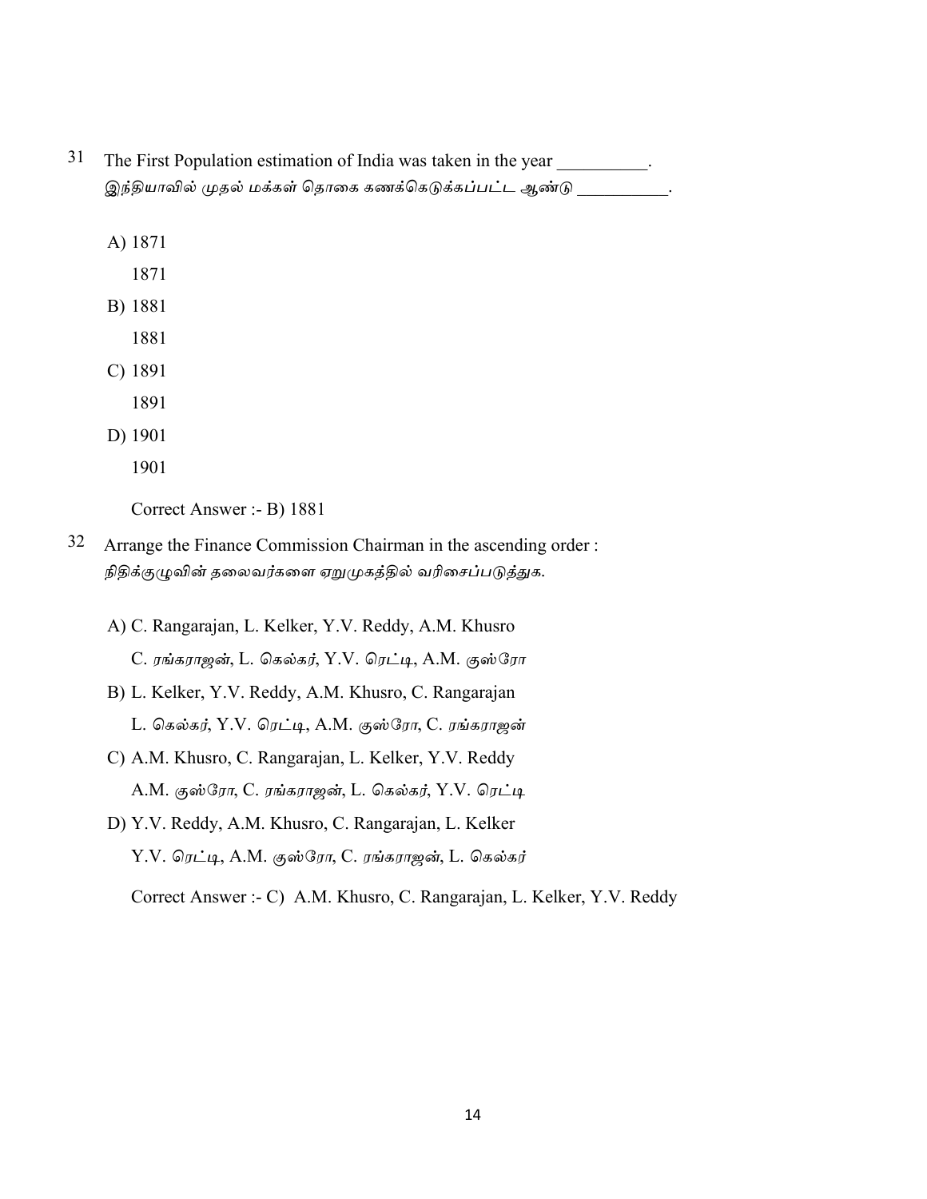31 The First Population estimation of India was taken in the year __________.
இந்தியாவில் முதல் மக்கள் தொகை கணக்கெடுக்கப்பட்ட ஆண்டு __________.

A) 1871
   1871
B) 1881
   1881
C) 1891
   1891
D) 1901
   1901

Correct Answer :- B) 1881

32 Arrange the Finance Commission Chairman in the ascending order :
நிதிக்குழுவின் தலைவர்களை ஏறுமுகத்தில் வரிசைப்படுத்துக.

A) C. Rangarajan, L. Kelker, Y.V. Reddy, A.M. Khusro
   C. ரங்கராஜன், L. கெல்கர், Y.V. ரெட்டி, A.M. குஸ்ரோ
B) L. Kelker, Y.V. Reddy, A.M. Khusro, C. Rangarajan
   L. கெல்கர், Y.V. ரெட்டி, A.M. குஸ்ரோ, C. ரங்கராஜன்
C) A.M. Khusro, C. Rangarajan, L. Kelker, Y.V. Reddy
   A.M. குஸ்ரோ, C. ரங்கராஜன், L. கெல்கர், Y.V. ரெட்டி
D) Y.V. Reddy, A.M. Khusro, C. Rangarajan, L. Kelker
   Y.V. ரெட்டி, A.M. குஸ்ரோ, C. ரங்கராஜன், L. கெல்கர்

Correct Answer :- C) A.M. Khusro, C. Rangarajan, L. Kelker, Y.V. Reddy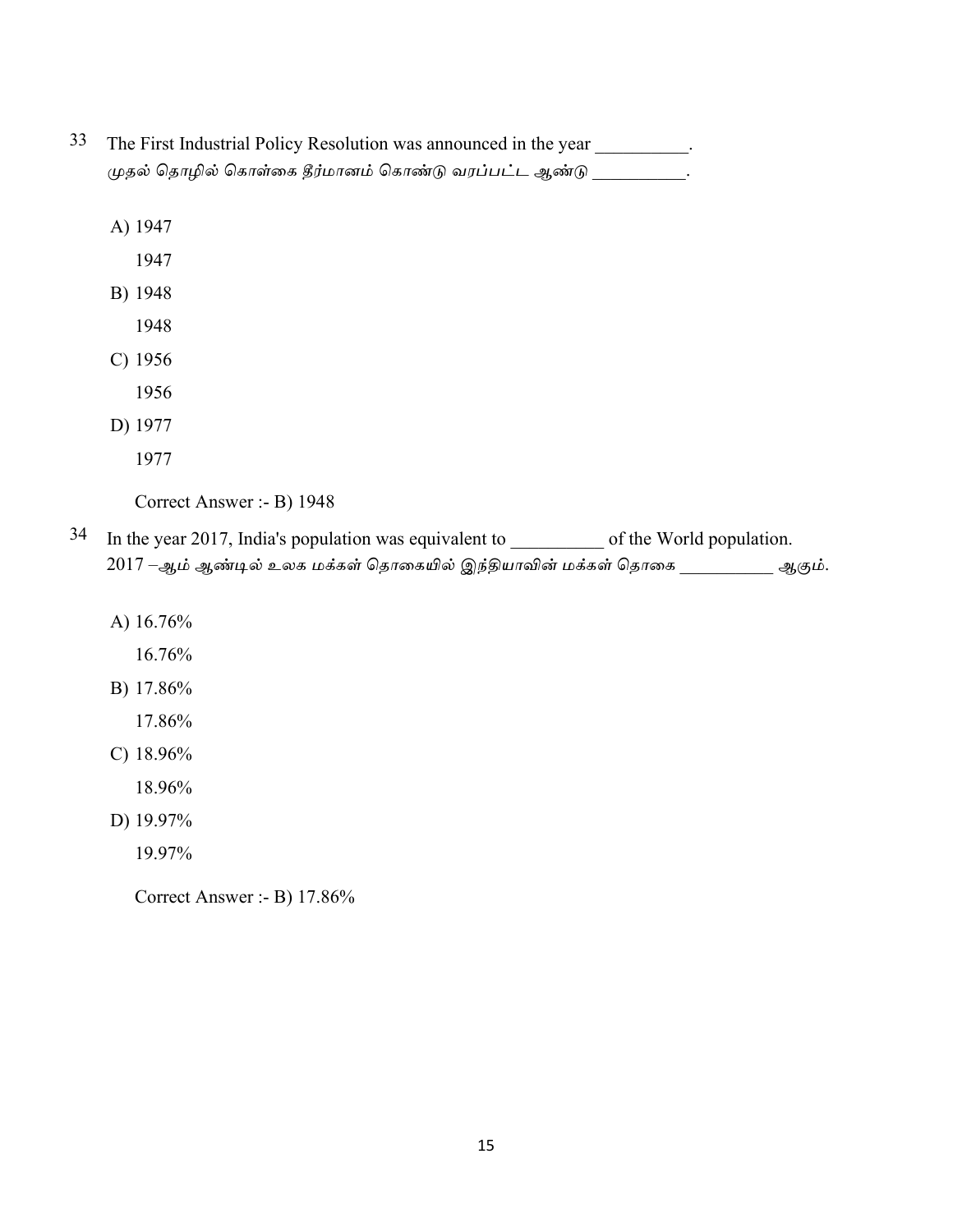33 The First Industrial Policy Resolution was announced in the year __________.
முதல் தொழில் கொள்கை தீர்மானம் கொண்டு வரப்பட்ட ஆண்டு __________.

A) 1947

1947

B) 1948

1948

C) 1956

1956

D) 1977

1977

Correct Answer :- B) 1948

34 In the year 2017, India's population was equivalent to __________ of the World population.
2017 –ஆம் ஆண்டில் உலக மக்கள் தொகையில் இந்தியாவின் மக்கள் தொகை __________ ஆகும்.

A) 16.76%

16.76%

B) 17.86%

17.86%

C) 18.96%

18.96%

D) 19.97%

19.97%

Correct Answer :- B) 17.86%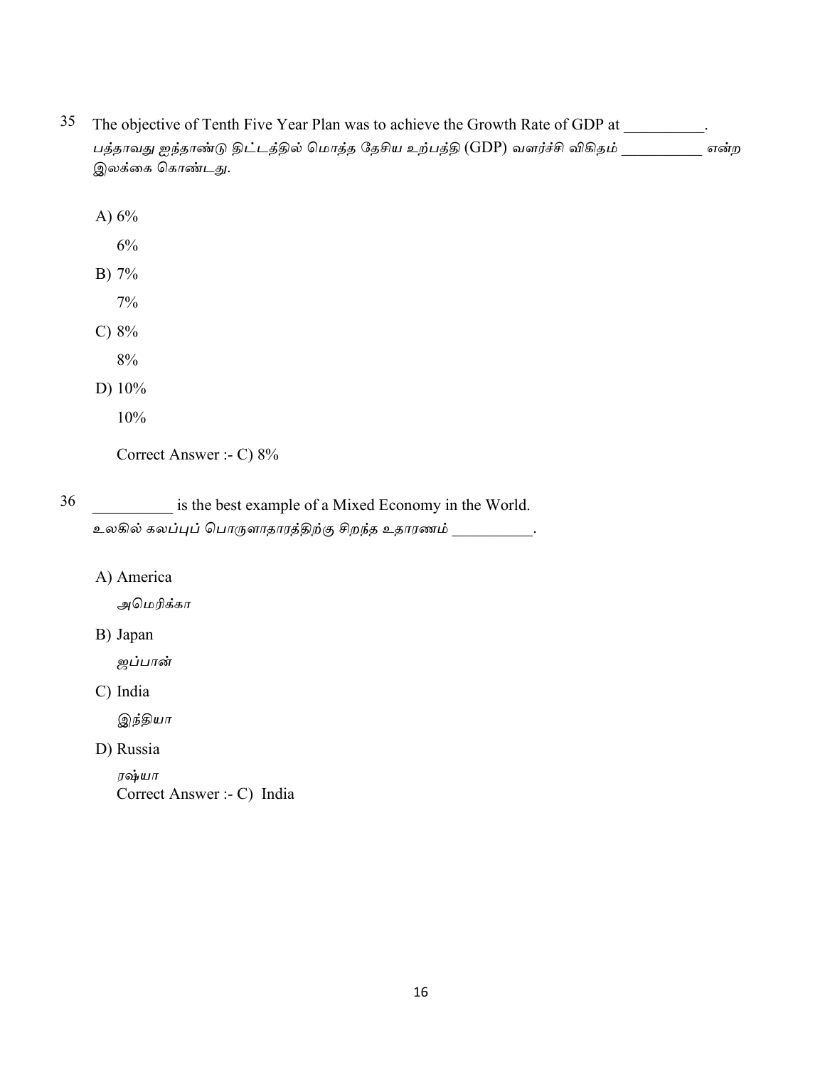35 The objective of Tenth Five Year Plan was to achieve the Growth Rate of GDP at __________.
பத்தாவது ஐந்தாண்டு திட்டத்தில் மொத்த தேசிய உற்பத்தி (GDP) வளர்ச்சி விகிதம் __________ என்ற இலக்கை கொண்டது.

A) 6%

6%

B) 7%

7%

C) 8%

8%

D) 10%

10%

Correct Answer :- C) 8%

36 __________ is the best example of a Mixed Economy in the World.
உலகில் கலப்புப் பொருளாதாரத்திற்கு சிறந்த உதாரணம் __________.

A) America

அமெரிக்கா

B) Japan

ஜப்பான்

C) India

இந்தியா

D) Russia

ரஷ்யா

Correct Answer :- C) India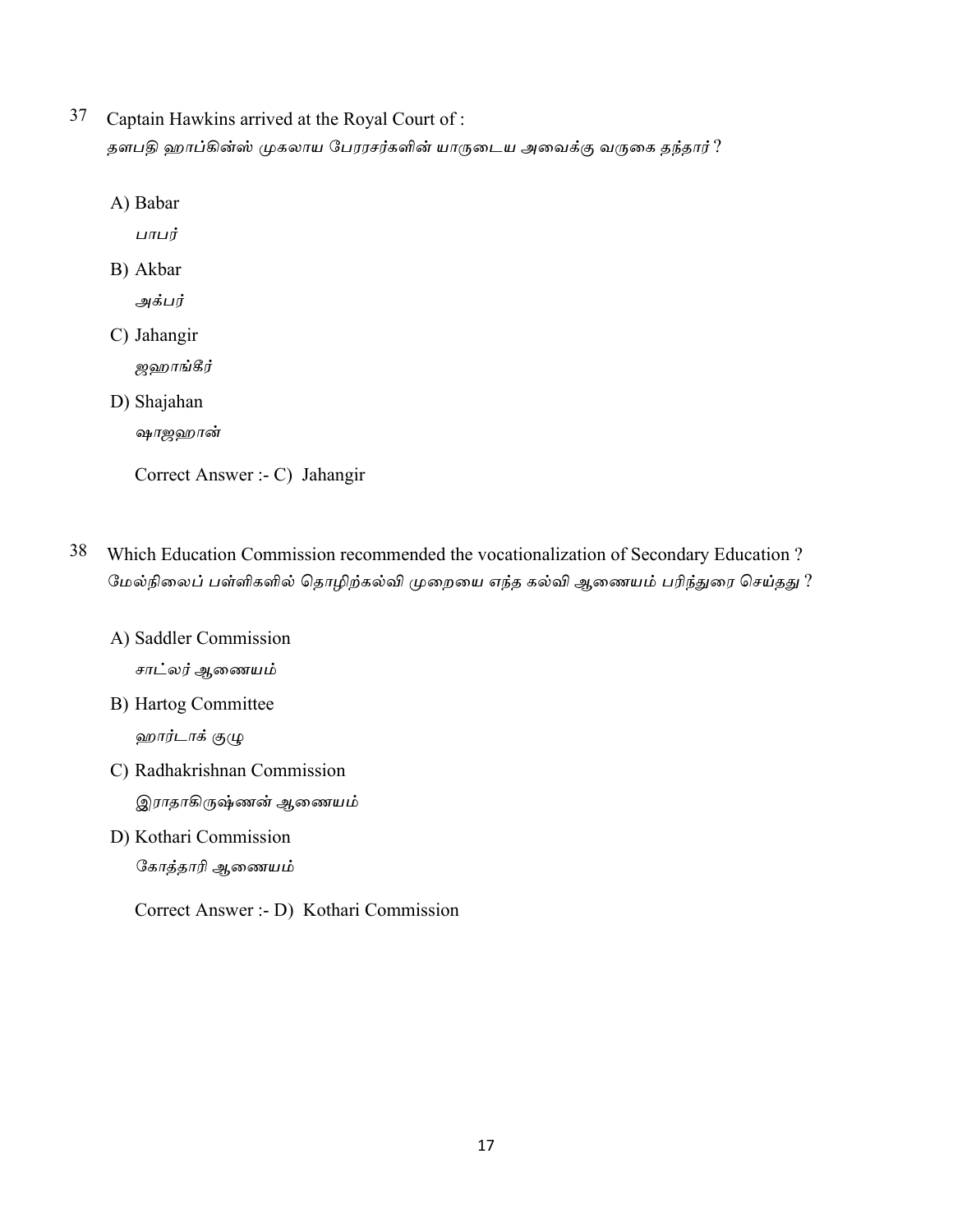37 Captain Hawkins arrived at the Royal Court of :
தளபதி ஹாப்கின்ஸ் முகலாய பேரரசர்களின் யாருடைய அவைக்கு வருகை தந்தார் ?

A) Babar
பாபர்

B) Akbar
அக்பர்

C) Jahangir
ஜஹாங்கீர்

D) Shajahan
ஷாஜஹான்

Correct Answer :- C) Jahangir

38 Which Education Commission recommended the vocationalization of Secondary Education ?
மேல்நிலைப் பள்ளிகளில் தொழிற்கல்வி முறையை எந்த கல்வி ஆணையம் பரிந்துரை செய்தது ?

A) Saddler Commission
சாட்லர் ஆணையம்

B) Hartog Committee
ஹார்டாக் குழு

C) Radhakrishnan Commission
இராதாகிருஷ்ணன் ஆணையம்

D) Kothari Commission
கோத்தாரி ஆணையம்

Correct Answer :- D) Kothari Commission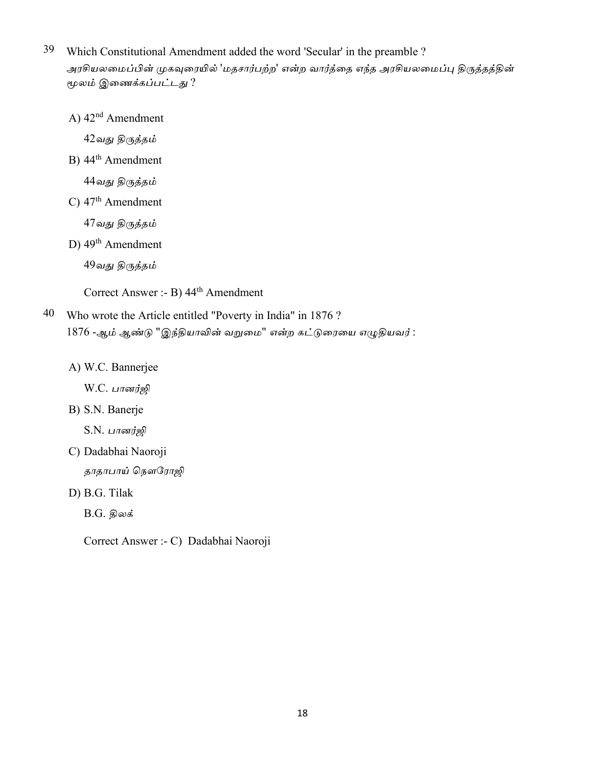39 Which Constitutional Amendment added the word 'Secular' in the preamble ?

*அரசியலமைப்பின் முகவுரையில் 'மதசார்பற்ற' என்ற வார்த்தை எந்த அரசியலமைப்பு திருத்தத்தின் மூலம் இணைக்கப்பட்டது ?*

A) 42nd Amendment

42வது திருத்தம்

B) 44th Amendment

44வது திருத்தம்

C) 47th Amendment

47வது திருத்தம்

D) 49th Amendment

49வது திருத்தம்

Correct Answer :- B) 44th Amendment

40 Who wrote the Article entitled "Poverty in India" in 1876 ?

1876 -*ஆம் ஆண்டு "இந்தியாவின் வறுமை" என்ற கட்டுரையை எழுதியவர் :*

A) W.C. Bannerjee

W.C. *பானர்ஜி*

B) S.N. Banerje

S.N. *பானர்ஜி*

C) Dadabhai Naoroji

*தாதாபாய் நௌரோஜி*

D) B.G. Tilak

B.G. *திலக்*

Correct Answer :- C) Dadabhai Naoroji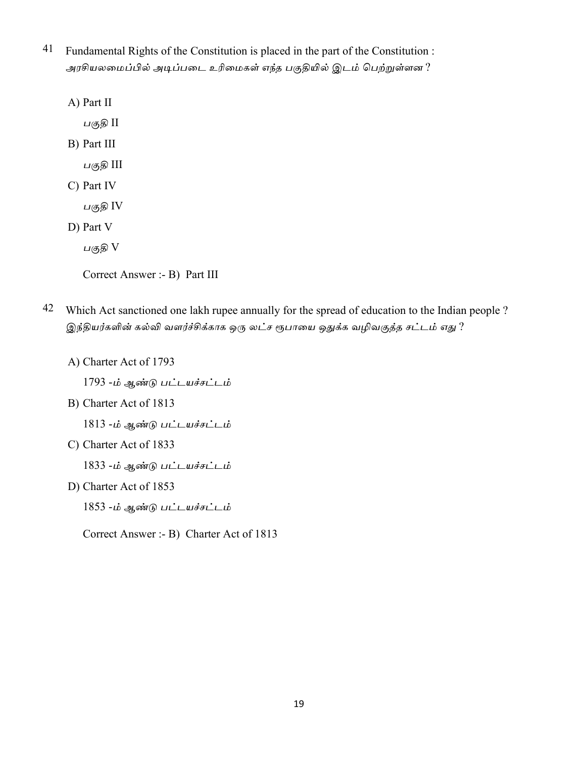41 Fundamental Rights of the Constitution is placed in the part of the Constitution :
அரசியலமைப்பில் அடிப்படை உரிமைகள் எந்த பகுதியில் இடம் பெற்றுள்ளன ?

A) Part II
பகுதி II

B) Part III
பகுதி III

C) Part IV
பகுதி IV

D) Part V
பகுதி V

Correct Answer :- B) Part III

42 Which Act sanctioned one lakh rupee annually for the spread of education to the Indian people ?
இந்தியர்களின் கல்வி வளர்ச்சிக்காக ஒரு லட்ச ரூபாயை ஒதுக்க வழிவகுத்த சட்டம் எது ?

A) Charter Act of 1793
1793 -ம் ஆண்டு பட்டயச்சட்டம்

B) Charter Act of 1813
1813 -ம் ஆண்டு பட்டயச்சட்டம்

C) Charter Act of 1833
1833 -ம் ஆண்டு பட்டயச்சட்டம்

D) Charter Act of 1853
1853 -ம் ஆண்டு பட்டயச்சட்டம்

Correct Answer :- B) Charter Act of 1813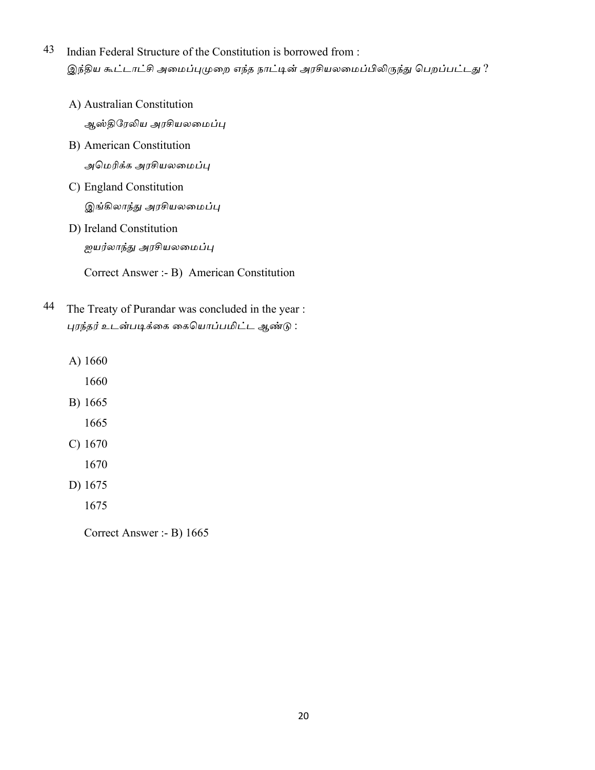43 Indian Federal Structure of the Constitution is borrowed from :
இந்திய கூட்டாட்சி அமைப்புமுறை எந்த நாட்டின் அரசியலமைப்பிலிருந்து பெறப்பட்டது ?

A) Australian Constitution
ஆஸ்திரேலிய அரசியலமைப்பு

B) American Constitution
அமெரிக்க அரசியலமைப்பு

C) England Constitution
இங்கிலாந்து அரசியலமைப்பு

D) Ireland Constitution
ஐயர்லாந்து அரசியலமைப்பு

Correct Answer :- B) American Constitution

44 The Treaty of Purandar was concluded in the year :
புரந்தர் உடன்படிக்கை கையொப்பமிட்ட ஆண்டு :

A) 1660
1660

B) 1665
1665

C) 1670
1670

D) 1675
1675

Correct Answer :- B) 1665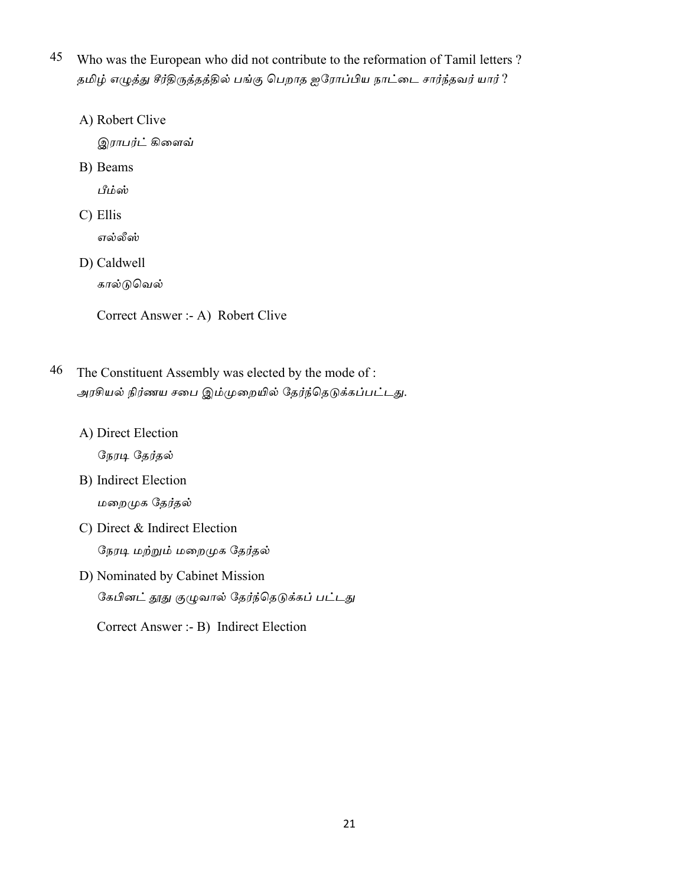45 Who was the European who did not contribute to the reformation of Tamil letters ?
தமிழ் எழுத்து சீர்திருத்தத்தில் பங்கு பெறாத ஐரோப்பிய நாட்டை சார்ந்தவர் யார் ?

A) Robert Clive
இராபர்ட் கிளைவ்

B) Beams
பீம்ஸ்

C) Ellis
எல்லீஸ்

D) Caldwell
கால்டுவெல்

Correct Answer :- A) Robert Clive

46 The Constituent Assembly was elected by the mode of :
அரசியல் நிர்ணய சபை இம்முறையில் தேர்ந்தெடுக்கப்பட்டது.

A) Direct Election
நேரடி தேர்தல்

B) Indirect Election
மறைமுக தேர்தல்

C) Direct & Indirect Election
நேரடி மற்றும் மறைமுக தேர்தல்

D) Nominated by Cabinet Mission
கேபினட் தூது குழுவால் தேர்ந்தெடுக்கப் பட்டது

Correct Answer :- B) Indirect Election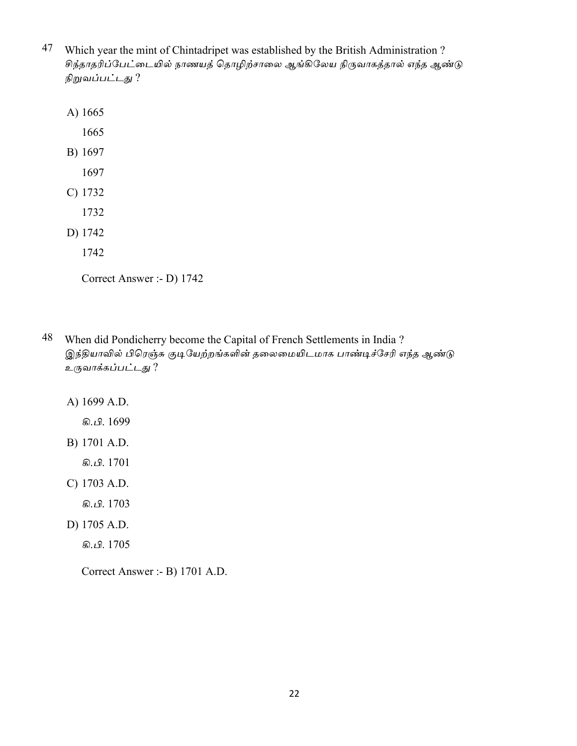47 Which year the mint of Chintadripet was established by the British Administration ?
*சிந்தாதரிப்பேட்டையில் நாணயத் தொழிற்சாலை ஆங்கிலேய நிருவாகத்தால் எந்த ஆண்டு நிறுவப்பட்டது ?*

A) 1665
   1665
B) 1697
   1697
C) 1732
   1732
D) 1742
   1742

Correct Answer :- D) 1742

48 When did Pondicherry become the Capital of French Settlements in India ?
*இந்தியாவில் பிரெஞ்சு குடியேற்றங்களின் தலைமையிடமாக பாண்டிச்சேரி எந்த ஆண்டு உருவாக்கப்பட்டது ?*

A) 1699 A.D.
   *கி.பி.* 1699
B) 1701 A.D.
   *கி.பி.* 1701
C) 1703 A.D.
   *கி.பி.* 1703
D) 1705 A.D.
   *கி.பி.* 1705

Correct Answer :- B) 1701 A.D.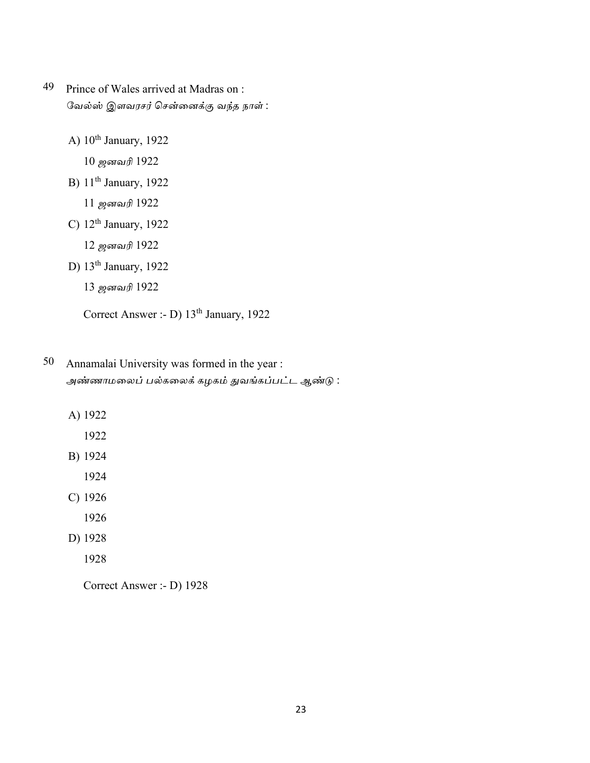49 Prince of Wales arrived at Madras on :
வேல்ஸ் இளவரசர் சென்னைக்கு வந்த நாள் :

A) 10th January, 1922
   10 ஜனவரி 1922
B) 11th January, 1922
   11 ஜனவரி 1922
C) 12th January, 1922
   12 ஜனவரி 1922
D) 13th January, 1922
   13 ஜனவரி 1922

   Correct Answer :- D) 13th January, 1922

50 Annamalai University was formed in the year :
அண்ணாமலைப் பல்கலைக் கழகம் துவங்கப்பட்ட ஆண்டு :

A) 1922
   1922
B) 1924
   1924
C) 1926
   1926
D) 1928
   1928

   Correct Answer :- D) 1928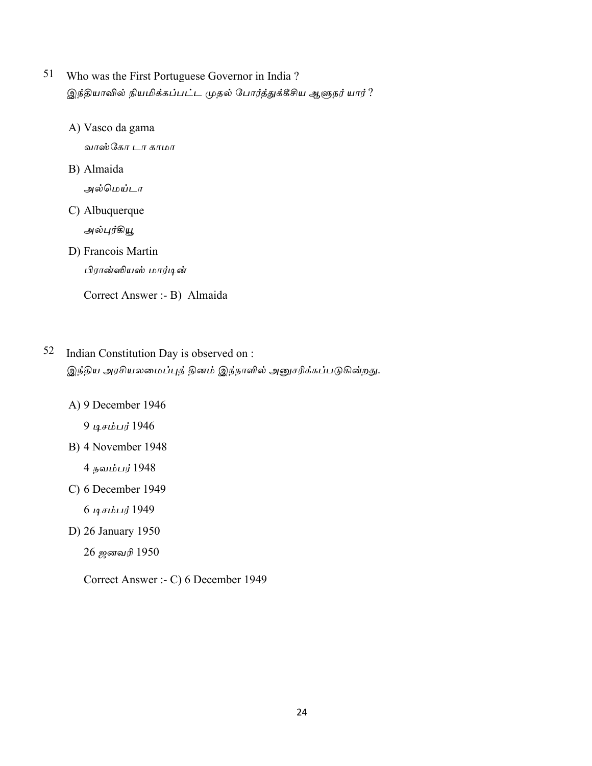51 Who was the First Portuguese Governor in India ?
*இந்தியாவில் நியமிக்கப்பட்ட முதல் போர்த்துக்கீசிய ஆளுநர் யார் ?*

A) Vasco da gama
*வாஸ்கோ டா காமா*

B) Almaida
*அல்மெய்டா*

C) Albuquerque
*அல்புர்கியூ*

D) Francois Martin
*பிரான்ஸியஸ் மார்டின்*

Correct Answer :- B) Almaida

52 Indian Constitution Day is observed on :
*இந்திய அரசியலமைப்புத் தினம் இந்நாளில் அனுசரிக்கப்படுகின்றது.*

A) 9 December 1946
9 *டிசம்பர்* 1946

B) 4 November 1948
4 *நவம்பர்* 1948

C) 6 December 1949
6 *டிசம்பர்* 1949

D) 26 January 1950
26 *ஜனவரி* 1950

Correct Answer :- C) 6 December 1949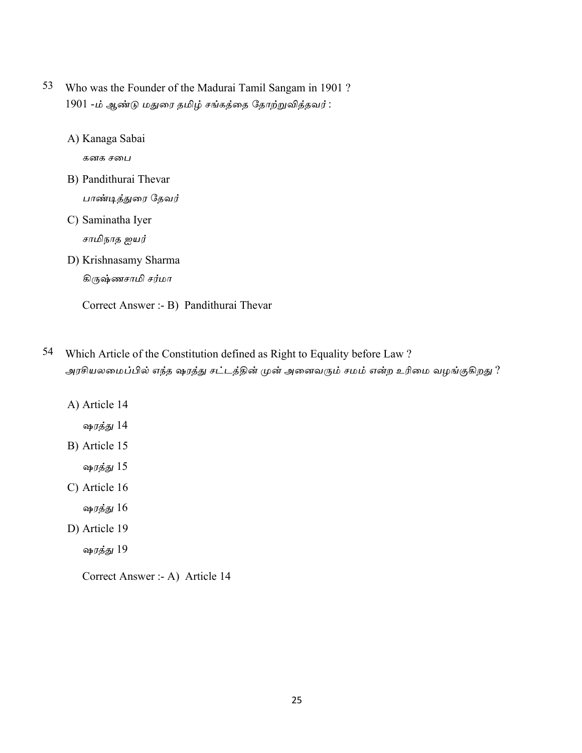53 Who was the Founder of the Madurai Tamil Sangam in 1901 ?
1901 -ம் ஆண்டு மதுரை தமிழ் சங்கத்தை தோற்றுவித்தவர் :

A) Kanaga Sabai
கனக சபை

B) Pandithurai Thevar
பாண்டித்துரை தேவர்

C) Saminatha Iyer
சாமிநாத ஐயர்

D) Krishnasamy Sharma
கிருஷ்ணசாமி சர்மா

Correct Answer :- B) Pandithurai Thevar

54 Which Article of the Constitution defined as Right to Equality before Law ?
அரசியலமைப்பில் எந்த ஷரத்து சட்டத்தின் முன் அனைவரும் சமம் என்ற உரிமை வழங்குகிறது ?

A) Article 14
ஷரத்து 14

B) Article 15
ஷரத்து 15

C) Article 16
ஷரத்து 16

D) Article 19
ஷரத்து 19

Correct Answer :- A) Article 14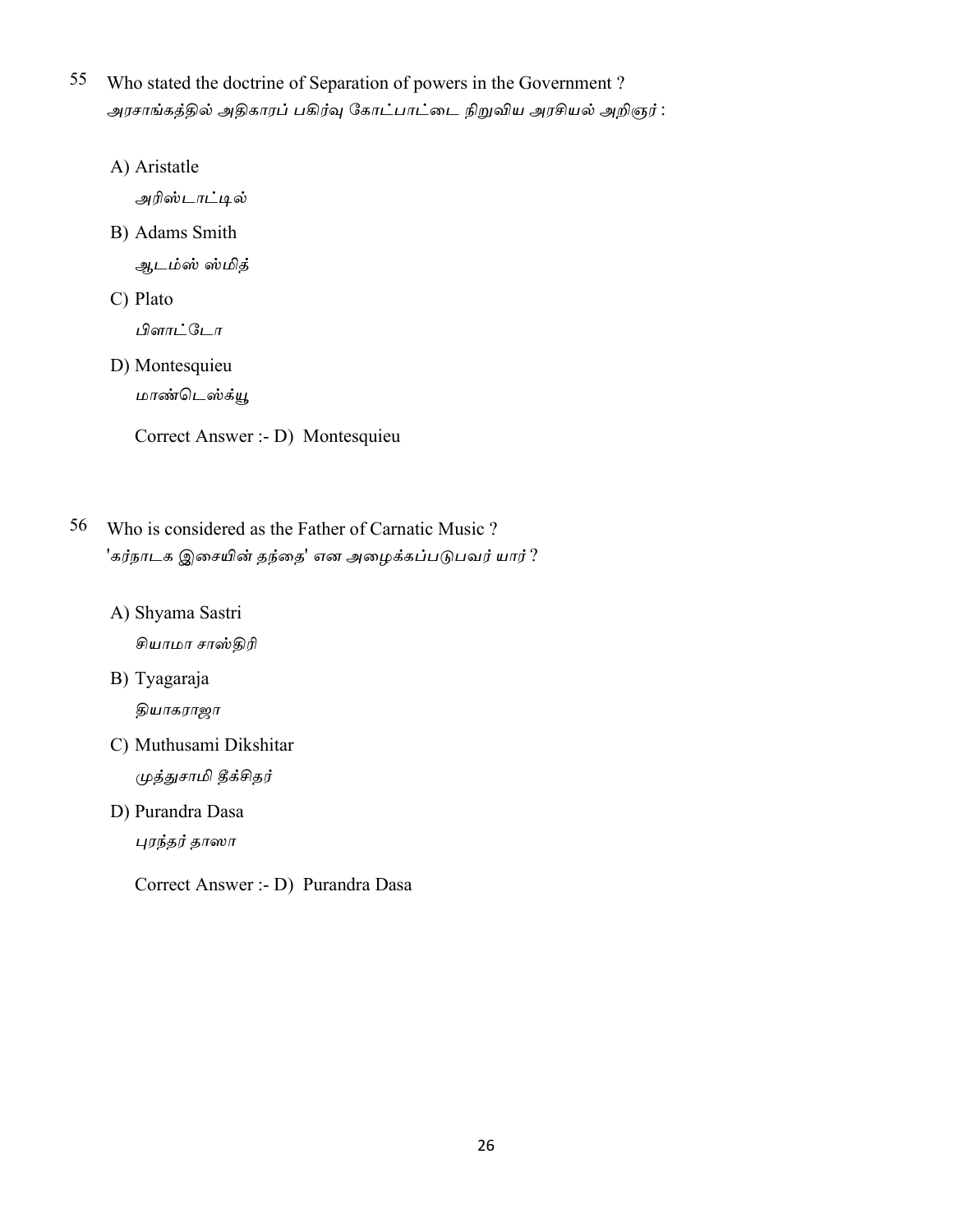55 Who stated the doctrine of Separation of powers in the Government ?
அரசாங்கத்தில் அதிகாரப் பகிர்வு கோட்பாட்டை நிறுவிய அரசியல் அறிஞர் :

A) Aristatle
அரிஸ்டாட்டில்

B) Adams Smith
ஆடம்ஸ் ஸ்மித்

C) Plato
பிளாட்டோ

D) Montesquieu
மாண்டெஸ்க்யூ

Correct Answer :- D) Montesquieu

56 Who is considered as the Father of Carnatic Music ?
'கர்நாடக இசையின் தந்தை' என அழைக்கப்படுபவர் யார் ?

A) Shyama Sastri
சியாமா சாஸ்திரி

B) Tyagaraja
தியாகராஜா

C) Muthusami Dikshitar
முத்துசாமி தீக்சிதர்

D) Purandra Dasa
புரந்தர் தாஸா

Correct Answer :- D) Purandra Dasa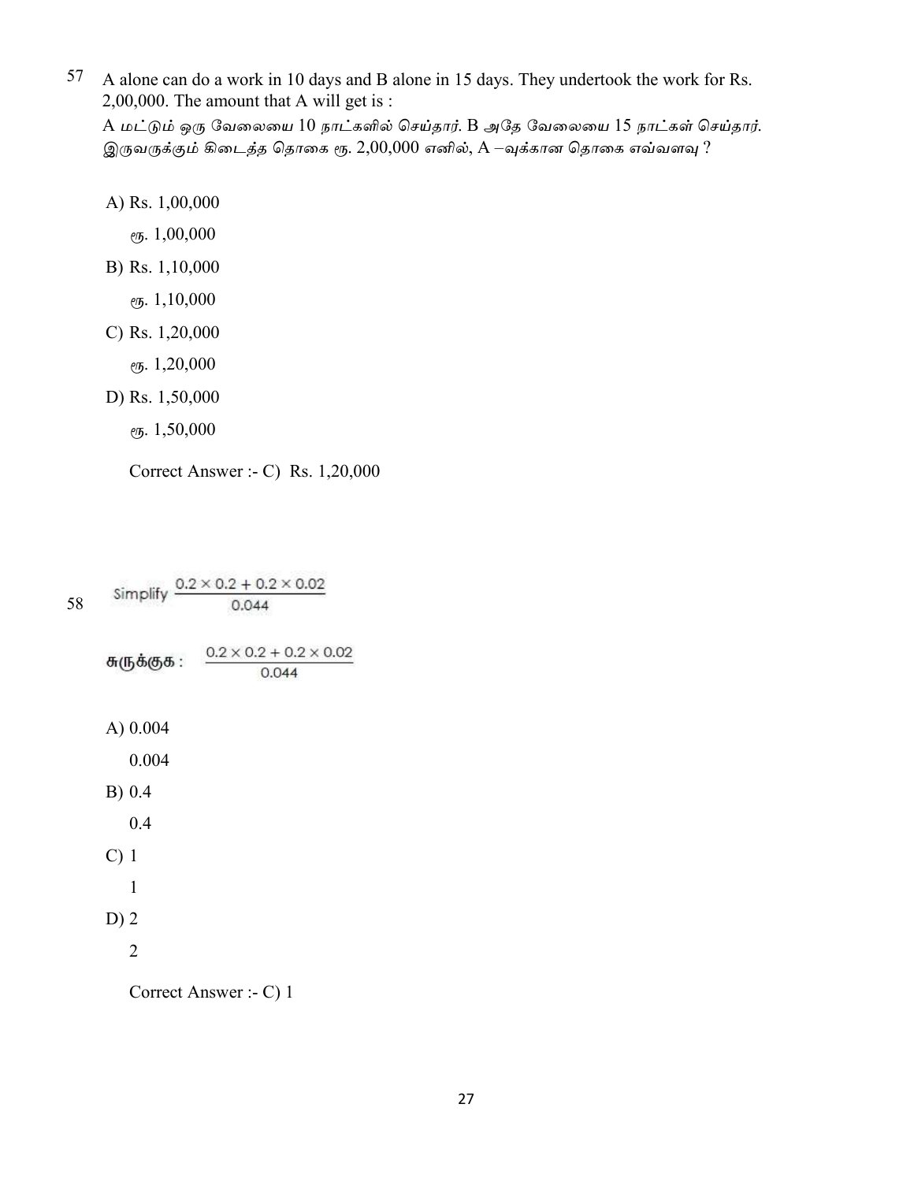57 A alone can do a work in 10 days and B alone in 15 days. They undertook the work for Rs. 2,00,000. The amount that A will get is :

A மட்டும் ஒரு வேலையை 10 நாட்களில் செய்தார். B அதே வேலையை 15 நாட்கள் செய்தார். இருவருக்கும் கிடைத்த தொகை ரூ. 2,00,000 எனில், A –வுக்கான தொகை எவ்வளவு ?

A) Rs. 1,00,000

ரூ. 1,00,000

B) Rs. 1,10,000

ரூ. 1,10,000

C) Rs. 1,20,000

ரூ. 1,20,000

D) Rs. 1,50,000

ரூ. 1,50,000

Correct Answer :- C) Rs. 1,20,000

58 Simplify $\frac{0.2 \times 0.2 + 0.2 \times 0.02}{0.044}$

சுருக்குக : $\frac{0.2 \times 0.2 + 0.2 \times 0.02}{0.044}$

A) 0.004

0.004

B) 0.4

0.4

C) 1

1

D) 2

2

Correct Answer :- C) 1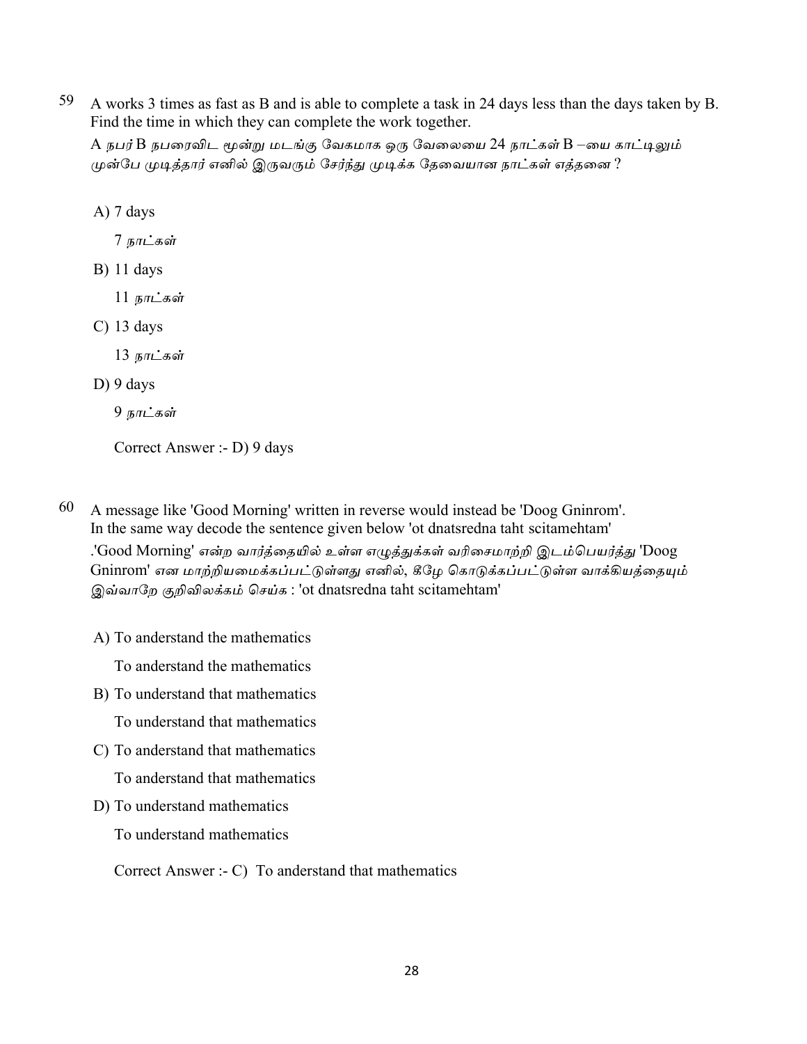59 A works 3 times as fast as B and is able to complete a task in 24 days less than the days taken by B. Find the time in which they can complete the work together.

A நபர் B நபரைவிட மூன்று மடங்கு வேகமாக ஒரு வேலையை 24 நாட்கள் B –யை காட்டிலும் முன்பே முடித்தார் எனில் இருவரும் சேர்ந்து முடிக்க தேவையான நாட்கள் எத்தனை ?

A) 7 days

7 நாட்கள்

B) 11 days

11 நாட்கள்

C) 13 days

13 நாட்கள்

D) 9 days

9 நாட்கள்

Correct Answer :- D) 9 days

60 A message like 'Good Morning' written in reverse would instead be 'Doog Gninrom'. In the same way decode the sentence given below 'ot dnatsredna taht scitamehtam'

.'Good Morning' என்ற வார்த்தையில் உள்ள எழுத்துக்கள் வரிசைமாற்றி இடம்பெயர்த்து 'Doog Gninrom' என மாற்றியமைக்கப்பட்டுள்ளது எனில், கீழே கொடுக்கப்பட்டுள்ள வாக்கியத்தையும் இவ்வாறே குறிவிலக்கம் செய்க : 'ot dnatsredna taht scitamehtam'

A) To anderstand the mathematics

To anderstand the mathematics

B) To understand that mathematics

To understand that mathematics

C) To anderstand that mathematics

To anderstand that mathematics

D) To understand mathematics

To understand mathematics

Correct Answer :- C) To anderstand that mathematics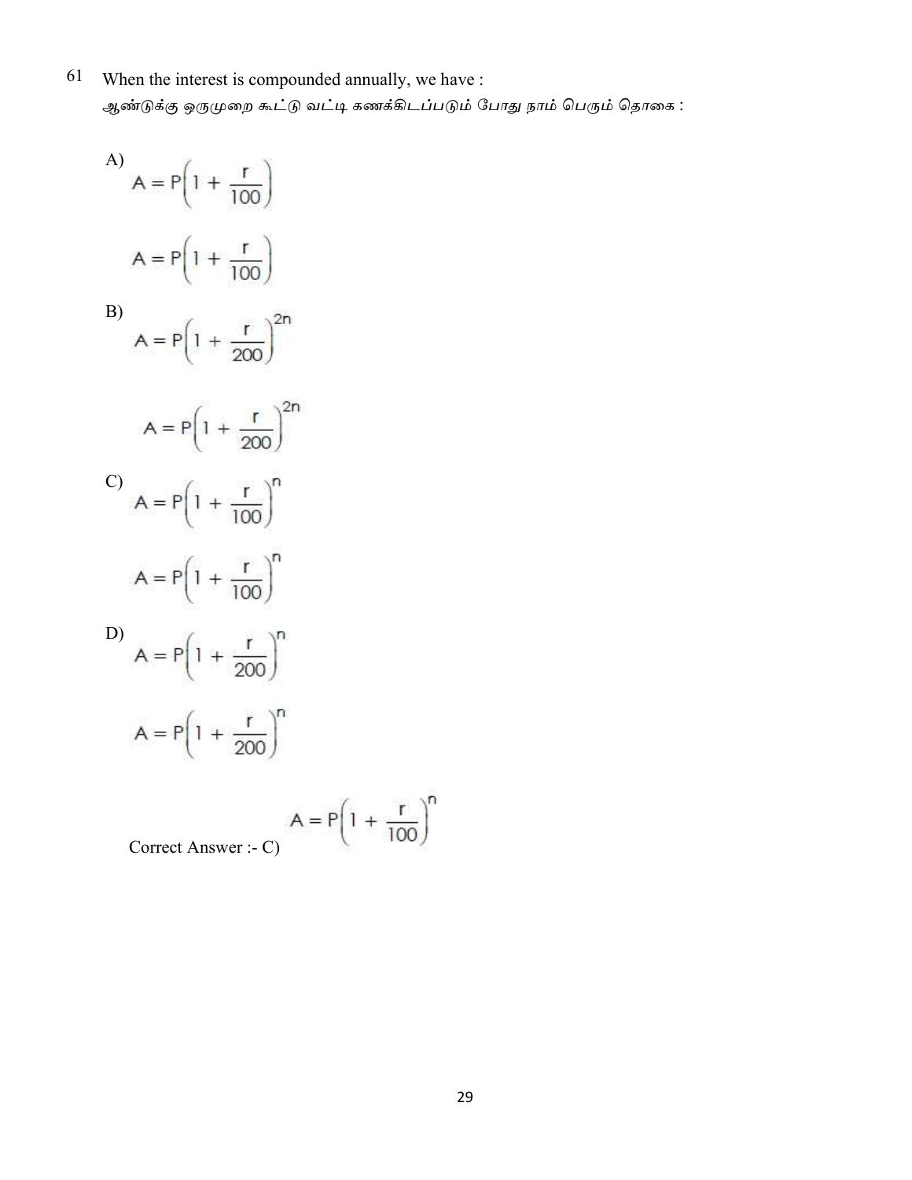61 When the interest is compounded annually, we have :
ஆண்டுக்கு ஒருமுறை கூட்டு வட்டி கணக்கிடப்படும் போது நாம் பெரும் தொகை :

A) $A = P\left(1 + \frac{r}{100}\right)$

$A = P\left(1 + \frac{r}{100}\right)$

B) $A = P\left(1 + \frac{r}{200}\right)^{2n}$

$A = P\left(1 + \frac{r}{200}\right)^{2n}$

C) $A = P\left(1 + \frac{r}{100}\right)^{n}$

$A = P\left(1 + \frac{r}{100}\right)^{n}$

D) $A = P\left(1 + \frac{r}{200}\right)^{n}$

$A = P\left(1 + \frac{r}{200}\right)^{n}$

Correct Answer :- C) $A = P\left(1 + \frac{r}{100}\right)^{n}$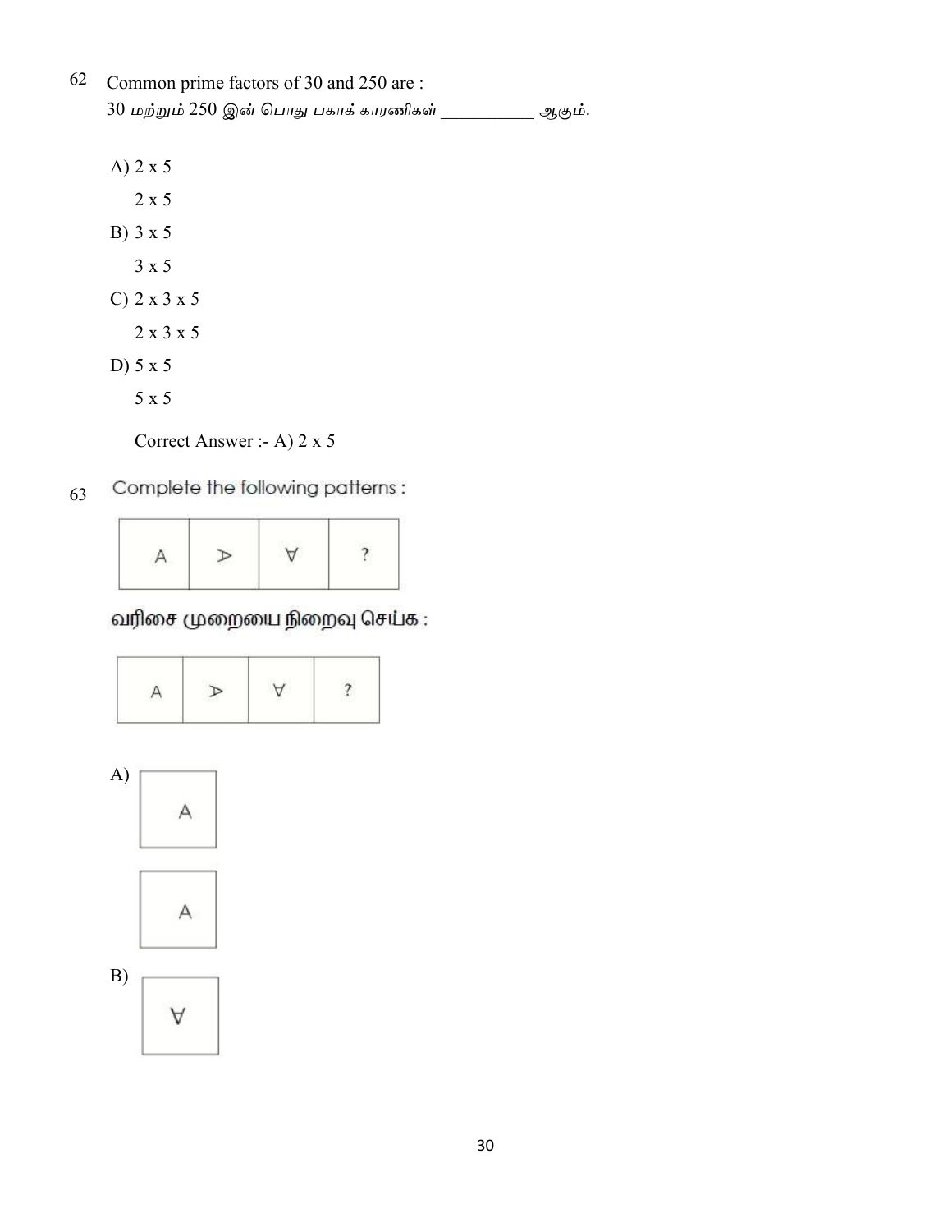62 Common prime factors of 30 and 250 are :
30 மற்றும் 250 இன் பொது பகாக் காரணிகள் __________ ஆகும்.

A) 2 x 5

2 x 5

B) 3 x 5

3 x 5

C) 2 x 3 x 5

2 x 3 x 5

D) 5 x 5

5 x 5

Correct Answer :- A) 2 x 5

63 Complete the following patterns :

| A | ᐅ | ∀ | ? |
|---|---|---|---|

வரிசை முறையை நிறைவு செய்க :

| A | ᐅ | ∀ | ? |
|---|---|---|---|

A)

| A |
|---|

| A |
|---|

B)

| ∀ |
|---|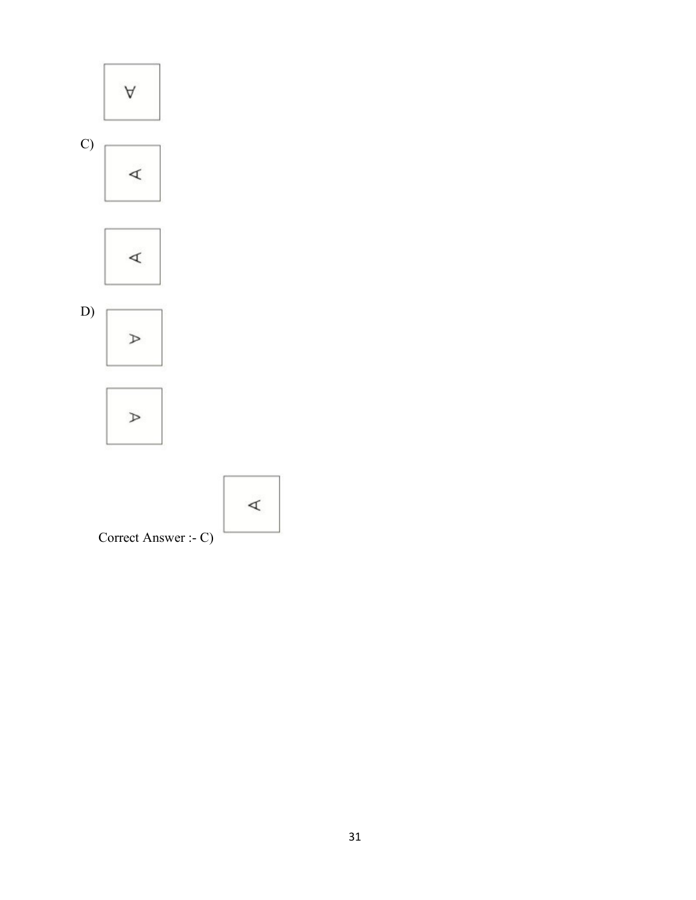C)

D)

Correct Answer :- C)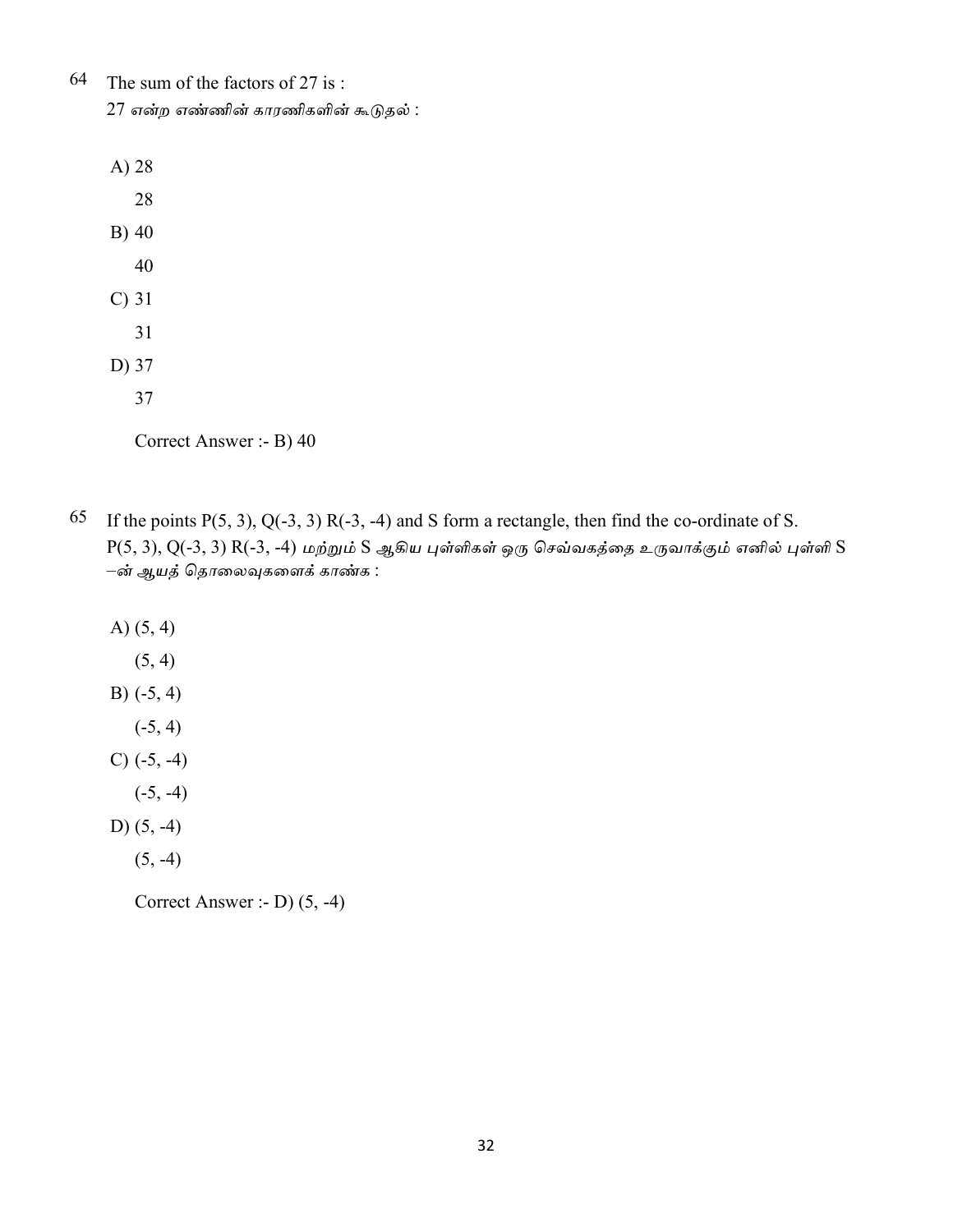64 The sum of the factors of 27 is :
27 என்ற எண்ணின் காரணிகளின் கூடுதல் :

A) 28

28

B) 40

40

C) 31

31

D) 37

37

Correct Answer :- B) 40

65 If the points P(5, 3), Q(-3, 3) R(-3, -4) and S form a rectangle, then find the co-ordinate of S.
P(5, 3), Q(-3, 3) R(-3, -4) மற்றும் S ஆகிய புள்ளிகள் ஒரு செவ்வகத்தை உருவாக்கும் எனில் புள்ளி S –ன் ஆயத் தொலைவுகளைக் காண்க :

A) (5, 4)

(5, 4)

B) (-5, 4)

(-5, 4)

C) (-5, -4)

(-5, -4)

D) (5, -4)

(5, -4)

Correct Answer :- D) (5, -4)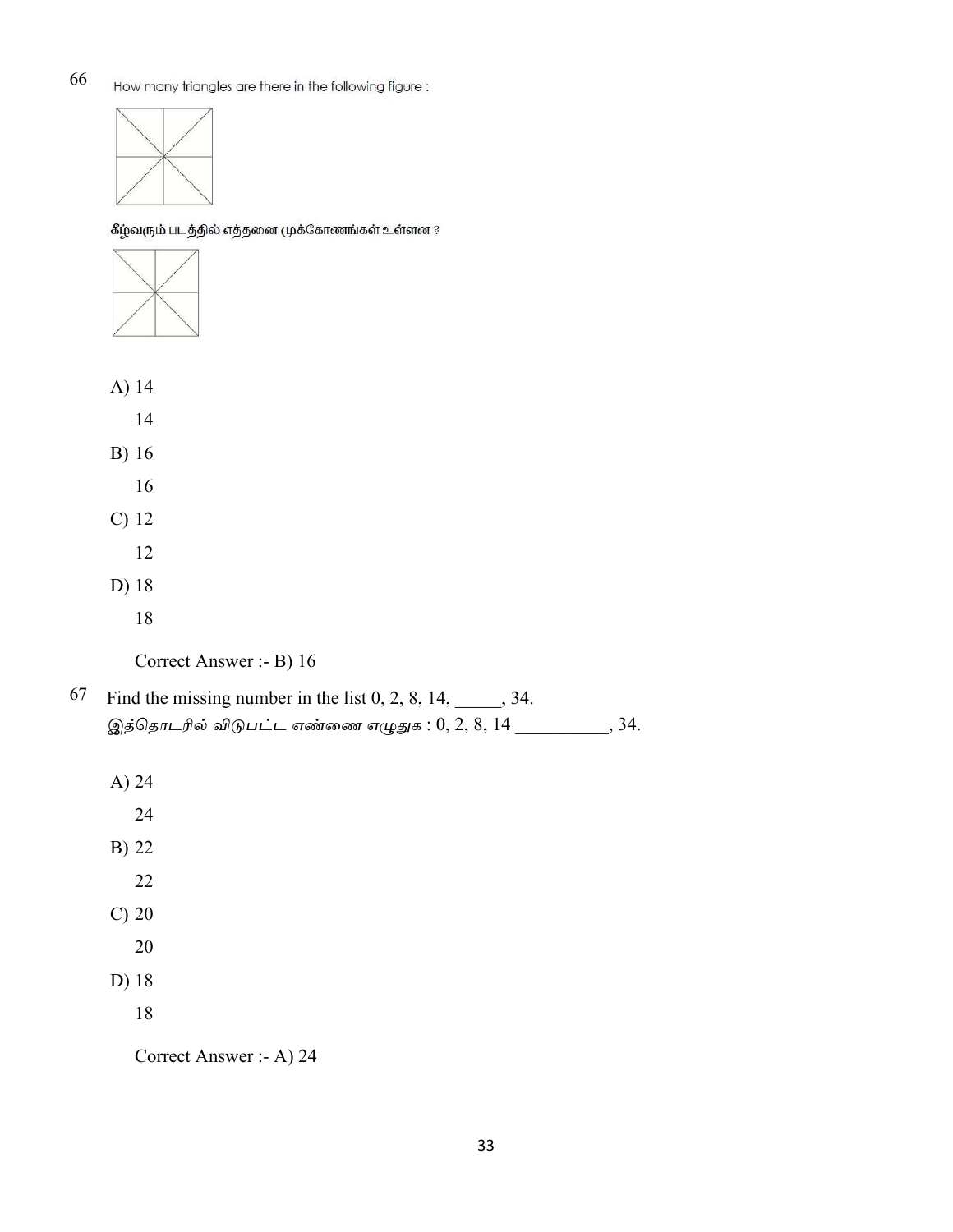66 How many triangles are there in the following figure :

கீழ்வரும் படத்தில் எத்தனை முக்கோணங்கள் உள்ளன ?

A) 14

14

B) 16

16

C) 12

12

D) 18

18

Correct Answer :- B) 16

67 Find the missing number in the list 0, 2, 8, 14, _____, 34.
இத்தொடரில் விடுபட்ட எண்ணை எழுதுக : 0, 2, 8, 14 __________, 34.

A) 24

24

B) 22

22

C) 20

20

D) 18

18

Correct Answer :- A) 24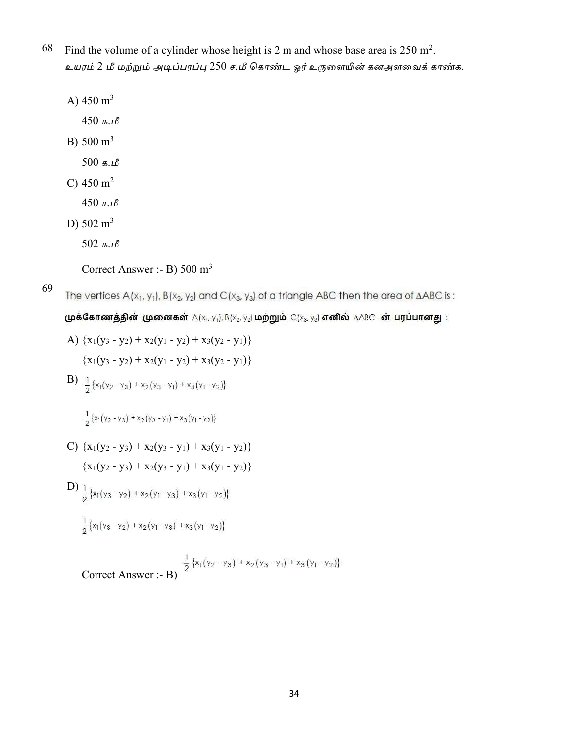68 Find the volume of a cylinder whose height is 2 m and whose base area is 250 $m^2$.
*உயரம் 2 மீ மற்றும் அடிப்பரப்பு 250 ச.மீ கொண்ட ஓர் உருளையின் கனஅளவைக் காண்க.*

A) 450 $m^3$

*450 க.மீ*

B) 500 $m^3$

*500 க.மீ*

C) 450 $m^2$

*450 ச.மீ*

D) 502 $m^3$

*502 க.மீ*

Correct Answer :- B) 500 $m^3$

69 The vertices $A(x_1, y_1)$, $B(x_2, y_2)$ and $C(x_3, y_3)$ of a triangle ABC then the area of $\Delta ABC$ is :

**முக்கோணத்தின் முனைகள்** $A(x_1, y_1)$, $B(x_2, y_2)$ **மற்றும்** $C(x_3, y_3)$ **எனில்** $\Delta ABC$ **–ன் பரப்பானது :**

A) $\{x_1(y_3 - y_2) + x_2(y_1 - y_2) + x_3(y_2 - y_1)\}$

$\{x_1(y_3 - y_2) + x_2(y_1 - y_2) + x_3(y_2 - y_1)\}$

B) $\frac{1}{2}\{x_1(y_2 - y_3) + x_2(y_3 - y_1) + x_3(y_1 - y_2)\}$

$\frac{1}{2}\{x_1(y_2 - y_3) + x_2(y_3 - y_1) + x_3(y_1 - y_2)\}$

C) $\{x_1(y_2 - y_3) + x_2(y_3 - y_1) + x_3(y_1 - y_2)\}$

$\{x_1(y_2 - y_3) + x_2(y_3 - y_1) + x_3(y_1 - y_2)\}$

D) $\frac{1}{2}\{x_1(y_3 - y_2) + x_2(y_1 - y_3) + x_3(y_1 - y_2)\}$

$\frac{1}{2}\{x_1(y_3 - y_2) + x_2(y_1 - y_3) + x_3(y_1 - y_2)\}$

Correct Answer :- B) $\frac{1}{2}\{x_1(y_2 - y_3) + x_2(y_3 - y_1) + x_3(y_1 - y_2)\}$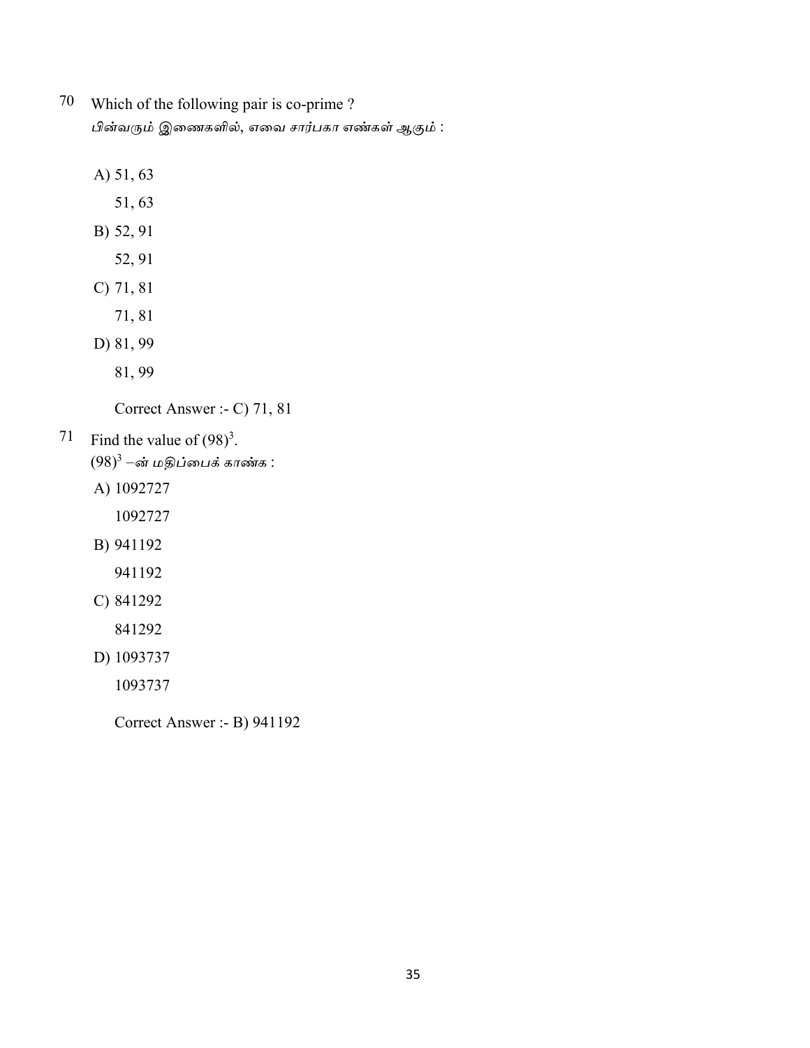70 Which of the following pair is co-prime ?

பின்வரும் இணைகளில், எவை சார்பகா எண்கள் ஆகும் :

A) 51, 63

51, 63

B) 52, 91

52, 91

C) 71, 81

71, 81

D) 81, 99

81, 99

Correct Answer :- C) 71, 81

71 Find the value of $(98)^3$.

$(98)^3$ –ன் மதிப்பைக் காண்க :

A) 1092727

1092727

B) 941192

941192

C) 841292

841292

D) 1093737

1093737

Correct Answer :- B) 941192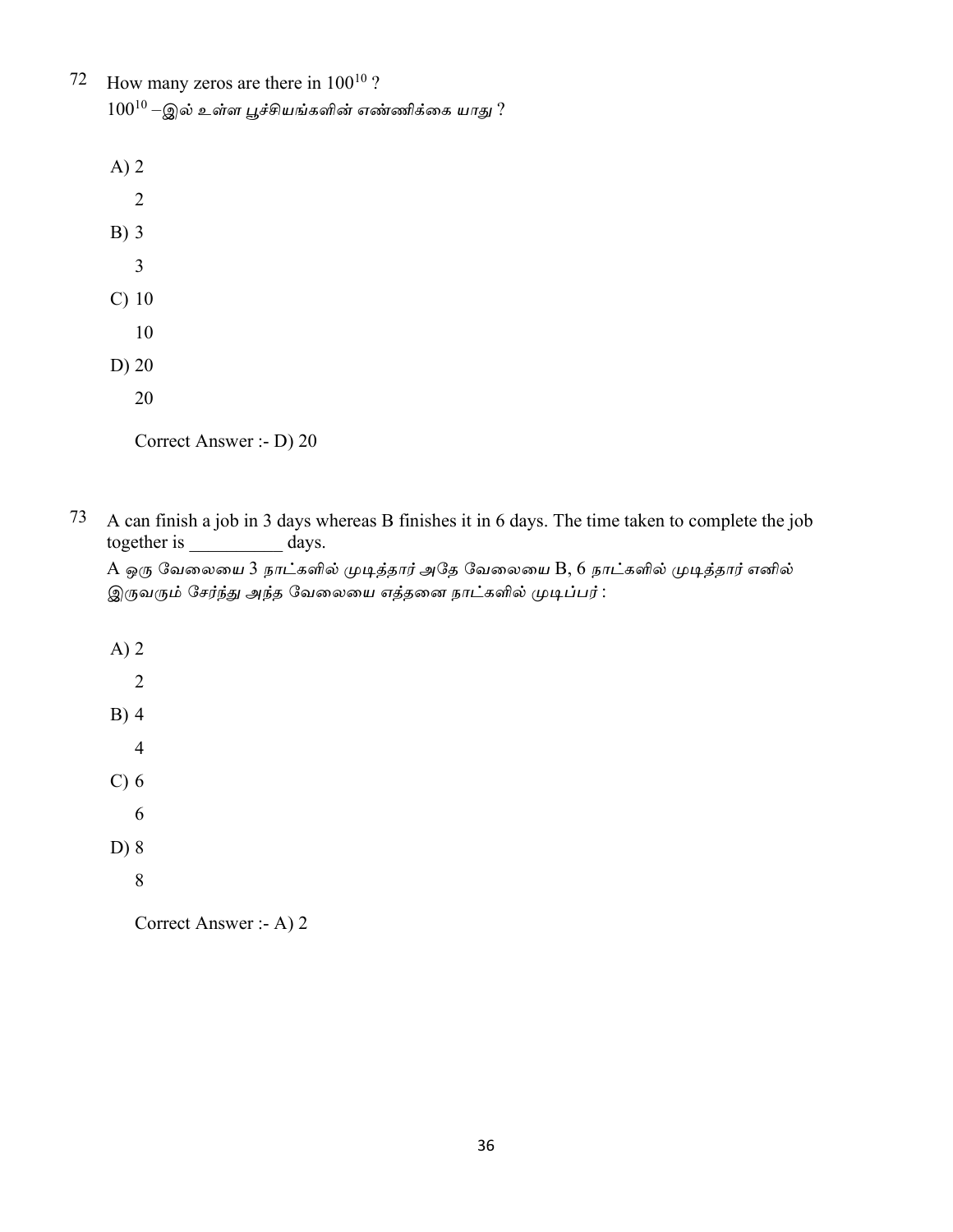72 How many zeros are there in $100^{10}$ ?

$100^{10}$ –இல் உள்ள பூச்சியங்களின் எண்ணிக்கை யாது ?

A) 2

2

B) 3

3

C) 10

10

D) 20

20

Correct Answer :- D) 20

73 A can finish a job in 3 days whereas B finishes it in 6 days. The time taken to complete the job together is __________ days.

A ஒரு வேலையை 3 நாட்களில் முடித்தார் அதே வேலையை B, 6 நாட்களில் முடித்தார் எனில் இருவரும் சேர்ந்து அந்த வேலையை எத்தனை நாட்களில் முடிப்பர் :

A) 2

2

B) 4

4

C) 6

6

D) 8

8

Correct Answer :- A) 2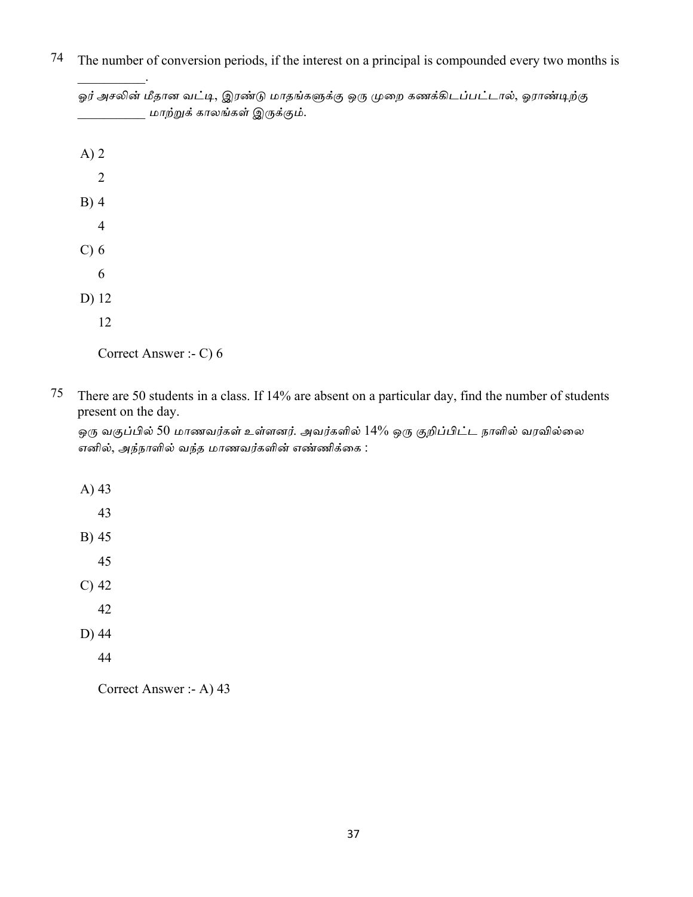74 The number of conversion periods, if the interest on a principal is compounded every two months is __________.

ஓர் அசலின் மீதான வட்டி, இரண்டு மாதங்களுக்கு ஒரு முறை கணக்கிடப்பட்டால், ஓராண்டிற்கு ___________ மாற்றுக் காலங்கள் இருக்கும்.

A) 2

2

B) 4

4

C) 6

6

D) 12

12

Correct Answer :- C) 6

75 There are 50 students in a class. If 14% are absent on a particular day, find the number of students present on the day.

ஒரு வகுப்பில் 50 மாணவர்கள் உள்ளனர். அவர்களில் 14% ஒரு குறிப்பிட்ட நாளில் வரவில்லை எனில், அந்நாளில் வந்த மாணவர்களின் எண்ணிக்கை :

A) 43

43

B) 45

45

C) 42

42

D) 44

44

Correct Answer :- A) 43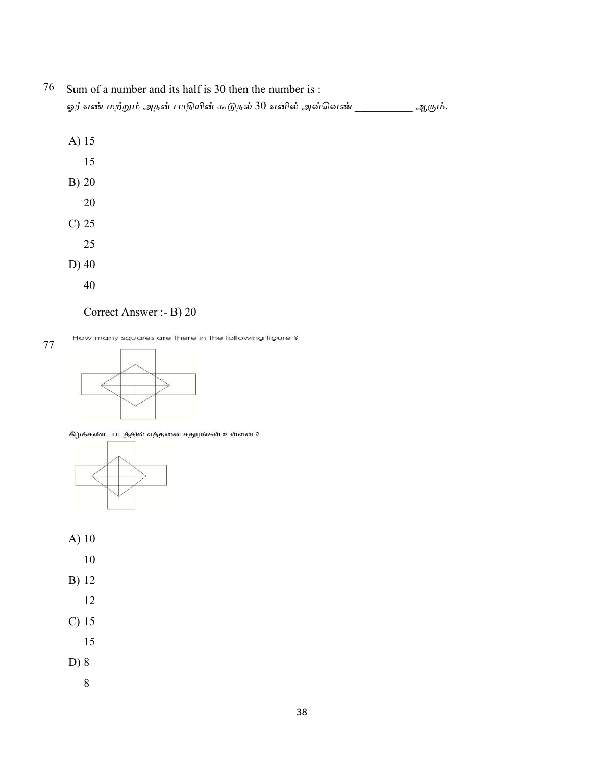76 Sum of a number and its half is 30 then the number is :
ஓர் எண் மற்றும் அதன் பாதியின் கூடுதல் 30 எனில் அவ்வெண் __________ ஆகும்.

A) 15
   15
B) 20
   20
C) 25
   25
D) 40
   40

Correct Answer :- B) 20

77 How many squares are there in the following figure ?

கீழ்க்கண்ட படத்தில் எத்தனை சதுரங்கள் உள்ளன ?

A) 10
   10
B) 12
   12
C) 15
   15
D) 8
   8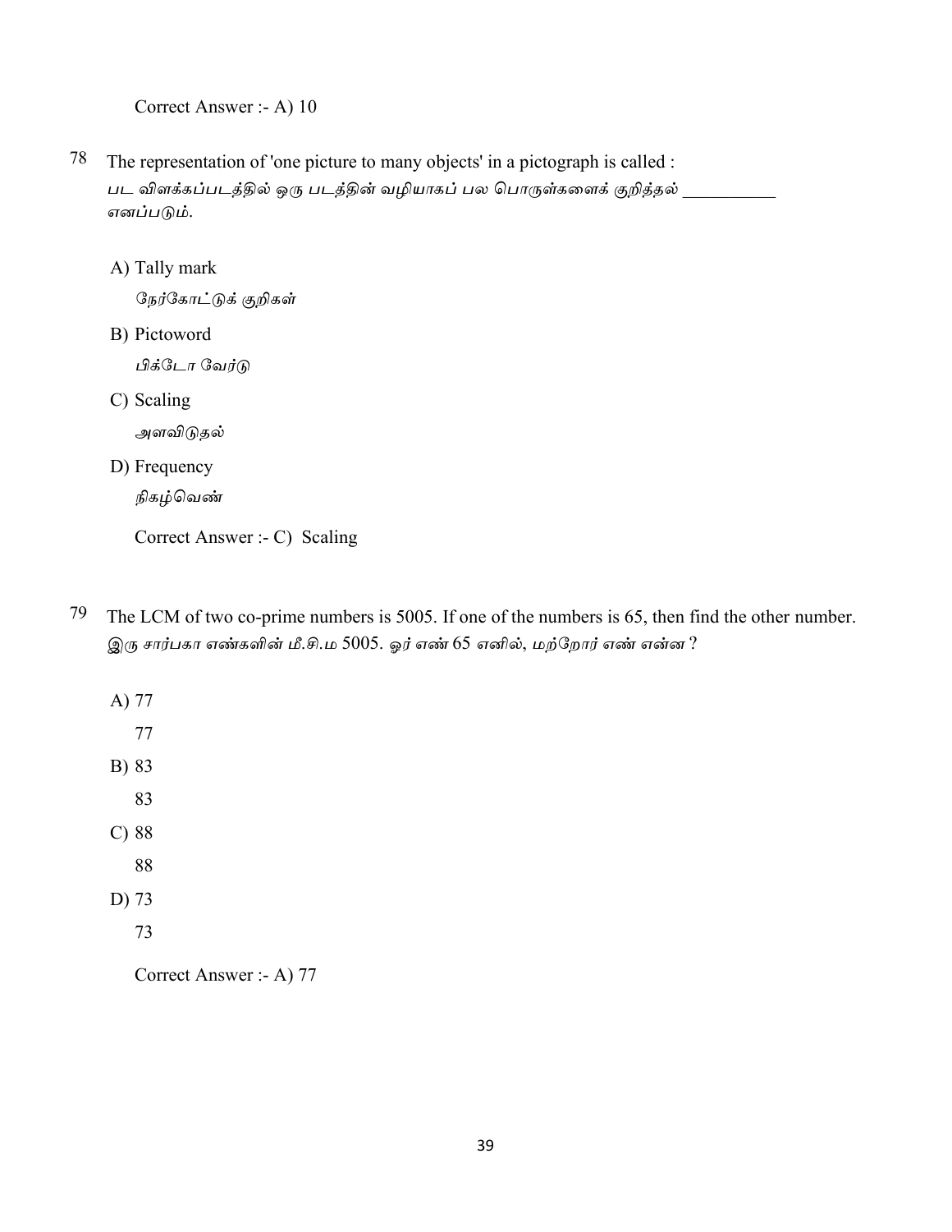Correct Answer :- A) 10

78 The representation of 'one picture to many objects' in a pictograph is called :
*பட விளக்கப்படத்தில் ஒரு படத்தின் வழியாகப் பல பொருள்களைக் குறித்தல் __________ எனப்படும்.*

A) Tally mark
*நேர்கோட்டுக் குறிகள்*

B) Pictoword
*பிக்டோ வேர்டு*

C) Scaling
*அளவிடுதல்*

D) Frequency
*நிகழ்வெண்*

Correct Answer :- C) Scaling

79 The LCM of two co-prime numbers is 5005. If one of the numbers is 65, then find the other number.
*இரு சார்பகா எண்களின் மீ.சி.ம 5005. ஓர் எண் 65 எனில், மற்றோர் எண் என்ன ?*

A) 77
77

B) 83
83

C) 88
88

D) 73
73

Correct Answer :- A) 77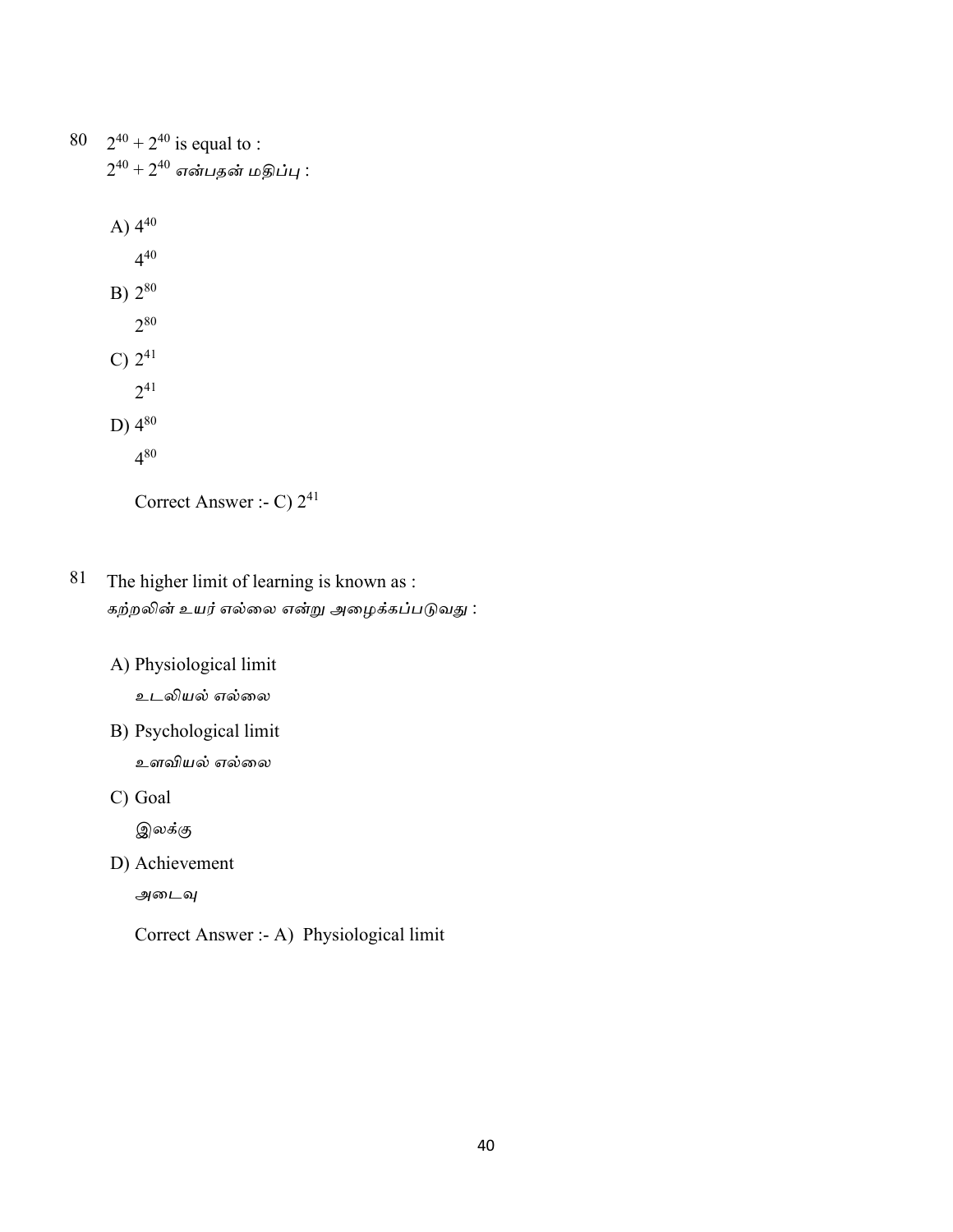80 $2^{40} + 2^{40}$ is equal to :
$2^{40} + 2^{40}$ என்பதன் மதிப்பு :

A) $4^{40}$
   $4^{40}$

B) $2^{80}$
   $2^{80}$

C) $2^{41}$
   $2^{41}$

D) $4^{80}$
   $4^{80}$

Correct Answer :- C) $2^{41}$

81 The higher limit of learning is known as :
கற்றலின் உயர் எல்லை என்று அழைக்கப்படுவது :

A) Physiological limit
   உடலியல் எல்லை

B) Psychological limit
   உளவியல் எல்லை

C) Goal
   இலக்கு

D) Achievement
   அடைவு

Correct Answer :- A) Physiological limit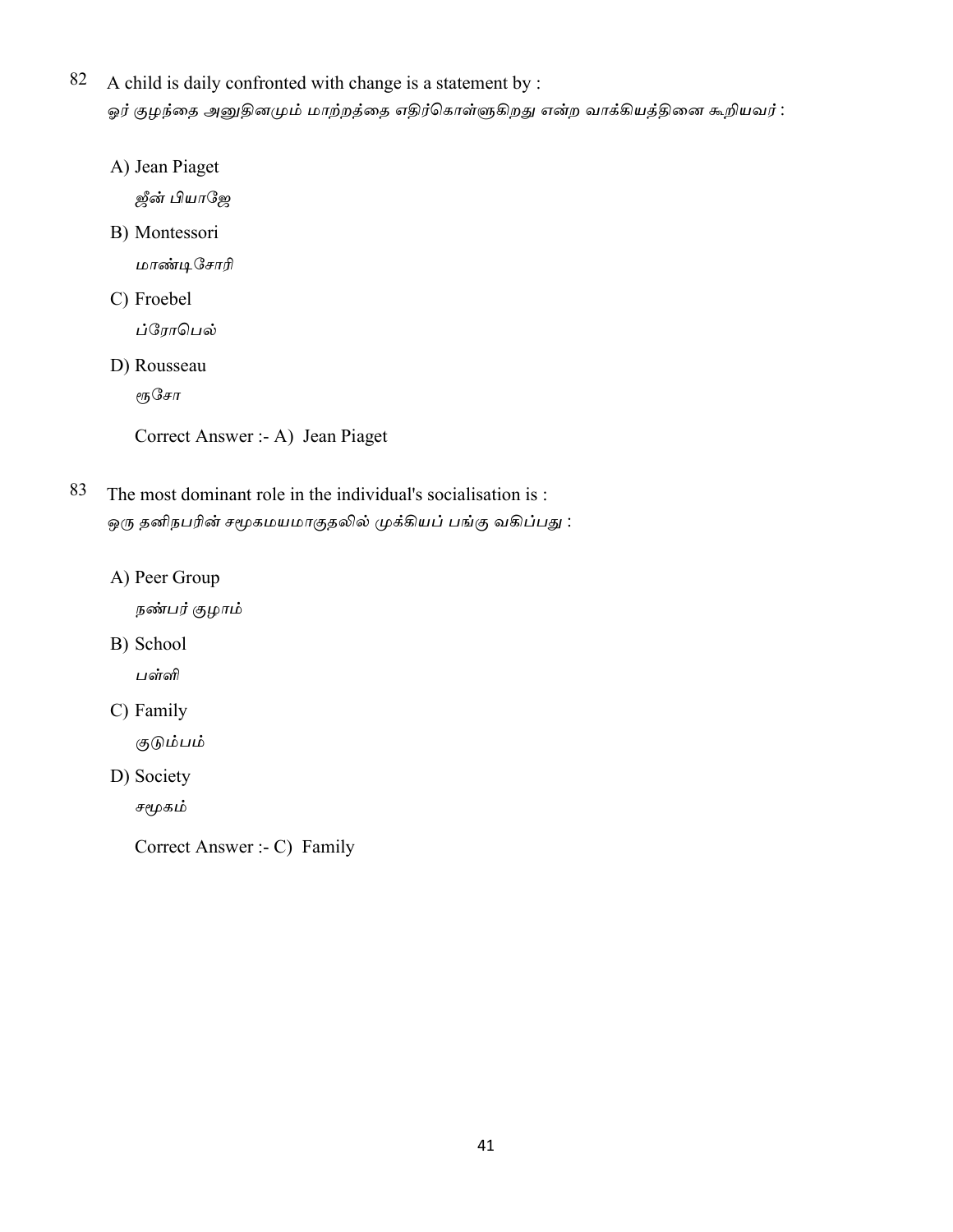82 A child is daily confronted with change is a statement by :

ஓர் குழந்தை அனுதினமும் மாற்றத்தை எதிர்கொள்ளுகிறது என்ற வாக்கியத்தினை கூறியவர் :

A) Jean Piaget

ஜீன் பியாஜே

B) Montessori

மாண்டிசோரி

C) Froebel

ப்ரோபெல்

D) Rousseau

ரூசோ

Correct Answer :- A) Jean Piaget

83 The most dominant role in the individual's socialisation is :

ஒரு தனிநபரின் சமூகமயமாகுதலில் முக்கியப் பங்கு வகிப்பது :

A) Peer Group

நண்பர் குழாம்

B) School

பள்ளி

C) Family

குடும்பம்

D) Society

சமூகம்

Correct Answer :- C) Family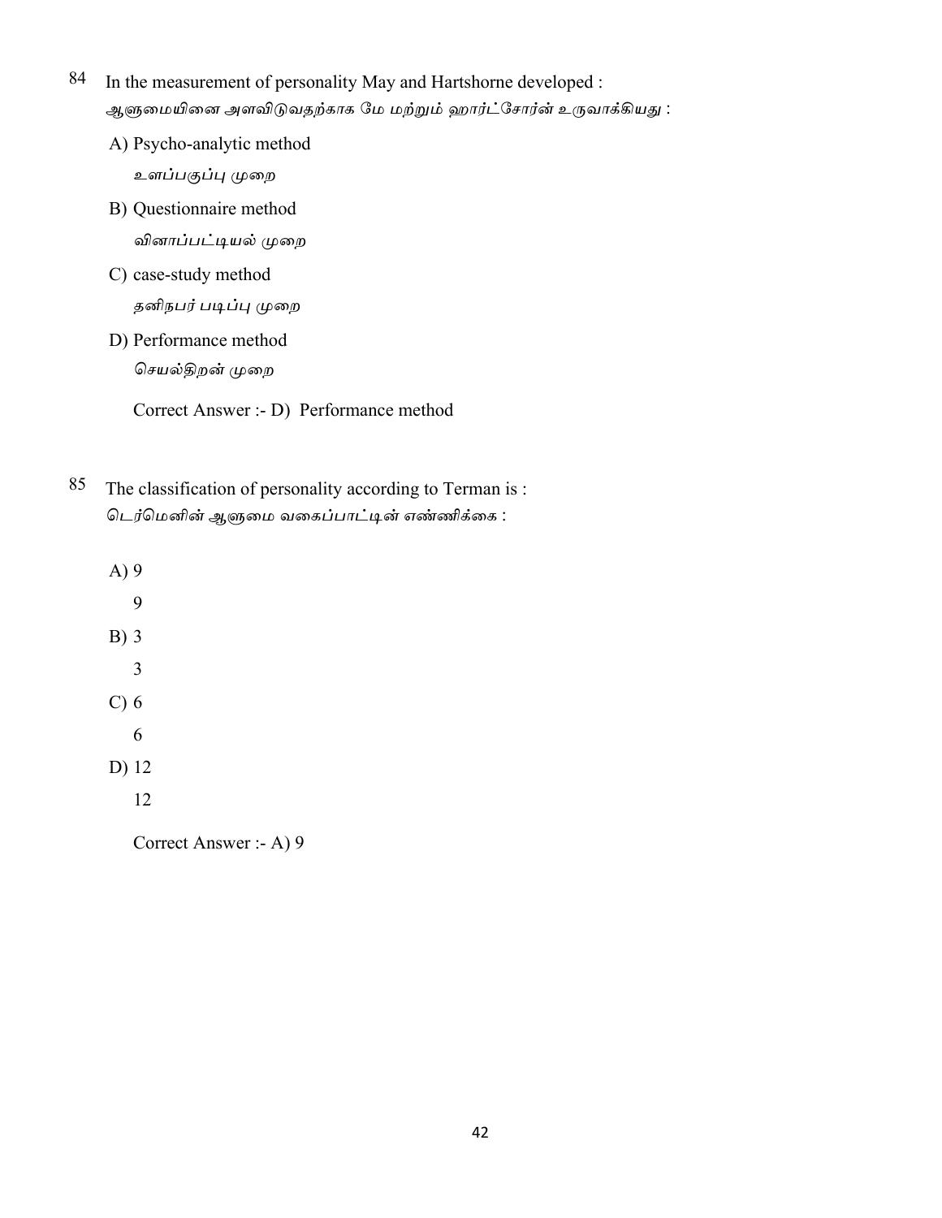84 In the measurement of personality May and Hartshorne developed :
ஆளுமையினை அளவிடுவதற்காக மே மற்றும் ஹார்ட்சோர்ன் உருவாக்கியது :

A) Psycho-analytic method
உளப்பகுப்பு முறை

B) Questionnaire method
வினாப்பட்டியல் முறை

C) case-study method
தனிநபர் படிப்பு முறை

D) Performance method
செயல்திறன் முறை

Correct Answer :- D) Performance method

85 The classification of personality according to Terman is :
டெர்மெனின் ஆளுமை வகைப்பாட்டின் எண்ணிக்கை :

A) 9
9

B) 3
3

C) 6
6

D) 12
12

Correct Answer :- A) 9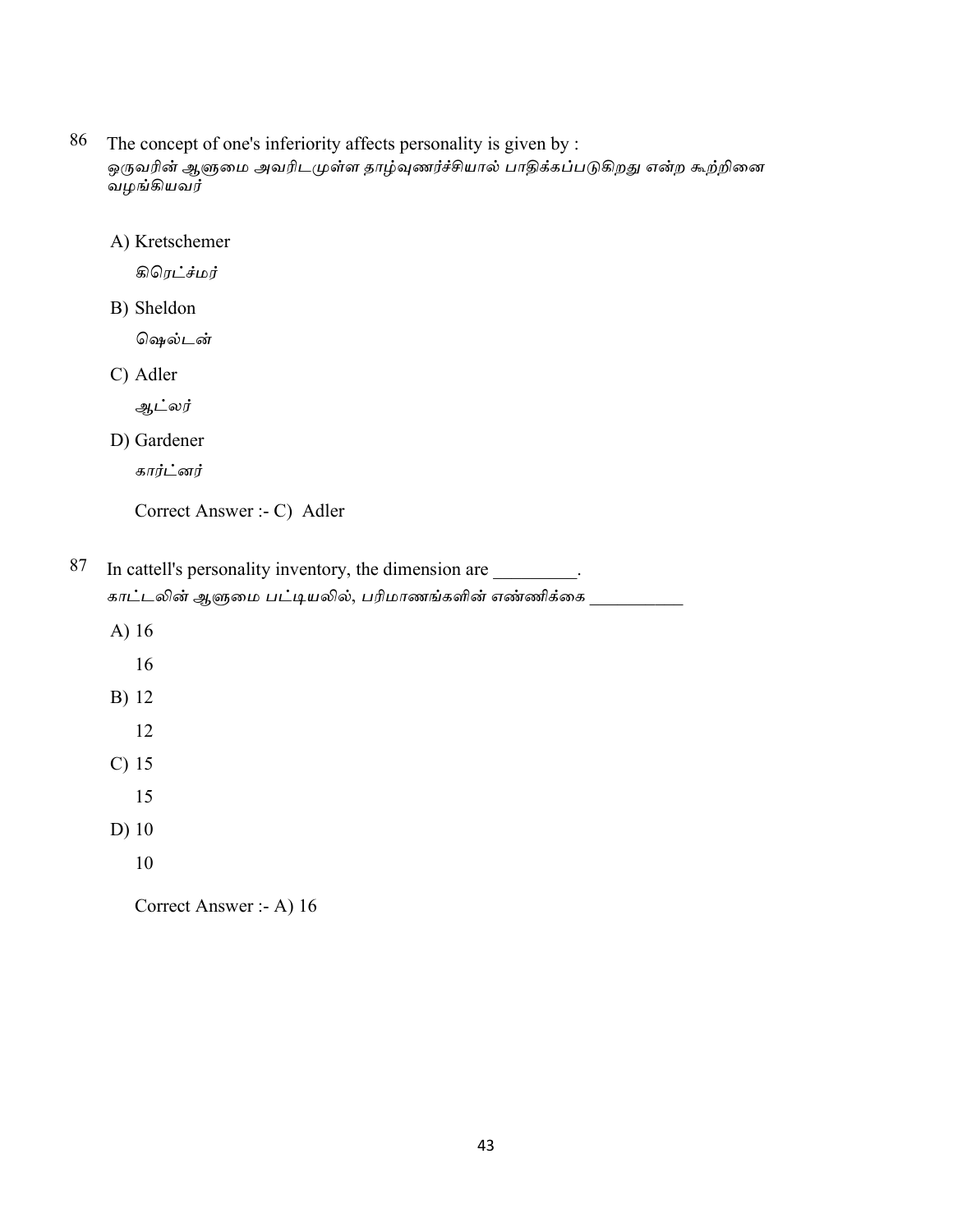86 The concept of one's inferiority affects personality is given by :
ஒருவரின் ஆளுமை அவரிடமுள்ள தாழ்வுணர்ச்சியால் பாதிக்கப்படுகிறது என்ற கூற்றினை வழங்கியவர்

A) Kretschemer

கிரெட்ச்மர்

B) Sheldon

ஷெல்டன்

C) Adler

ஆட்லர்

D) Gardener

கார்ட்னர்

Correct Answer :- C) Adler

87 In cattell's personality inventory, the dimension are _________.
காட்டலின் ஆளுமை பட்டியலில், பரிமாணங்களின் எண்ணிக்கை __________

A) 16

16

B) 12

12

C) 15

15

D) 10

10

Correct Answer :- A) 16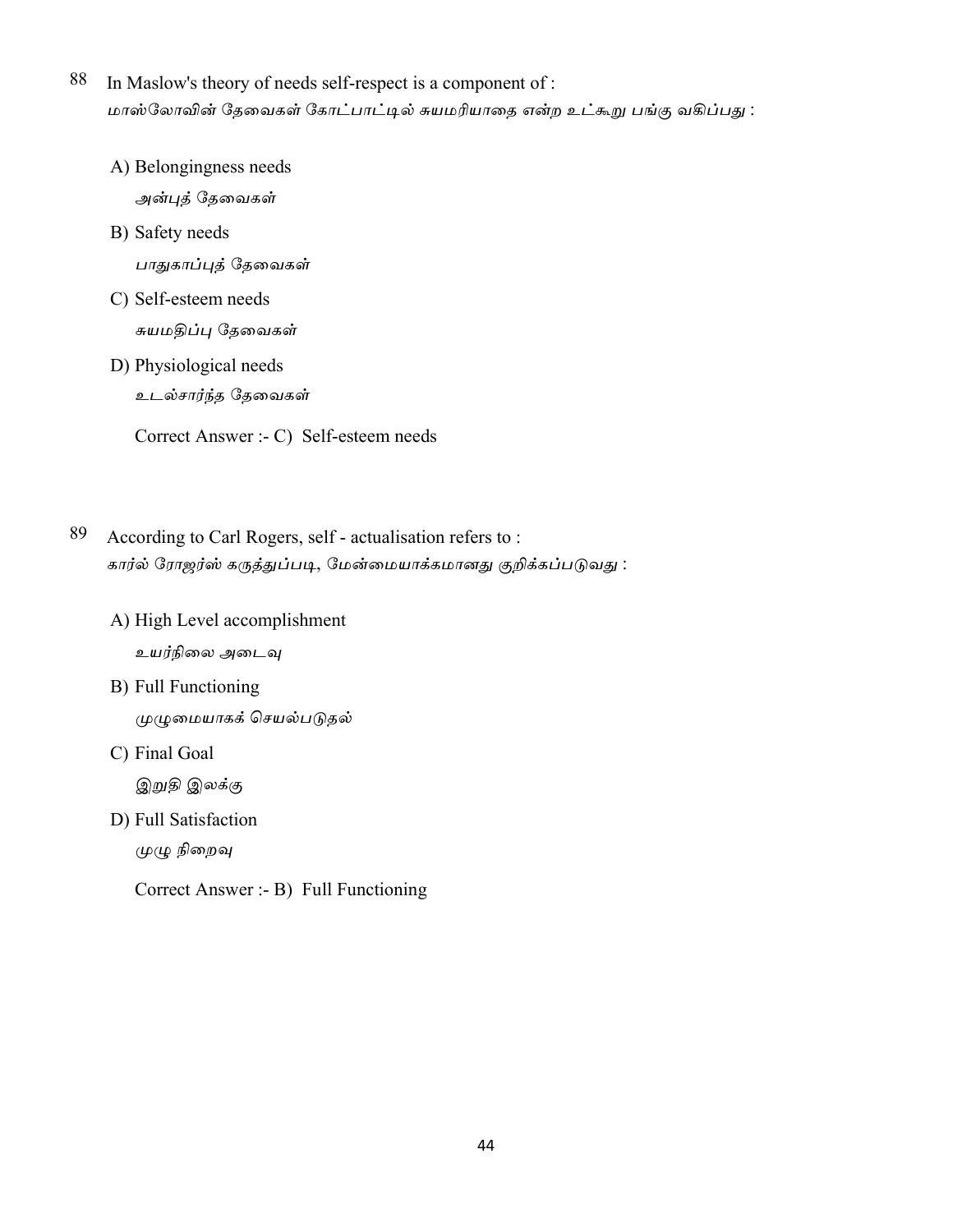88 In Maslow's theory of needs self-respect is a component of :
மாஸ்லோவின் தேவைகள் கோட்பாட்டில் சுயமரியாதை என்ற உட்கூறு பங்கு வகிப்பது :

A) Belongingness needs
அன்புத் தேவைகள்

B) Safety needs
பாதுகாப்புத் தேவைகள்

C) Self-esteem needs
சுயமதிப்பு தேவைகள்

D) Physiological needs
உடல்சார்ந்த தேவைகள்

Correct Answer :- C) Self-esteem needs

89 According to Carl Rogers, self - actualisation refers to :
கார்ல் ரோஜர்ஸ் கருத்துப்படி, மேன்மையாக்கமானது குறிக்கப்படுவது :

A) High Level accomplishment
உயர்நிலை அடைவு

B) Full Functioning
முழுமையாகக் செயல்படுதல்

C) Final Goal
இறுதி இலக்கு

D) Full Satisfaction
முழு நிறைவு

Correct Answer :- B) Full Functioning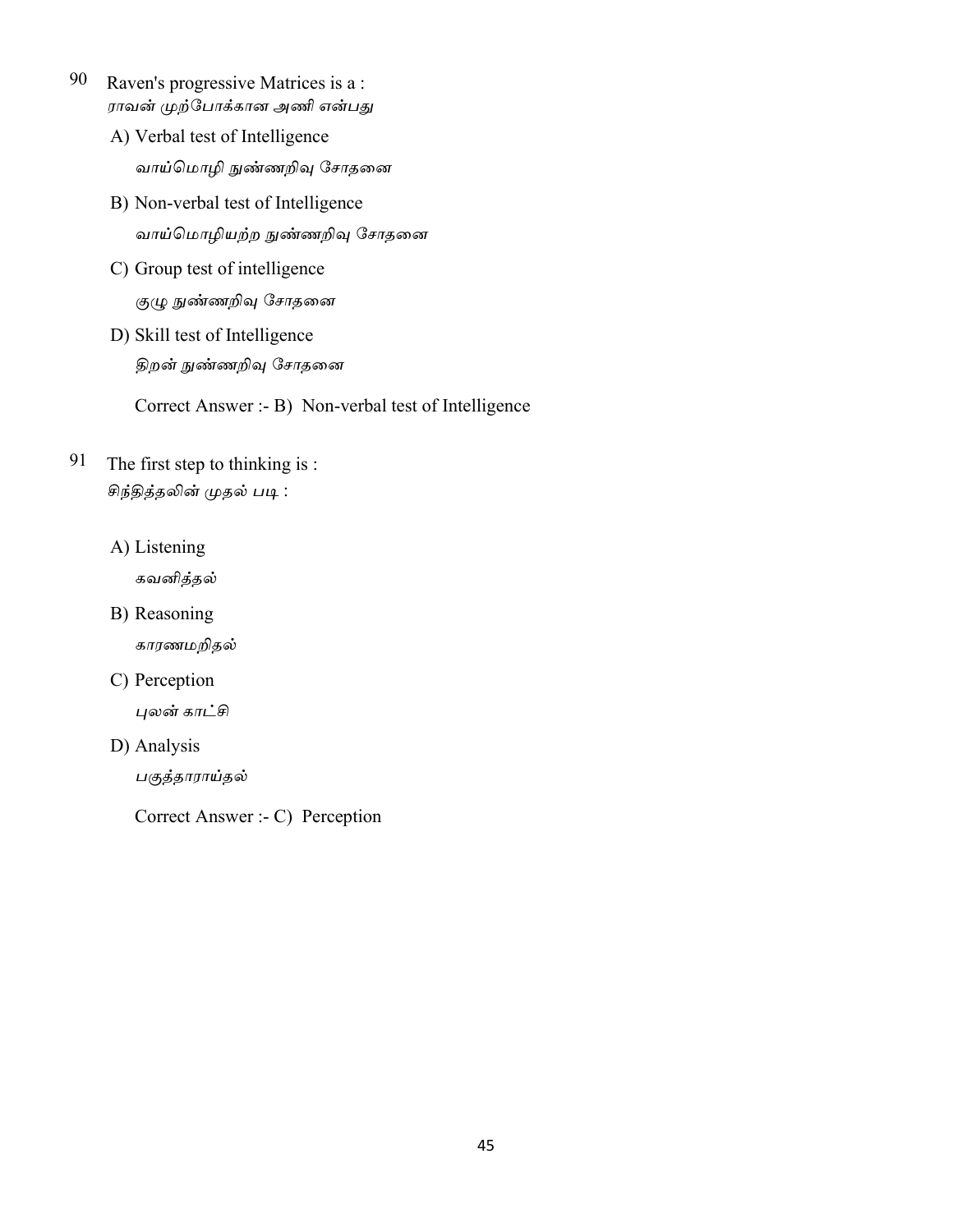90 Raven's progressive Matrices is a :
*ராவன் முற்போக்கான அணி என்பது*

A) Verbal test of Intelligence
*வாய்மொழி நுண்ணறிவு சோதனை*

B) Non-verbal test of Intelligence
*வாய்மொழியற்ற நுண்ணறிவு சோதனை*

C) Group test of intelligence
*குழு நுண்ணறிவு சோதனை*

D) Skill test of Intelligence
*திறன் நுண்ணறிவு சோதனை*

Correct Answer :- B) Non-verbal test of Intelligence

91 The first step to thinking is :
*சிந்தித்தலின் முதல் படி :*

A) Listening
*கவனித்தல்*

B) Reasoning
*காரணமறிதல்*

C) Perception
*புலன் காட்சி*

D) Analysis
*பகுத்தாராய்தல்*

Correct Answer :- C) Perception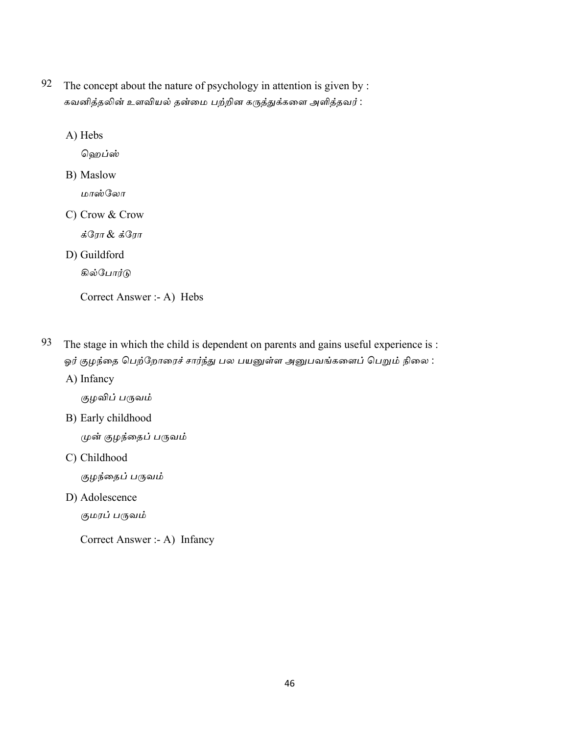92 The concept about the nature of psychology in attention is given by :
கவனித்தலின் உளவியல் தன்மை பற்றின கருத்துக்களை அளித்தவர் :

A) Hebs
ஹெப்ஸ்

B) Maslow
மாஸ்லோ

C) Crow & Crow
க்ரோ & க்ரோ

D) Guildford
கில்போர்டு

Correct Answer :- A) Hebs

93 The stage in which the child is dependent on parents and gains useful experience is :
ஓர் குழந்தை பெற்றோரைச் சார்ந்து பல பயனுள்ள அனுபவங்களைப் பெறும் நிலை :

A) Infancy
குழவிப் பருவம்

B) Early childhood
முன் குழந்தைப் பருவம்

C) Childhood
குழந்தைப் பருவம்

D) Adolescence
குமரப் பருவம்

Correct Answer :- A) Infancy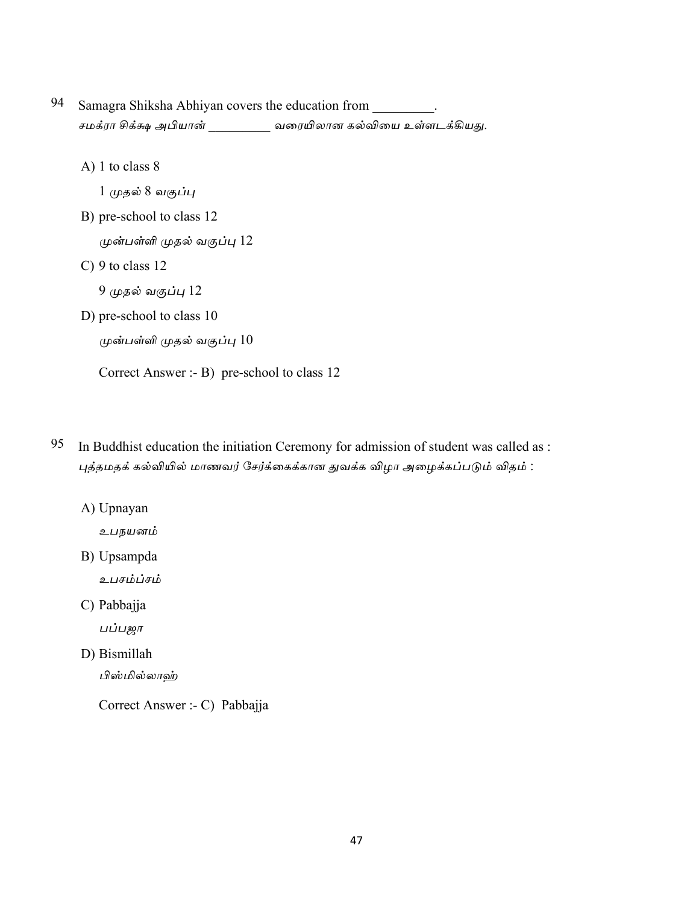94 Samagra Shiksha Abhiyan covers the education from _________.
*சமக்ரா சிக்க்ஷ அபியான் _________ வரையிலான கல்வியை உள்ளடக்கியது.*

A) 1 to class 8
*1 முதல் 8 வகுப்பு*

B) pre-school to class 12
*முன்பள்ளி முதல் வகுப்பு 12*

C) 9 to class 12
*9 முதல் வகுப்பு 12*

D) pre-school to class 10
*முன்பள்ளி முதல் வகுப்பு 10*

Correct Answer :- B) pre-school to class 12

95 In Buddhist education the initiation Ceremony for admission of student was called as :
*புத்தமதக் கல்வியில் மாணவர் சேர்க்கைக்கான துவக்க விழா அழைக்கப்படும் விதம் :*

A) Upnayan
*உபநயனம்*

B) Upsampda
*உபசம்ப்சம்*

C) Pabbajja
*பப்பஜா*

D) Bismillah
*பிஸ்மில்லாஹ்*

Correct Answer :- C) Pabbajja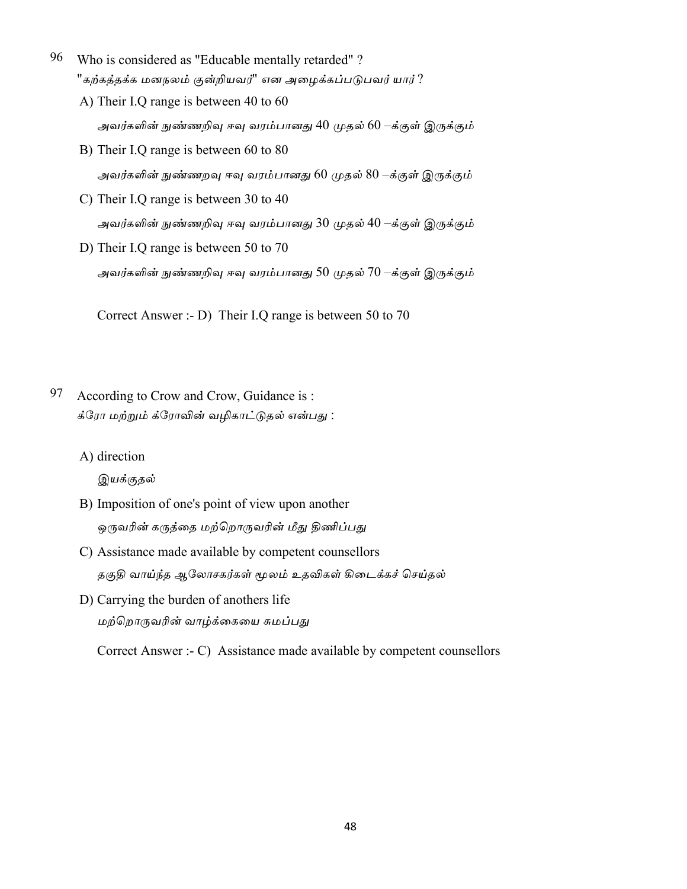96 Who is considered as "Educable mentally retarded" ?
"கற்கத்தக்க மனநலம் குன்றியவர்" என அழைக்கப்படுபவர் யார் ?

A) Their I.Q range is between 40 to 60
அவர்களின் நுண்ணறிவு ஈவு வரம்பானது 40 முதல் 60 –க்குள் இருக்கும்

B) Their I.Q range is between 60 to 80
அவர்களின் நுண்ணறவு ஈவு வரம்பானது 60 முதல் 80 –க்குள் இருக்கும்

C) Their I.Q range is between 30 to 40
அவர்களின் நுண்ணறிவு ஈவு வரம்பானது 30 முதல் 40 –க்குள் இருக்கும்

D) Their I.Q range is between 50 to 70
அவர்களின் நுண்ணறிவு ஈவு வரம்பானது 50 முதல் 70 –க்குள் இருக்கும்

Correct Answer :- D) Their I.Q range is between 50 to 70

97 According to Crow and Crow, Guidance is :
க்ரோ மற்றும் க்ரோவின் வழிகாட்டுதல் என்பது :

A) direction
இயக்குதல்

B) Imposition of one's point of view upon another
ஒருவரின் கருத்தை மற்றொருவரின் மீது திணிப்பது

C) Assistance made available by competent counsellors
தகுதி வாய்ந்த ஆலோசகர்கள் மூலம் உதவிகள் கிடைக்கச் செய்தல்

D) Carrying the burden of anothers life
மற்றொருவரின் வாழ்க்கையை சுமப்பது

Correct Answer :- C) Assistance made available by competent counsellors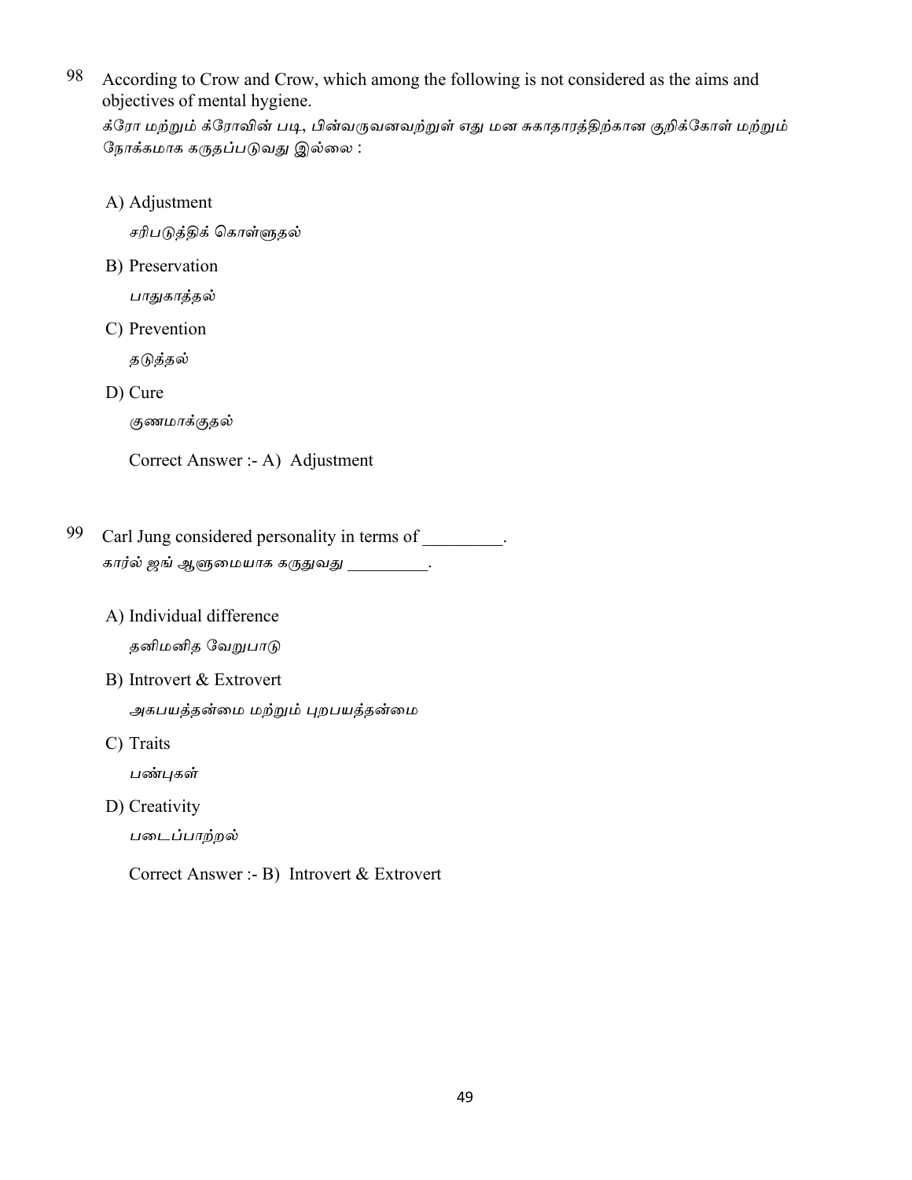98 According to Crow and Crow, which among the following is not considered as the aims and objectives of mental hygiene.

*க்ரோ மற்றும் க்ரோவின் படி, பின்வருவனவற்றுள் எது மன சுகாதாரத்திற்கான குறிக்கோள் மற்றும் நோக்கமாக கருதப்படுவது இல்லை :*

A) Adjustment

*சரிபடுத்திக் கொள்ளுதல்*

B) Preservation

*பாதுகாத்தல்*

C) Prevention

*தடுத்தல்*

D) Cure

*குணமாக்குதல்*

Correct Answer :- A) Adjustment

99 Carl Jung considered personality in terms of _________.

*கார்ல் ஜங் ஆளுமையாக கருதுவது _________.*

A) Individual difference

*தனிமனித வேறுபாடு*

B) Introvert & Extrovert

*அகபயத்தன்மை மற்றும் புறபயத்தன்மை*

C) Traits

*பண்புகள்*

D) Creativity

*படைப்பாற்றல்*

Correct Answer :- B) Introvert & Extrovert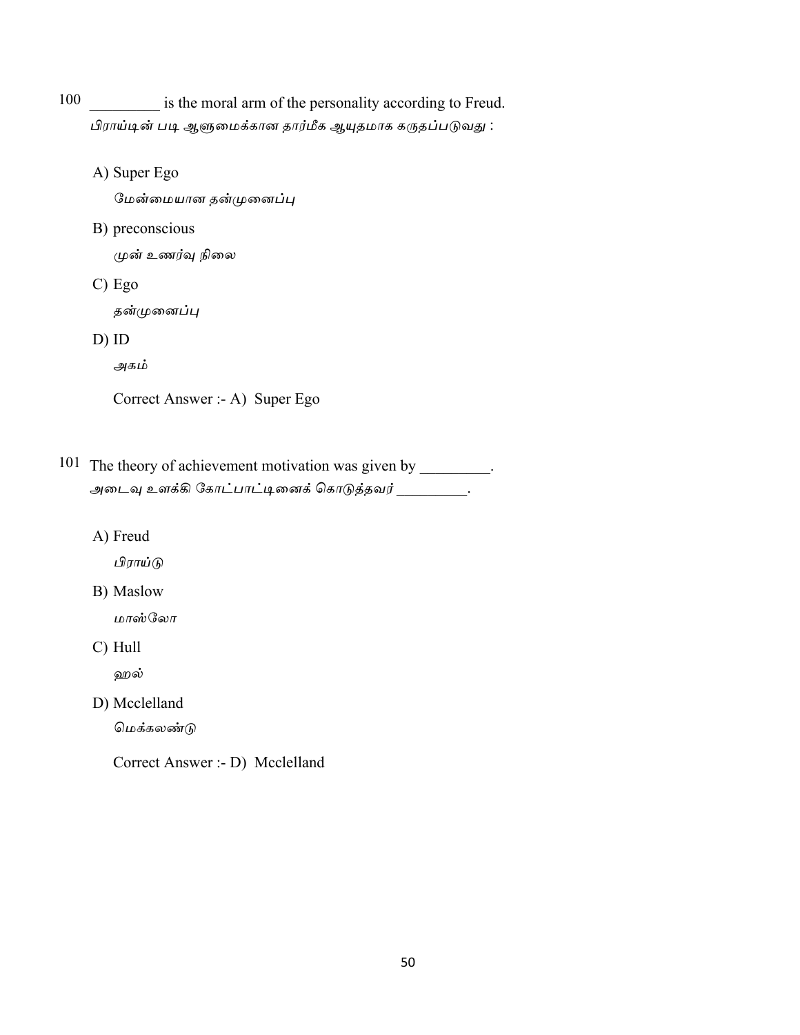100 _________ is the moral arm of the personality according to Freud.
பிராய்டின் படி ஆளுமைக்கான தார்மீக ஆயுதமாக கருதப்படுவது :

A) Super Ego
மேன்மையான தன்முனைப்பு

B) preconscious
முன் உணர்வு நிலை

C) Ego
தன்முனைப்பு

D) ID
அகம்

Correct Answer :- A) Super Ego

101 The theory of achievement motivation was given by _________.
அடைவு உளக்கி கோட்பாட்டினைக் கொடுத்தவர் _________.

A) Freud
பிராய்டு

B) Maslow
மாஸ்லோ

C) Hull
ஹல்

D) Mcclelland
மெக்கலண்டு

Correct Answer :- D) Mcclelland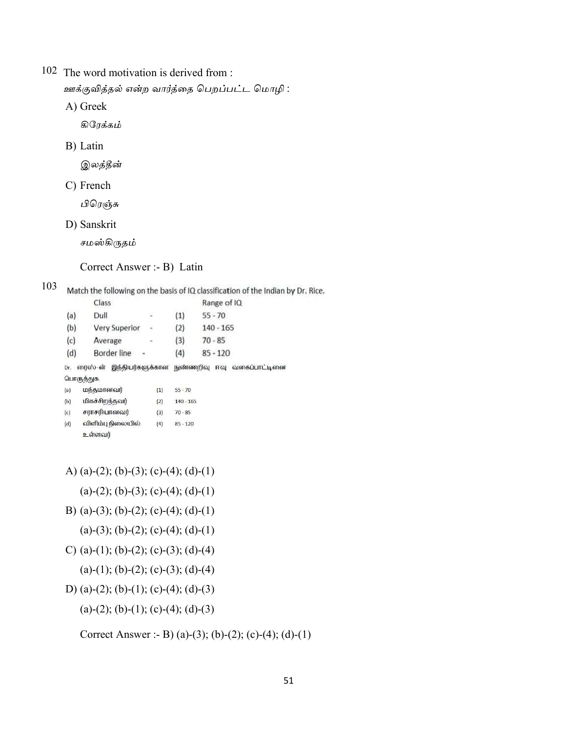102 The word motivation is derived from :

ஊக்குவித்தல் என்ற வார்த்தை பெறப்பட்ட மொழி :

A) Greek

கிரேக்கம்

B) Latin

இலத்தீன்

C) French

பிரெஞ்சு

D) Sanskrit

சமஸ்கிருதம்

Correct Answer :- B) Latin

103 Match the following on the basis of IQ classification of the Indian by Dr. Rice.

| | Class | | | Range of IQ |
|---|---|---|---|---|
| (a) | Dull | - | (1) | 55 - 70 |
| (b) | Very Superior | - | (2) | 140 - 165 |
| (c) | Average | - | (3) | 70 - 85 |
| (d) | Border line | - | (4) | 85 - 120 |

Dr. ரைஸ்-ன் இந்தியர்களுக்கான நுண்ணறிவு ஈவு வகைப்பாட்டினை பொருத்துக.

| | | | |
|---|---|---|---|
| (a) | மந்தமானவர் | (1) | 55 - 70 |
| (b) | மிகச்சிறந்தவர் | (2) | 140 - 165 |
| (c) | சராசரியானவர் | (3) | 70 - 85 |
| (d) | விளிம்பு நிலையில் உள்ளவர் | (4) | 85 - 120 |

A) (a)-(2); (b)-(3); (c)-(4); (d)-(1)

(a)-(2); (b)-(3); (c)-(4); (d)-(1)

B) (a)-(3); (b)-(2); (c)-(4); (d)-(1)

(a)-(3); (b)-(2); (c)-(4); (d)-(1)

C) (a)-(1); (b)-(2); (c)-(3); (d)-(4)

(a)-(1); (b)-(2); (c)-(3); (d)-(4)

D) (a)-(2); (b)-(1); (c)-(4); (d)-(3)

(a)-(2); (b)-(1); (c)-(4); (d)-(3)

Correct Answer :- B) (a)-(3); (b)-(2); (c)-(4); (d)-(1)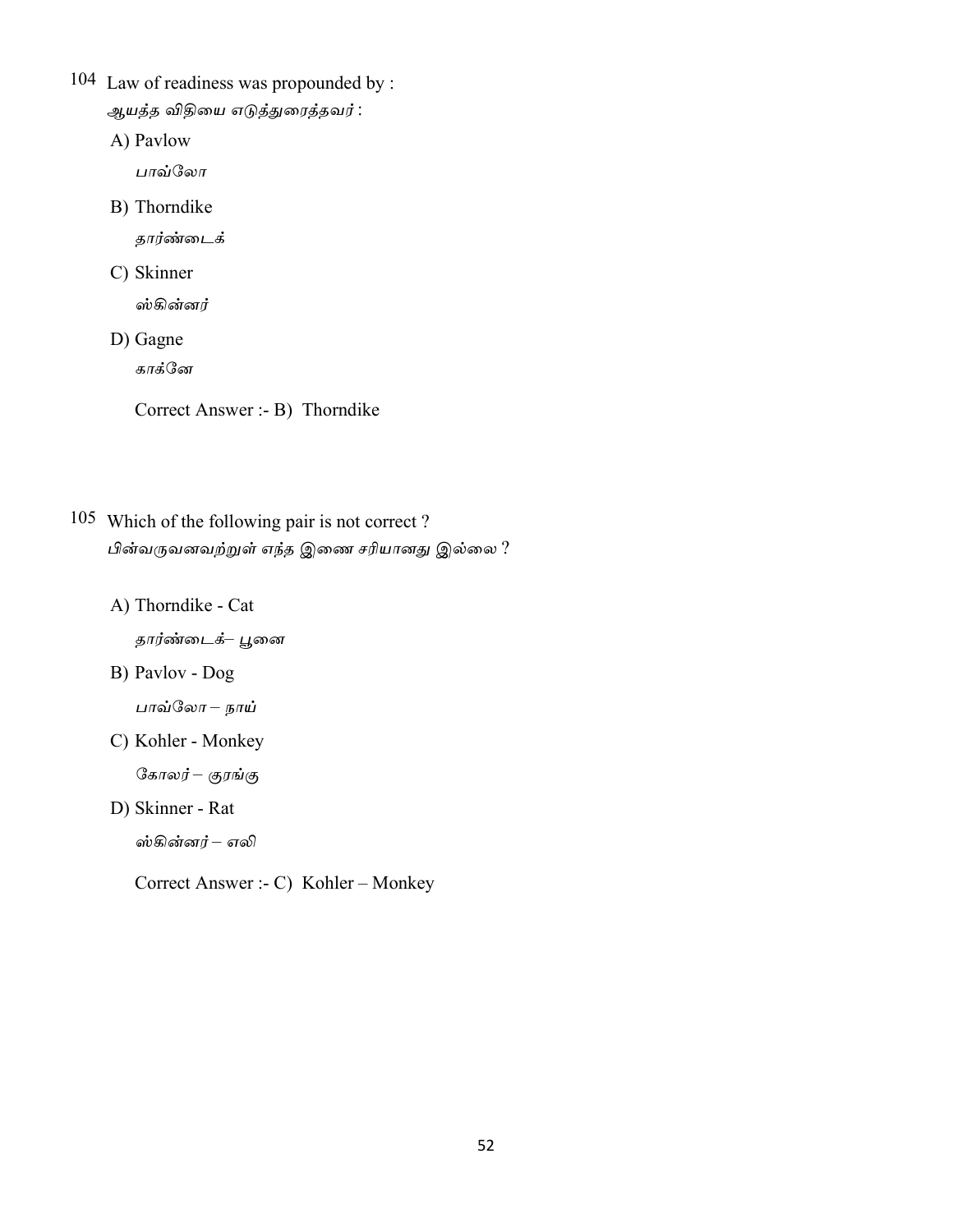104 Law of readiness was propounded by :
ஆயத்த விதியை எடுத்துரைத்தவர் :

A) Pavlow
பாவ்லோ

B) Thorndike
தார்ண்டைக்

C) Skinner
ஸ்கின்னர்

D) Gagne
காக்னே

Correct Answer :- B) Thorndike

105 Which of the following pair is not correct ?
பின்வருவனவற்றுள் எந்த இணை சரியானது இல்லை ?

A) Thorndike - Cat
தார்ண்டைக்– பூனை

B) Pavlov - Dog
பாவ்லோ – நாய்

C) Kohler - Monkey
கோலர் – குரங்கு

D) Skinner - Rat
ஸ்கின்னர் – எலி

Correct Answer :- C) Kohler – Monkey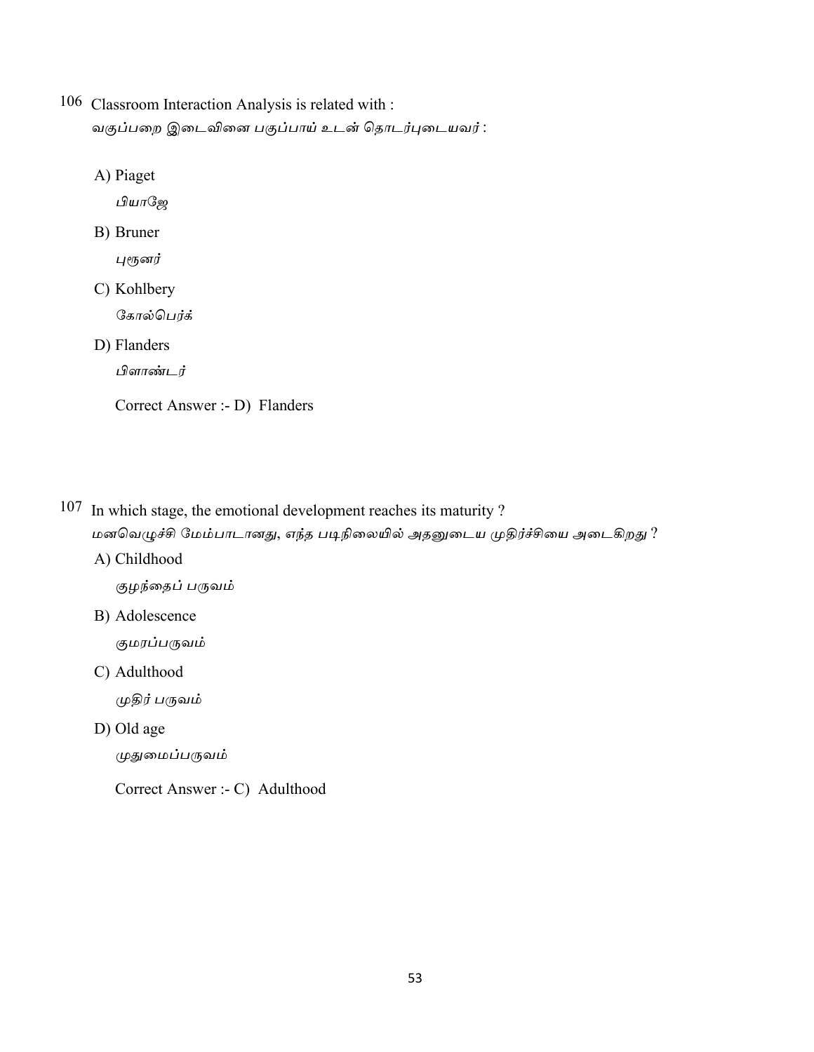106 Classroom Interaction Analysis is related with :
வகுப்பறை இடைவினை பகுப்பாய் உடன் தொடர்புடையவர் :

A) Piaget
பியாஜே

B) Bruner
புரூனர்

C) Kohlbery
கோல்பெர்க்

D) Flanders
பிளாண்டர்

Correct Answer :- D) Flanders

107 In which stage, the emotional development reaches its maturity ?
மனவெழுச்சி மேம்பாடானது, எந்த படிநிலையில் அதனுடைய முதிர்ச்சியை அடைகிறது ?

A) Childhood
குழந்தைப் பருவம்

B) Adolescence
குமரப்பருவம்

C) Adulthood
முதிர் பருவம்

D) Old age
முதுமைப்பருவம்

Correct Answer :- C) Adulthood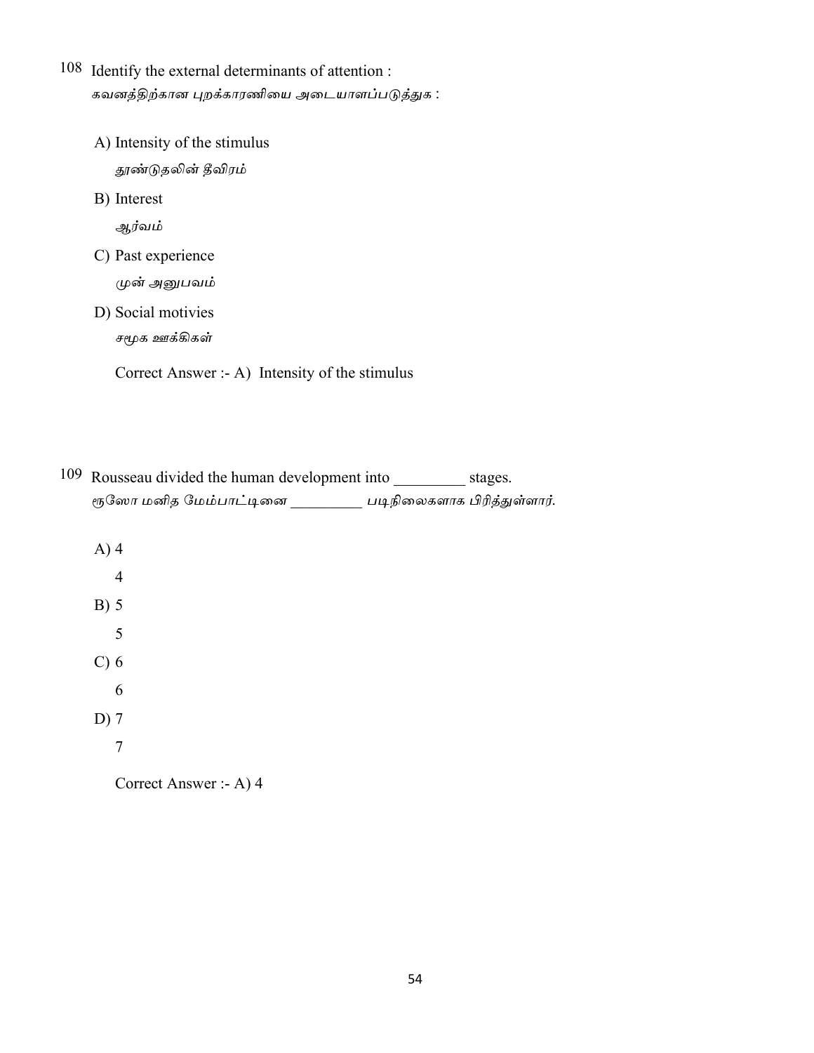108 Identify the external determinants of attention :
கவனத்திற்கான புறக்காரணியை அடையாளப்படுத்துக :

A) Intensity of the stimulus
துாண்டுதலின் தீவிரம்

B) Interest
ஆர்வம்

C) Past experience
முன் அனுபவம்

D) Social motivies
சமூக ஊக்கிகள்

Correct Answer :- A) Intensity of the stimulus

109 Rousseau divided the human development into _________ stages.
ரூஸோ மனித மேம்பாட்டினை _________ படிநிலைகளாக பிரித்துள்ளார்.

A) 4
4

B) 5
5

C) 6
6

D) 7
7

Correct Answer :- A) 4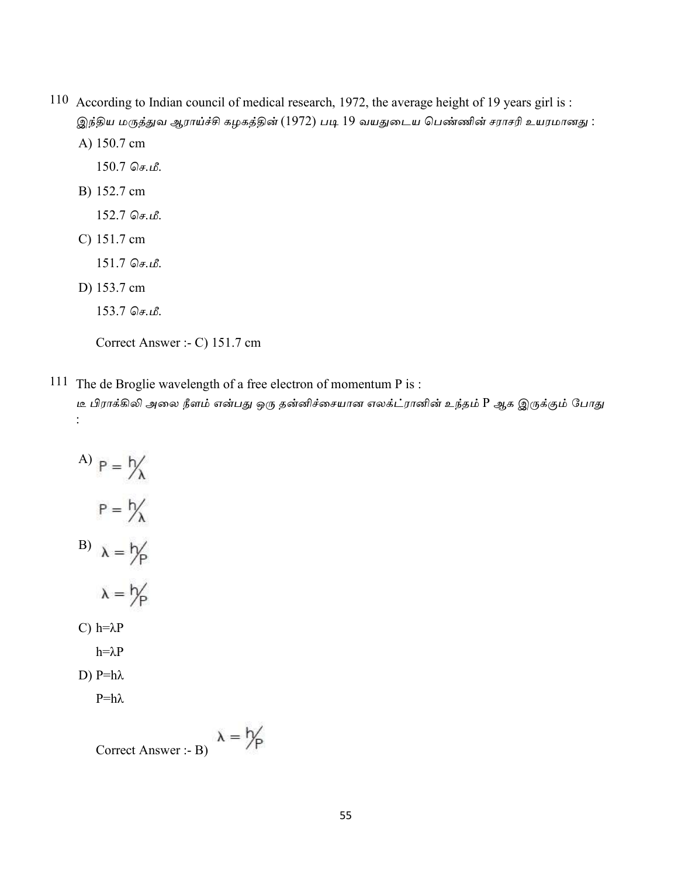110 According to Indian council of medical research, 1972, the average height of 19 years girl is :
இந்திய மருத்துவ ஆராய்ச்சி கழகத்தின் (1972) படி 19 வயதுடைய பெண்ணின் சராசரி உயரமானது :

A) 150.7 cm

150.7 செ.மீ.

B) 152.7 cm

152.7 செ.மீ.

C) 151.7 cm

151.7 செ.மீ.

D) 153.7 cm

153.7 செ.மீ.

Correct Answer :- C) 151.7 cm

111 The de Broglie wavelength of a free electron of momentum P is :
டீ பிராக்கிலி அலை நீளம் என்பது ஒரு தன்னிச்சையான எலக்ட்ரானின் உந்தம் P ஆக இருக்கும் போது :

A) $P = h/\lambda$

$P = h/\lambda$

B) $\lambda = h/P$

$\lambda = h/P$

C) $h=\lambda P$

$h=\lambda P$

D) $P=h\lambda$

$P=h\lambda$

Correct Answer :- B) $\lambda = h/P$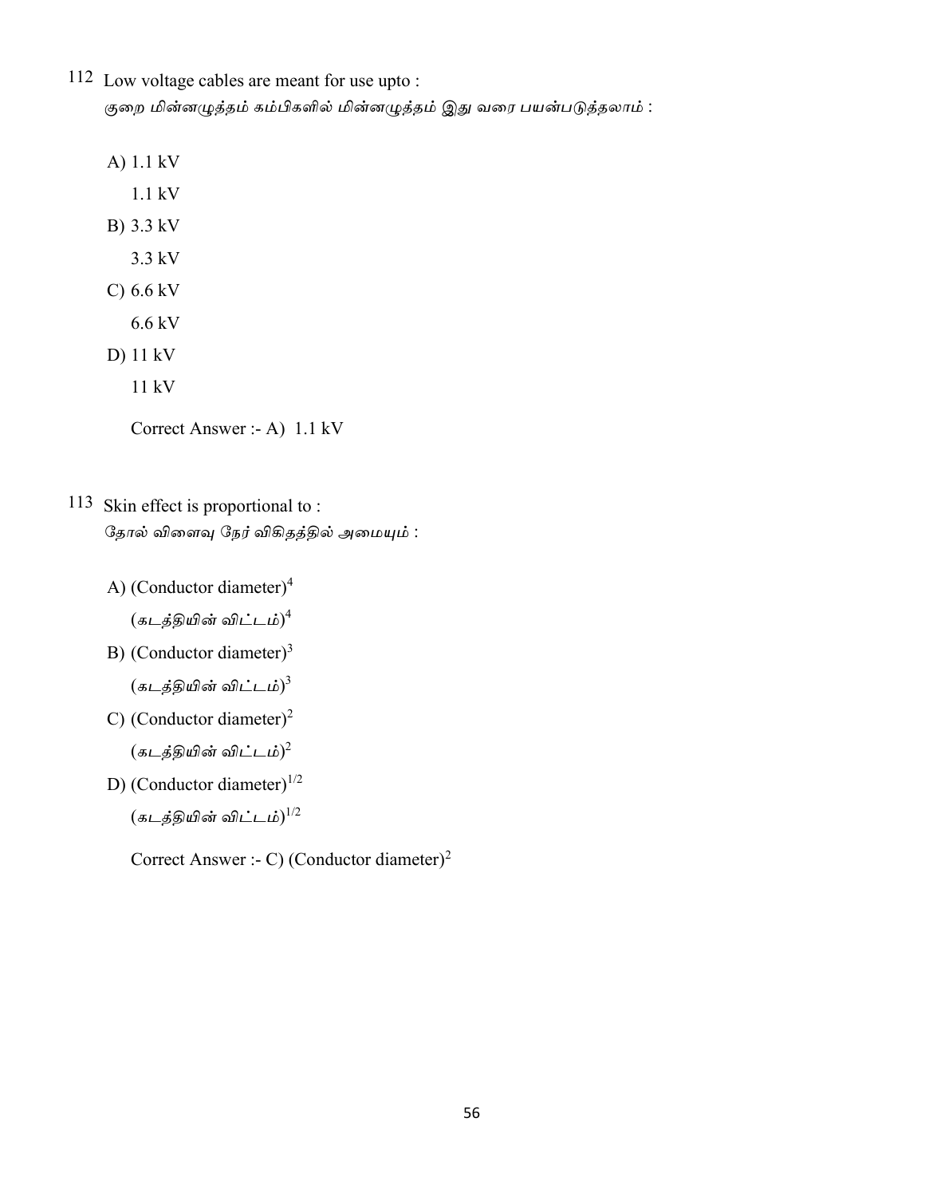112 Low voltage cables are meant for use upto :
*குறை மின்னழுத்தம் கம்பிகளில் மின்னழுத்தம் இது வரை பயன்படுத்தலாம் :*

A) 1.1 kV
   1.1 kV
B) 3.3 kV
   3.3 kV
C) 6.6 kV
   6.6 kV
D) 11 kV
   11 kV

Correct Answer :- A) 1.1 kV

113 Skin effect is proportional to :
*தோல் விளைவு நேர் விகிதத்தில் அமையும் :*

A) $(\text{Conductor diameter})^4$
   *(கடத்தியின் விட்டம்)*$^4$
B) $(\text{Conductor diameter})^3$
   *(கடத்தியின் விட்டம்)*$^3$
C) $(\text{Conductor diameter})^2$
   *(கடத்தியின் விட்டம்)*$^2$
D) $(\text{Conductor diameter})^{1/2}$
   *(கடத்தியின் விட்டம்)*$^{1/2}$

Correct Answer :- C) $(\text{Conductor diameter})^2$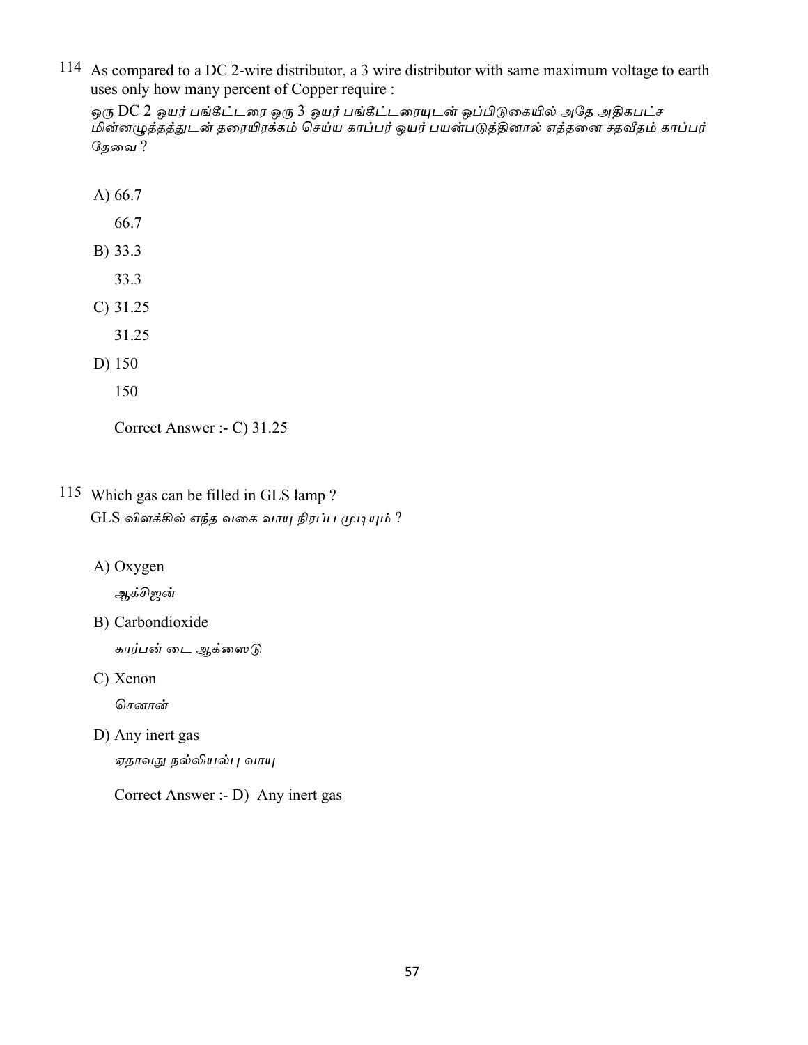114 As compared to a DC 2-wire distributor, a 3 wire distributor with same maximum voltage to earth uses only how many percent of Copper require :

ஒரு DC 2 ஒயர் பங்கீட்டரை ஒரு 3 ஒயர் பங்கீட்டரையுடன் ஒப்பிடுகையில் அதே அதிகபட்ச மின்னழுத்தத்துடன் தரையிரக்கம் செய்ய காப்பர் ஒயர் பயன்படுத்தினால் எத்தனை சதவீதம் காப்பர் தேவை ?

A) 66.7

66.7

B) 33.3

33.3

C) 31.25

31.25

D) 150

150

Correct Answer :- C) 31.25

115 Which gas can be filled in GLS lamp ?

GLS விளக்கில் எந்த வகை வாயு நிரப்ப முடியும் ?

A) Oxygen

ஆக்சிஜன்

B) Carbondioxide

கார்பன் டை ஆக்ஸைடு

C) Xenon

செனான்

D) Any inert gas

ஏதாவது நல்லியல்பு வாயு

Correct Answer :- D) Any inert gas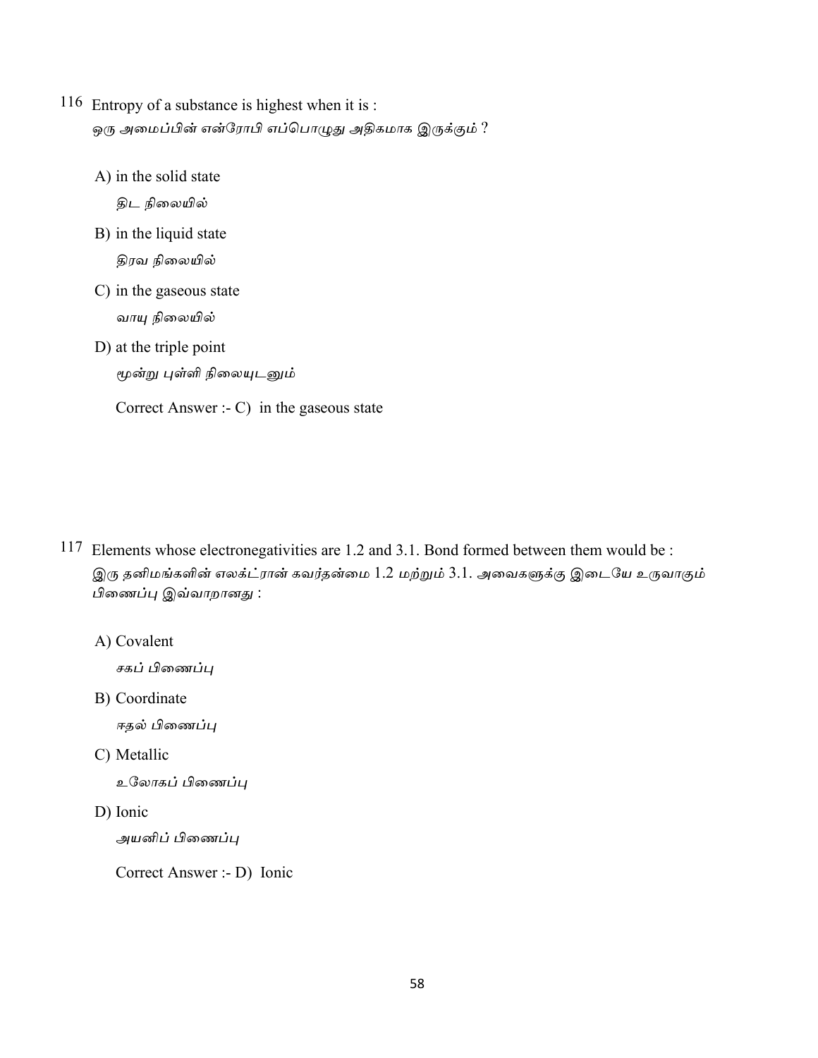116 Entropy of a substance is highest when it is :
ஒரு அமைப்பின் என்ரோபி எப்பொழுது அதிகமாக இருக்கும் ?

A) in the solid state
திட நிலையில்

B) in the liquid state
திரவ நிலையில்

C) in the gaseous state
வாயு நிலையில்

D) at the triple point
மூன்று புள்ளி நிலையுடனும்

Correct Answer :- C) in the gaseous state

117 Elements whose electronegativities are 1.2 and 3.1. Bond formed between them would be :
இரு தனிமங்களின் எலக்ட்ரான் கவர்தன்மை 1.2 மற்றும் 3.1. அவைகளுக்கு இடையே உருவாகும் பிணைப்பு இவ்வாறானது :

A) Covalent
சகப் பிணைப்பு

B) Coordinate
ஈதல் பிணைப்பு

C) Metallic
உலோகப் பிணைப்பு

D) Ionic
அயனிப் பிணைப்பு

Correct Answer :- D) Ionic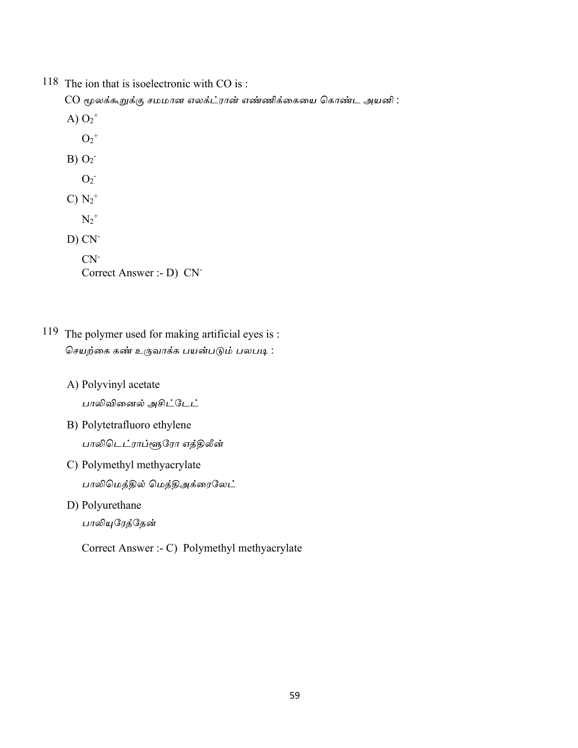118 The ion that is isoelectronic with CO is :

CO மூலக்கூறுக்கு சமமான எலக்ட்ரான் எண்ணிக்கையை கொண்ட அயனி :

A) $O_2^+$

$O_2^+$

B) $O_2^-$

$O_2^-$

C) $N_2^+$

$N_2^+$

D) $CN^-$

$CN^-$

Correct Answer :- D) $CN^-$

119 The polymer used for making artificial eyes is :

செயற்கை கண் உருவாக்க பயன்படும் பலபடி :

A) Polyvinyl acetate

*பாலிவினைல் அசிட்டேட்*

B) Polytetrafluoro ethylene

*பாலிடெட்ராப்ளூரோ எத்திலீன்*

C) Polymethyl methyacrylate

*பாலிமெத்தில் மெத்திஅக்ரைலேட்*

D) Polyurethane

*பாலியுரேத்தேன்*

Correct Answer :- C) Polymethyl methyacrylate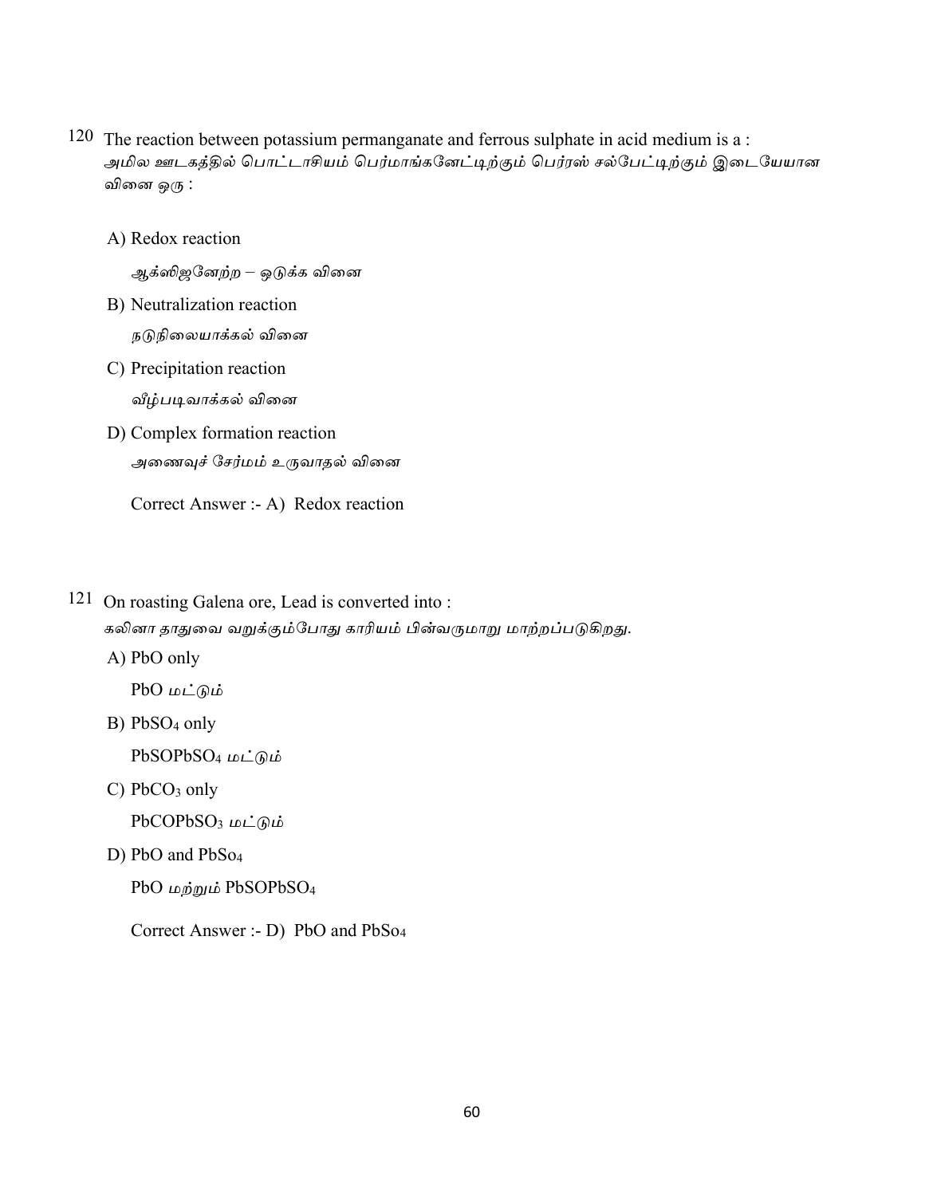120 The reaction between potassium permanganate and ferrous sulphate in acid medium is a :
*அமில ஊடகத்தில் பொட்டாசியம் பெர்மாங்கனேட்டிற்கும் பெர்ரஸ் சல்பேட்டிற்கும் இடையேயான வினை ஒரு :*

A) Redox rection

*ஆக்ஸிஜனேற்ற – ஒடுக்க வினை*

B) Neutralization reaction

*நடுநிலையாக்கல் வினை*

C) Precipitation reaction

*வீழ்படிவாக்கல் வினை*

D) Complex formation reaction

*அணைவுச் சேர்மம் உருவாதல் வினை*

Correct Answer :- A) Redox reaction

121 On roasting Galena ore, Lead is converted into :
*கலினா தாதுவை வறுக்கும்போது காரியம் பின்வருமாறு மாற்றப்படுகிறது.*

A) PbO only

PbO *மட்டும்*

B) $PbSO_4$ only

$PbSOPbSO_4$ *மட்டும்*

C) $PbCO_3$ only

$PbCOPbSO_3$ *மட்டும்*

D) PbO and $PbSo_4$

PbO *மற்றும்* $PbSOPbSO_4$

Correct Answer :- D) PbO and $PbSo_4$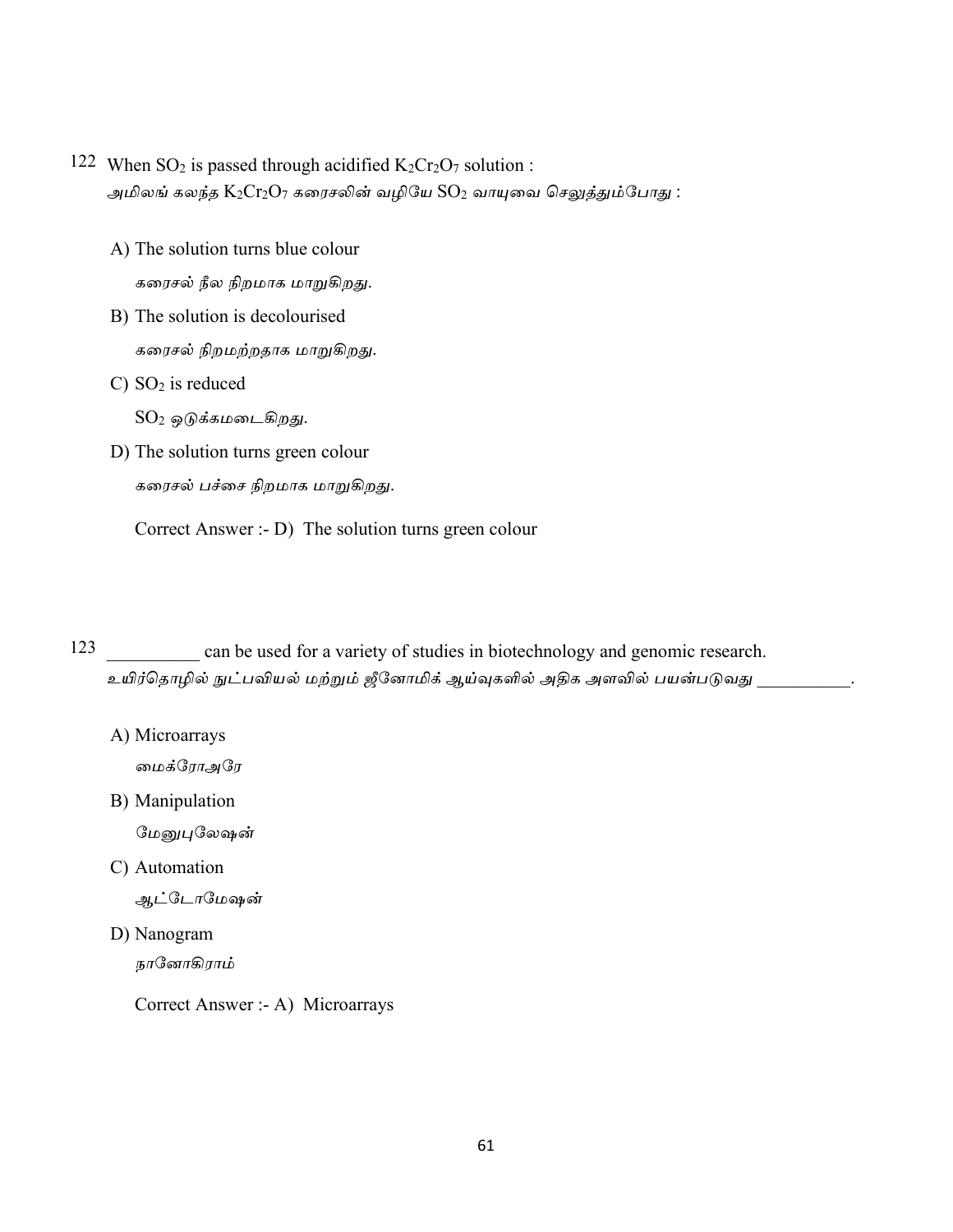122 When $SO_2$ is passed through acidified $K_2Cr_2O_7$ solution :
அமிலங் கலந்த $K_2Cr_2O_7$ கரைசலின் வழியே $SO_2$ வாயுவை செலுத்தும்போது :

A) The solution turns blue colour
கரைசல் நீல நிறமாக மாறுகிறது.

B) The solution is decolourised
கரைசல் நிறமற்றதாக மாறுகிறது.

C) $SO_2$ is reduced
$SO_2$ ஒடுக்கமடைகிறது.

D) The solution turns green colour
கரைசல் பச்சை நிறமாக மாறுகிறது.

Correct Answer :- D) The solution turns green colour

123 __________ can be used for a variety of studies in biotechnology and genomic research.
உயிர்தொழில் நுட்பவியல் மற்றும் ஜீனோமிக் ஆய்வுகளில் அதிக அளவில் பயன்படுவது __________.

A) Microarrays
மைக்ரோஅரே

B) Manipulation
மேனுபுலேஷன்

C) Automation
ஆட்டோமேஷன்

D) Nanogram
நானோகிராம்

Correct Answer :- A) Microarrays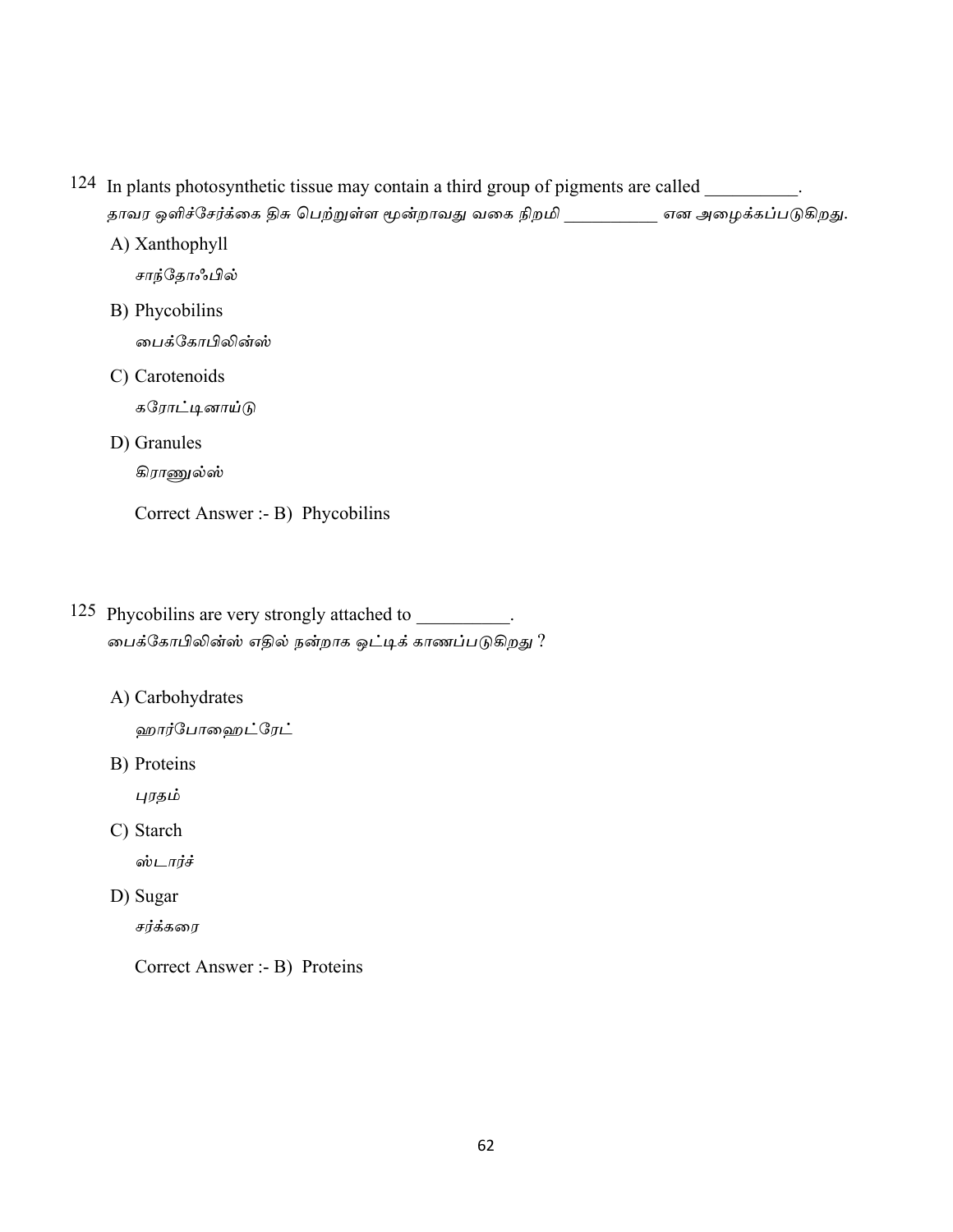124 In plants photosynthetic tissue may contain a third group of pigments are called __________.
தாவர ஒளிச்சேர்க்கை திசு பெற்றுள்ள மூன்றாவது வகை நிறமி __________ என அழைக்கப்படுகிறது.

A) Xanthophyll
சாந்தோஃபில்

B) Phycobilins
பைக்கோபிலின்ஸ்

C) Carotenoids
கரோட்டினாய்டு

D) Granules
கிராணுல்ஸ்

Correct Answer :- B) Phycobilins

125 Phycobilins are very strongly attached to __________.
பைக்கோபிலின்ஸ் எதில் நன்றாக ஒட்டிக் காணப்படுகிறது ?

A) Carbohydrates
ஹார்போஹைட்ரேட்

B) Proteins
புரதம்

C) Starch
ஸ்டார்ச்

D) Sugar
சர்க்கரை

Correct Answer :- B) Proteins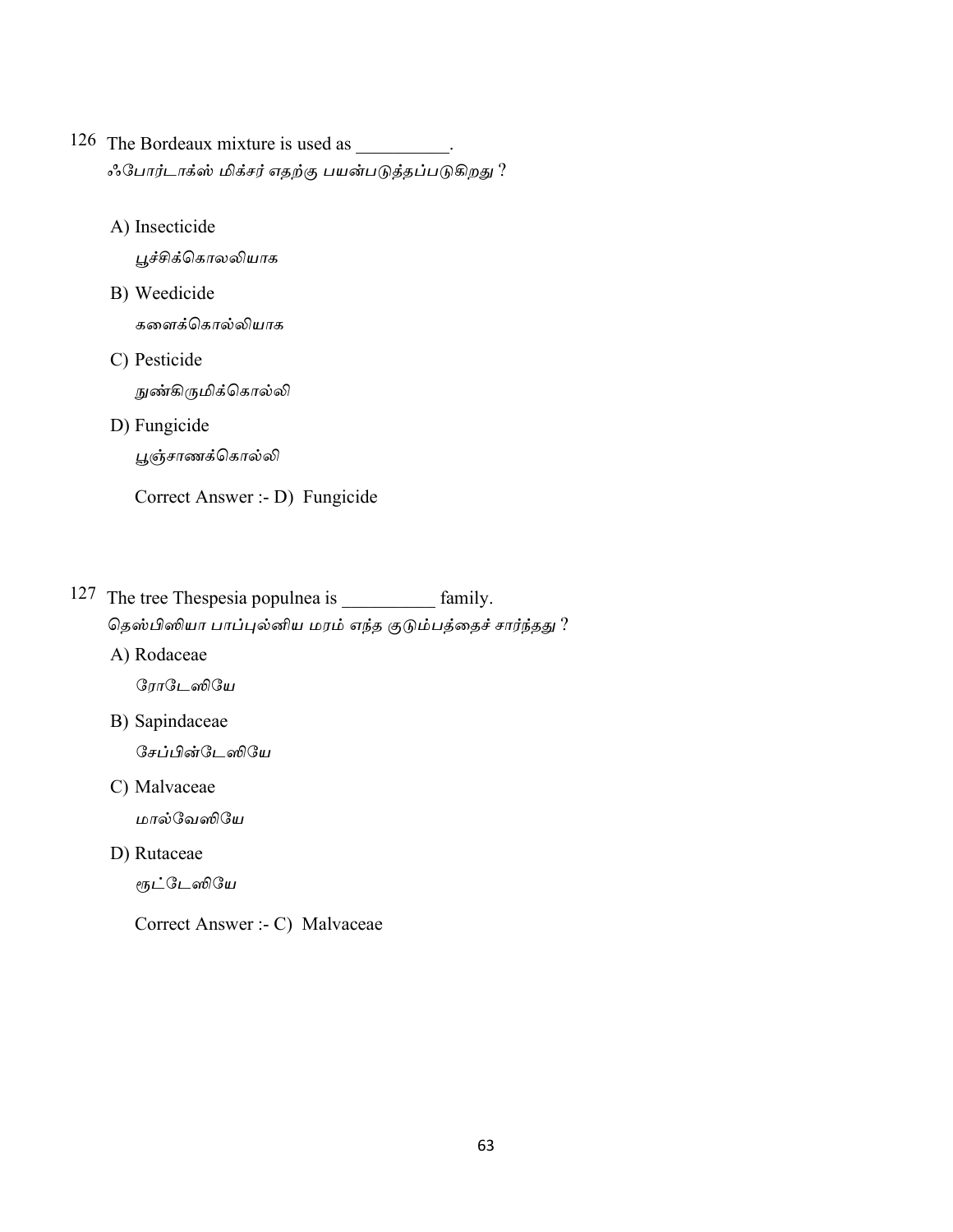126 The Bordeaux mixture is used as __________.

ஃபோர்டாக்ஸ் மிக்சர் எதற்கு பயன்படுத்தப்படுகிறது ?

A) Insecticide

பூச்சிக்கொலலியாக

B) Weedicide

களைக்கொல்லியாக

C) Pesticide

நுண்கிருமிக்கொல்லி

D) Fungicide

பூஞ்சாணக்கொல்லி

Correct Answer :- D) Fungicide

127 The tree Thespesia populnea is __________ family.

தெஸ்பிஸியா பாப்புல்னிய மரம் எந்த குடும்பத்தைச் சார்ந்தது ?

A) Rodaceae

ரோடேஸியே

B) Sapindaceae

சேப்பின்டேஸியே

C) Malvaceae

மால்வேஸியே

D) Rutaceae

ரூட்டேஸியே

Correct Answer :- C) Malvaceae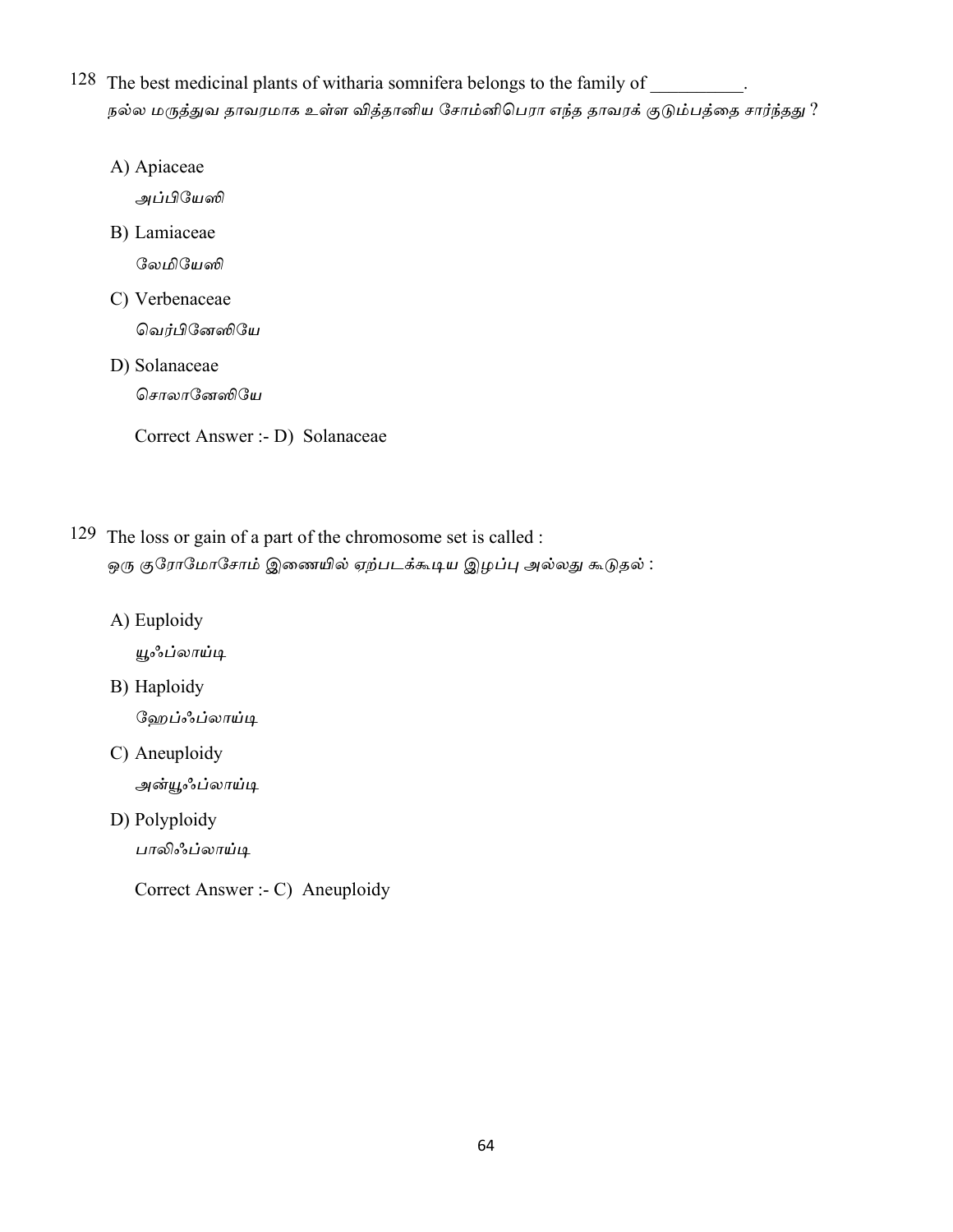128 The best medicinal plants of witharia somnifera belongs to the family of __________.
நல்ல மருத்துவ தாவரமாக உள்ள வித்தானிய சோம்னிபெரா எந்த தாவரக் குடும்பத்தை சார்ந்தது ?

A) Apiaceae
அப்பியேஸி

B) Lamiaceae
லேமியேஸி

C) Verbenaceae
வெர்பினேஸியே

D) Solanaceae
சொலானேஸியே

Correct Answer :- D) Solanaceae

129 The loss or gain of a part of the chromosome set is called :
ஒரு குரோமோசோம் இணையில் ஏற்படக்கூடிய இழப்பு அல்லது கூடுதல் :

A) Euploidy
யூஃப்லாய்டி

B) Haploidy
ஹேப்ஃப்லாய்டி

C) Aneuploidy
அன்யூஃப்லாய்டி

D) Polyploidy
பாலிஃப்லாய்டி

Correct Answer :- C) Aneuploidy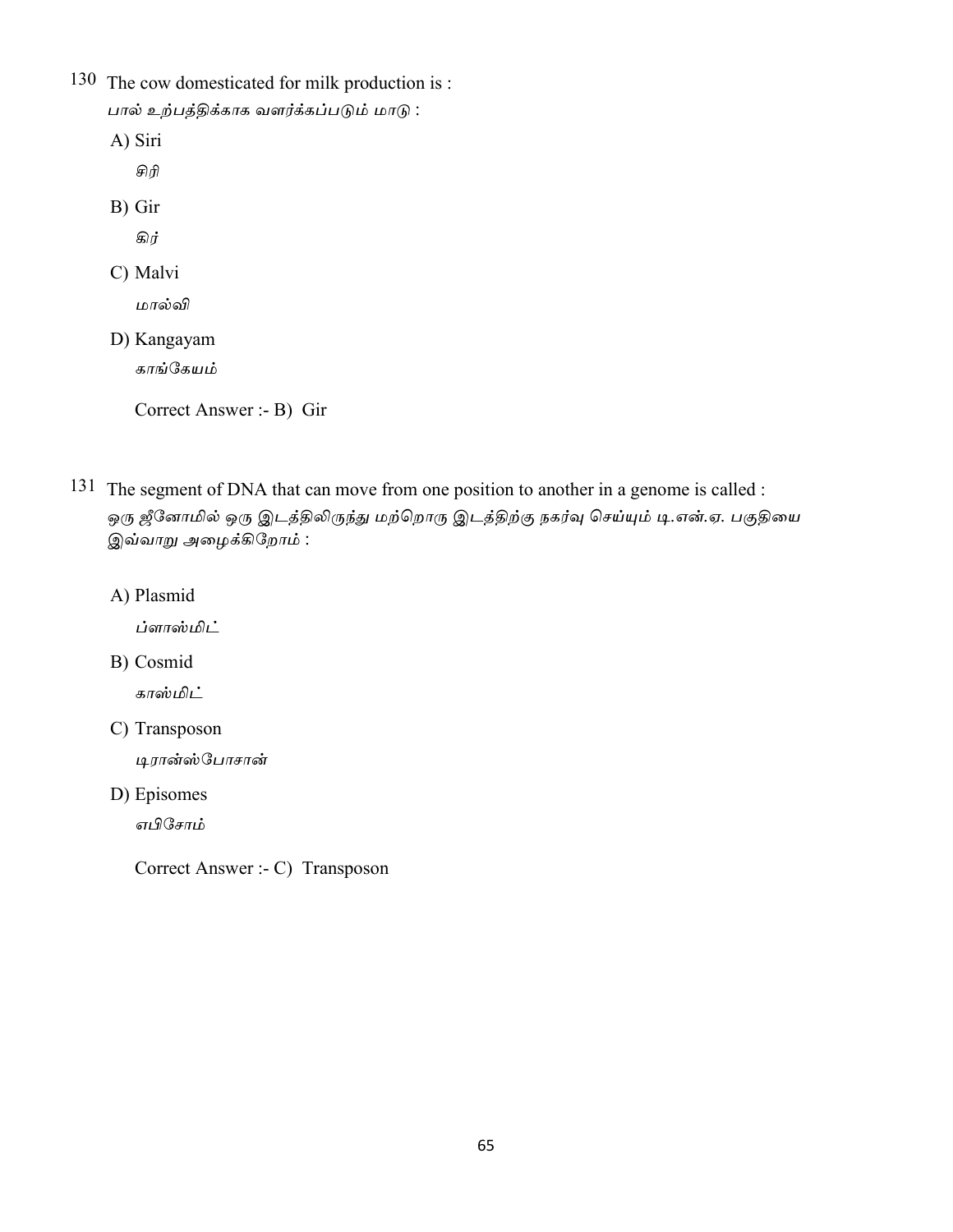130 The cow domesticated for milk production is :

பால் உற்பத்திக்காக வளர்க்கப்படும் மாடு :

A) Siri

சிரி

B) Gir

கிர்

C) Malvi

மால்வி

D) Kangayam

காங்கேயம்

Correct Answer :- B) Gir

131 The segment of DNA that can move from one position to another in a genome is called :

ஒரு ஜீனோமில் ஒரு இடத்திலிருந்து மற்றொரு இடத்திற்கு நகர்வு செய்யும் டி.என்.ஏ. பகுதியை இவ்வாறு அழைக்கிறோம் :

A) Plasmid

ப்ளாஸ்மிட்

B) Cosmid

காஸ்மிட்

C) Transposon

டிரான்ஸ்போசான்

D) Episomes

எபிசோம்

Correct Answer :- C) Transposon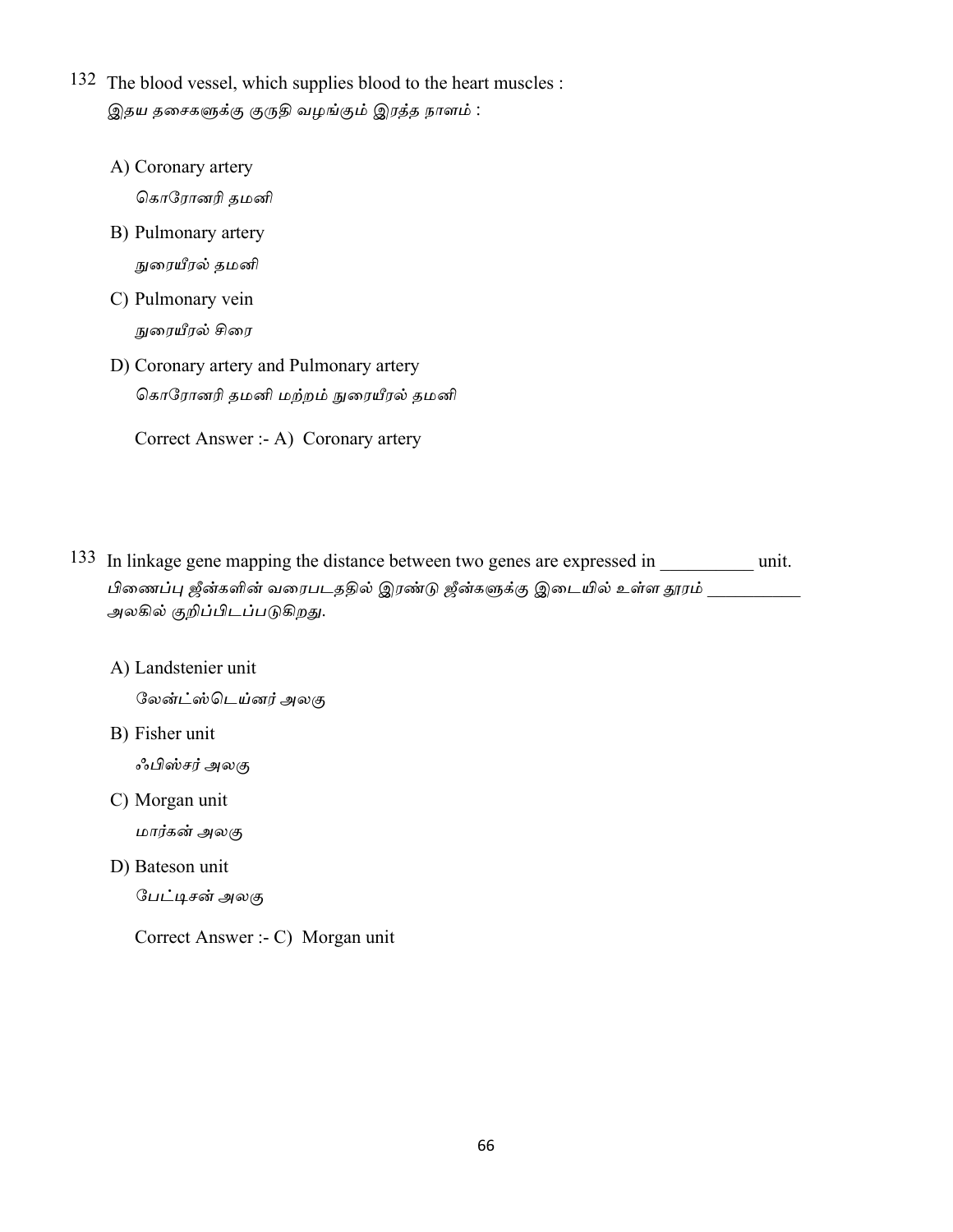132 The blood vessel, which supplies blood to the heart muscles :
*இதய தசைகளுக்கு குருதி வழங்கும் இரத்த நாளம் :*

A) Coronary artery
*கொரோனரி தமனி*

B) Pulmonary artery
*நுரையீரல் தமனி*

C) Pulmonary vein
*நுரையீரல் சிரை*

D) Coronary artery and Pulmonary artery
*கொரோனரி தமனி மற்றும் நுரையீரல் தமனி*

Correct Answer :- A) Coronary artery

133 In linkage gene mapping the distance between two genes are expressed in __________ unit.
*பிணைப்பு ஜீன்களின் வரைபடததில் இரண்டு ஜீன்களுக்கு இடையில் உள்ள தூரம் __________ அலகில் குறிப்பிடப்படுகிறது.*

A) Landstenier unit
*லேன்ட்ஸ்டெய்னர் அலகு*

B) Fisher unit
*ஃபிஸ்சர் அலகு*

C) Morgan unit
*மார்கன் அலகு*

D) Bateson unit
*பேட்டிசன் அலகு*

Correct Answer :- C) Morgan unit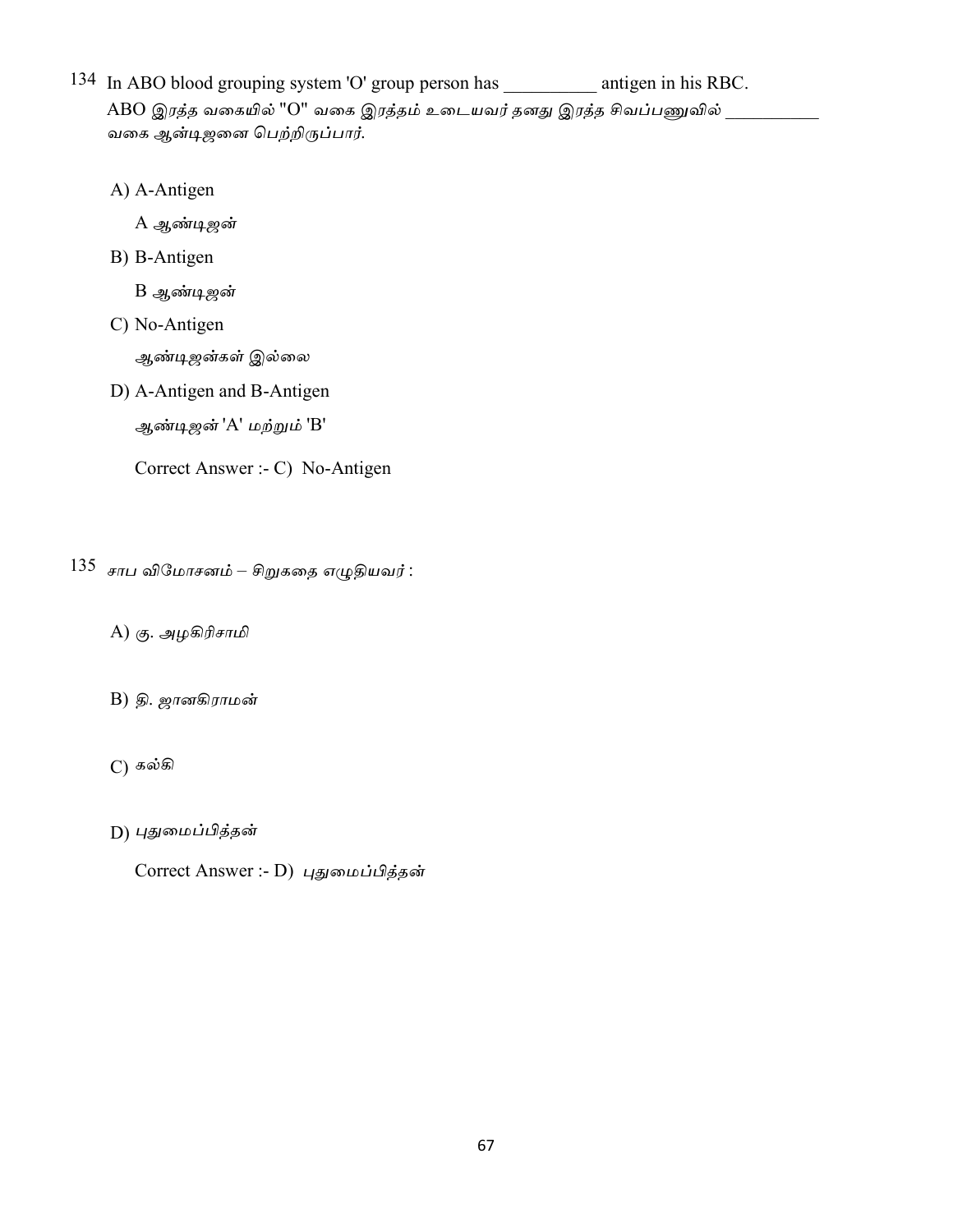134 In ABO blood grouping system 'O' group person has __________ antigen in his RBC.
ABO இரத்த வகையில் "O" வகை இரத்தம் உடையவர் தனது இரத்த சிவப்பணுவில் __________ வகை ஆன்டிஜனை பெற்றிருப்பார்.

A) A-Antigen
A ஆண்டிஜன்

B) B-Antigen
B ஆண்டிஜன்

C) No-Antigen
ஆண்டிஜன்கள் இல்லை

D) A-Antigen and B-Antigen
ஆண்டிஜன் 'A' மற்றும் 'B'

Correct Answer :- C) No-Antigen

135 சாப விமோசனம் – சிறுகதை எழுதியவர் :

A) கு. அழகிரிசாமி

B) தி. ஜானகிராமன்

C) கல்கி

D) புதுமைப்பித்தன்

Correct Answer :- D) புதுமைப்பித்தன்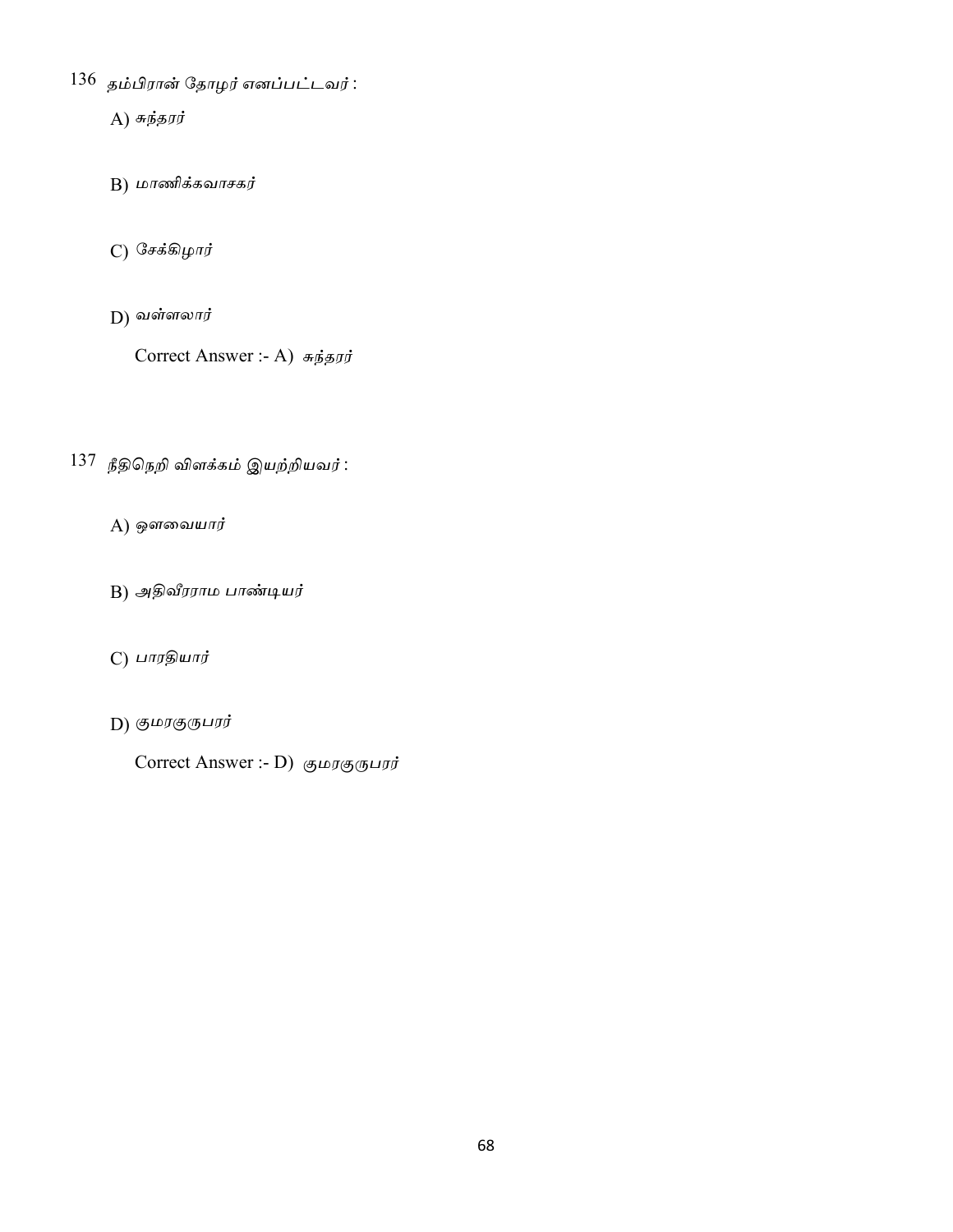136 தம்பிரான் தோழர் எனப்பட்டவர் :

A) சுந்தரர்

B) மாணிக்கவாசகர்

C) சேக்கிழார்

D) வள்ளலார்

Correct Answer :- A) சுந்தரர்

137 நீதிநெறி விளக்கம் இயற்றியவர் :

A) ஔவையார்

B) அதிவீரராம பாண்டியர்

C) பாரதியார்

D) குமரகுருபரர்

Correct Answer :- D) குமரகுருபரர்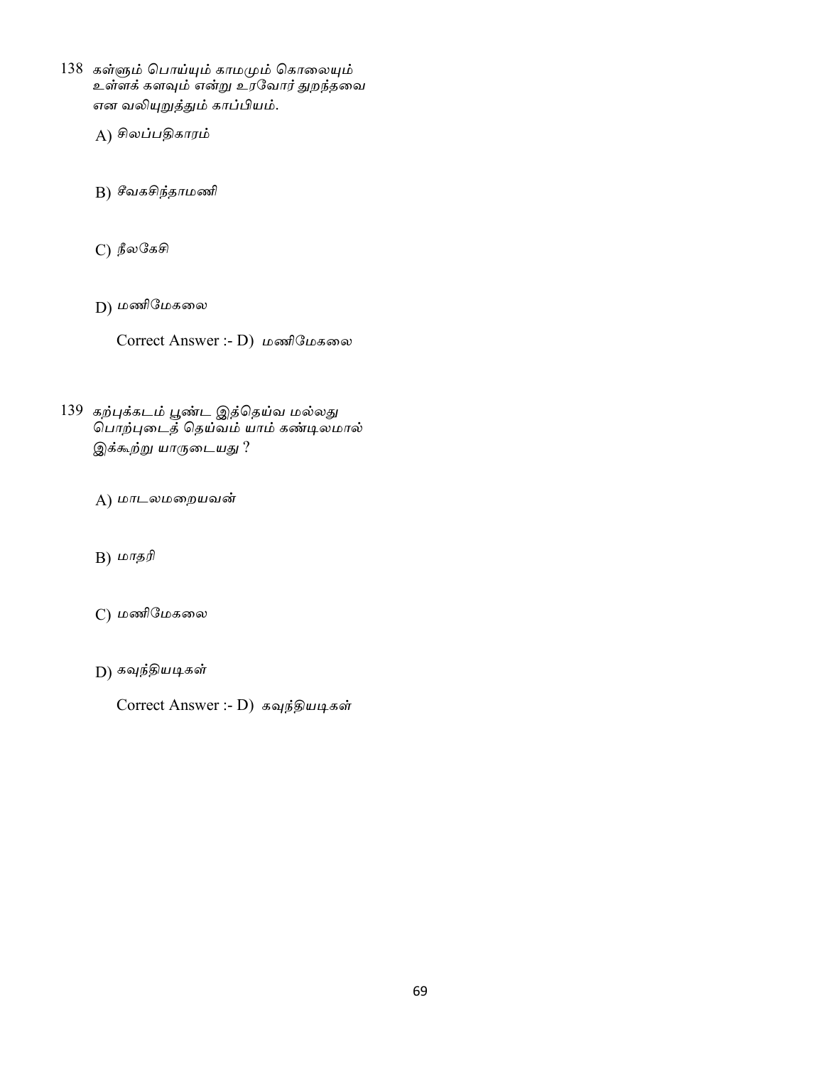138 கள்ளும் பொய்யும் காமமும் கொலையும்
உள்ளக் களவும் என்று உரவோர் துறந்தவை
என வலியுறுத்தும் காப்பியம்.

A) சிலப்பதிகாரம்

B) சீவகசிந்தாமணி

C) நீலகேசி

D) மணிமேகலை

Correct Answer :- D) மணிமேகலை

139 கற்புக்கடம் பூண்ட இத்தெய்வ மல்லது
பொற்புடைத் தெய்வம் யாம் கண்டிலமால்
இக்கூற்று யாருடையது ?

A) மாடலமறையவன்

B) மாதரி

C) மணிமேகலை

D) கவுந்தியடிகள்

Correct Answer :- D) கவுந்தியடிகள்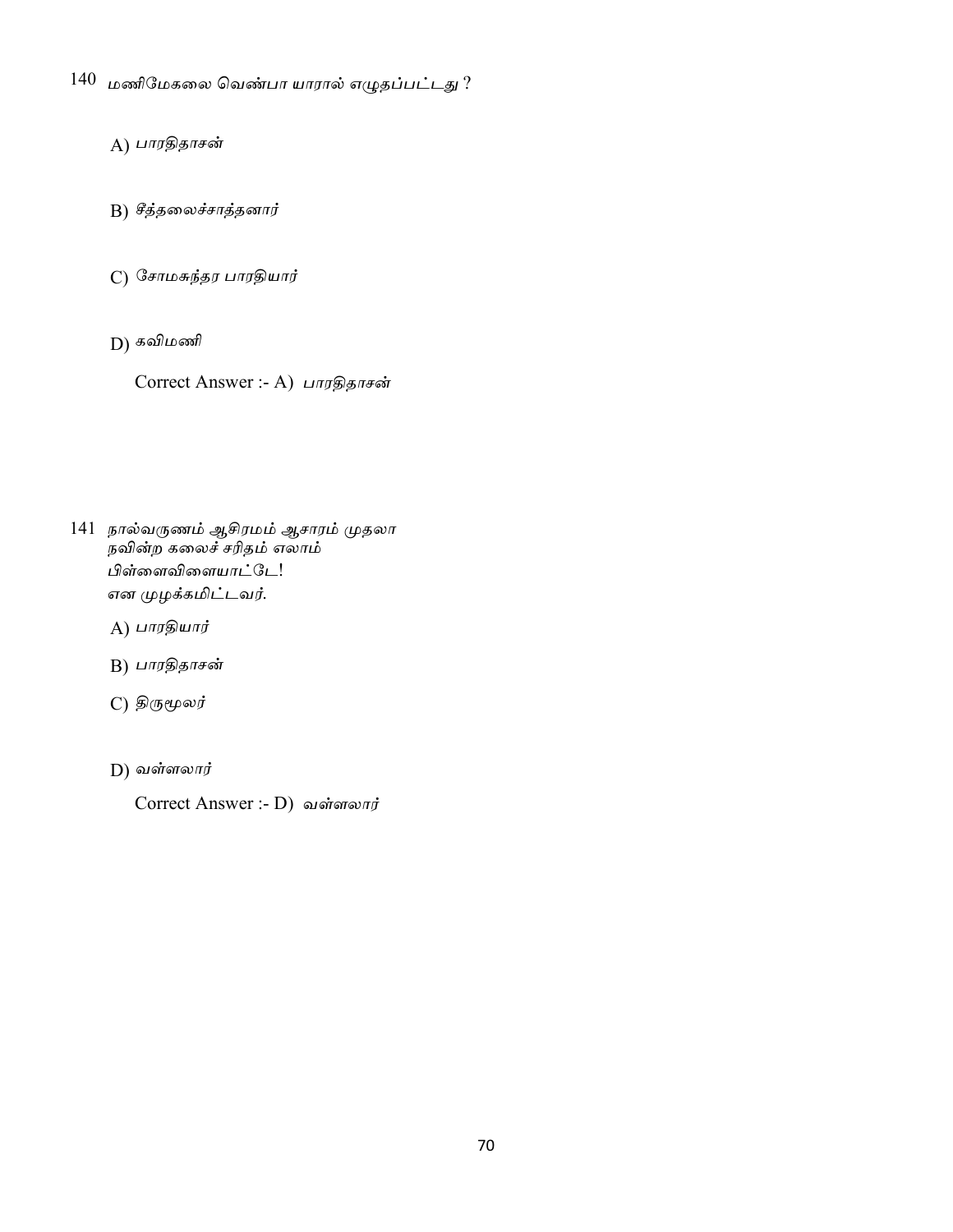140 மணிமேகலை வெண்பா யாரால் எழுதப்பட்டது ?

A) பாரதிதாசன்

B) சீத்தலைச்சாத்தனார்

C) சோமசுந்தர பாரதியார்

D) கவிமணி

Correct Answer :- A) பாரதிதாசன்

141 நால்வருணம் ஆசிரமம் ஆசாரம் முதலா
நவின்ற கலைச் சரிதம் எலாம்
பிள்ளைவிளையாட்டே!
என முழக்கமிட்டவர்.

A) பாரதியார்

B) பாரதிதாசன்

C) திருமூலர்

D) வள்ளலார்

Correct Answer :- D) வள்ளலார்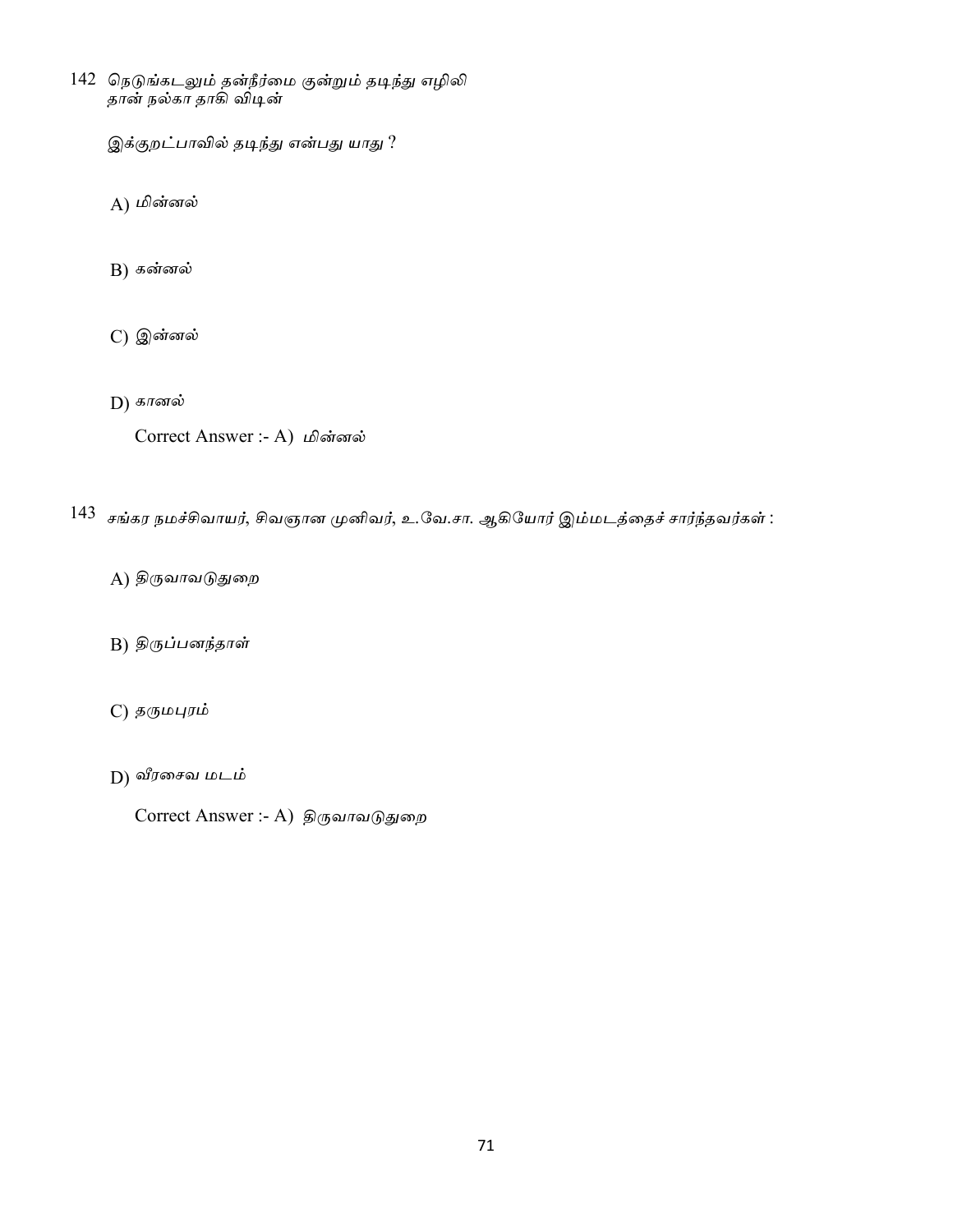142 நெடுங்கடலும் தன்நீர்மை குன்றும் தடிந்து எழிலி
தான் நல்கா தாகி விடின்

இக்குறட்பாவில் தடிந்து என்பது யாது ?

A) மின்னல்

B) கன்னல்

C) இன்னல்

D) கானல்

Correct Answer :- A) மின்னல்

143 சங்கர நமச்சிவாயர், சிவஞான முனிவர், உ.வே.சா. ஆகியோர் இம்மடத்தைச் சார்ந்தவர்கள் :

A) திருவாவடுதுறை

B) திருப்பனந்தாள்

C) தருமபுரம்

D) வீரசைவ மடம்

Correct Answer :- A) திருவாவடுதுறை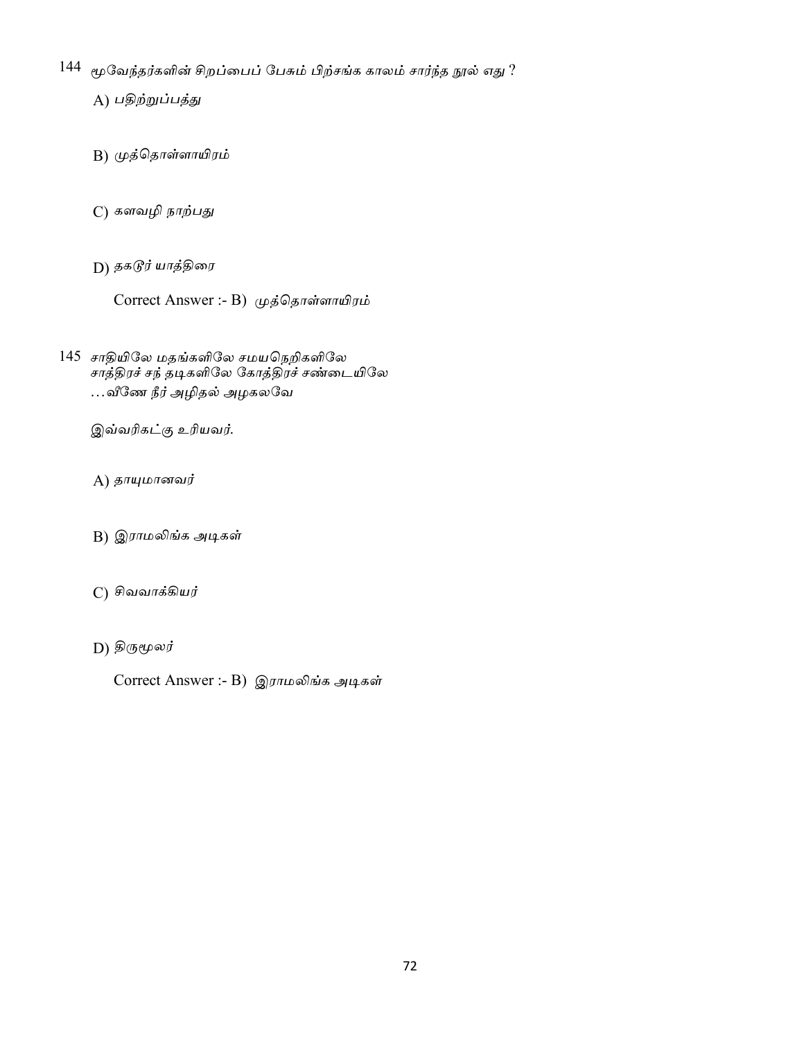144 மூவேந்தர்களின் சிறப்பைப் பேசும் பிற்சங்க காலம் சார்ந்த நூல் எது ?

A) பதிற்றுப்பத்து

B) முத்தொள்ளாயிரம்

C) களவழி நாற்பது

D) தகடூர் யாத்திரை

Correct Answer :- B) முத்தொள்ளாயிரம்

145 சாதியிலே மதங்களிலே சமயநெறிகளிலே
சாத்திரச் சந் தடிகளிலே கோத்திரச் சண்டையிலே
…வீணே நீர் அழிதல் அழகலவே

இவ்வரிகட்கு உரியவர்.

A) தாயுமானவர்

B) இராமலிங்க அடிகள்

C) சிவவாக்கியர்

D) திருமூலர்

Correct Answer :- B) இராமலிங்க அடிகள்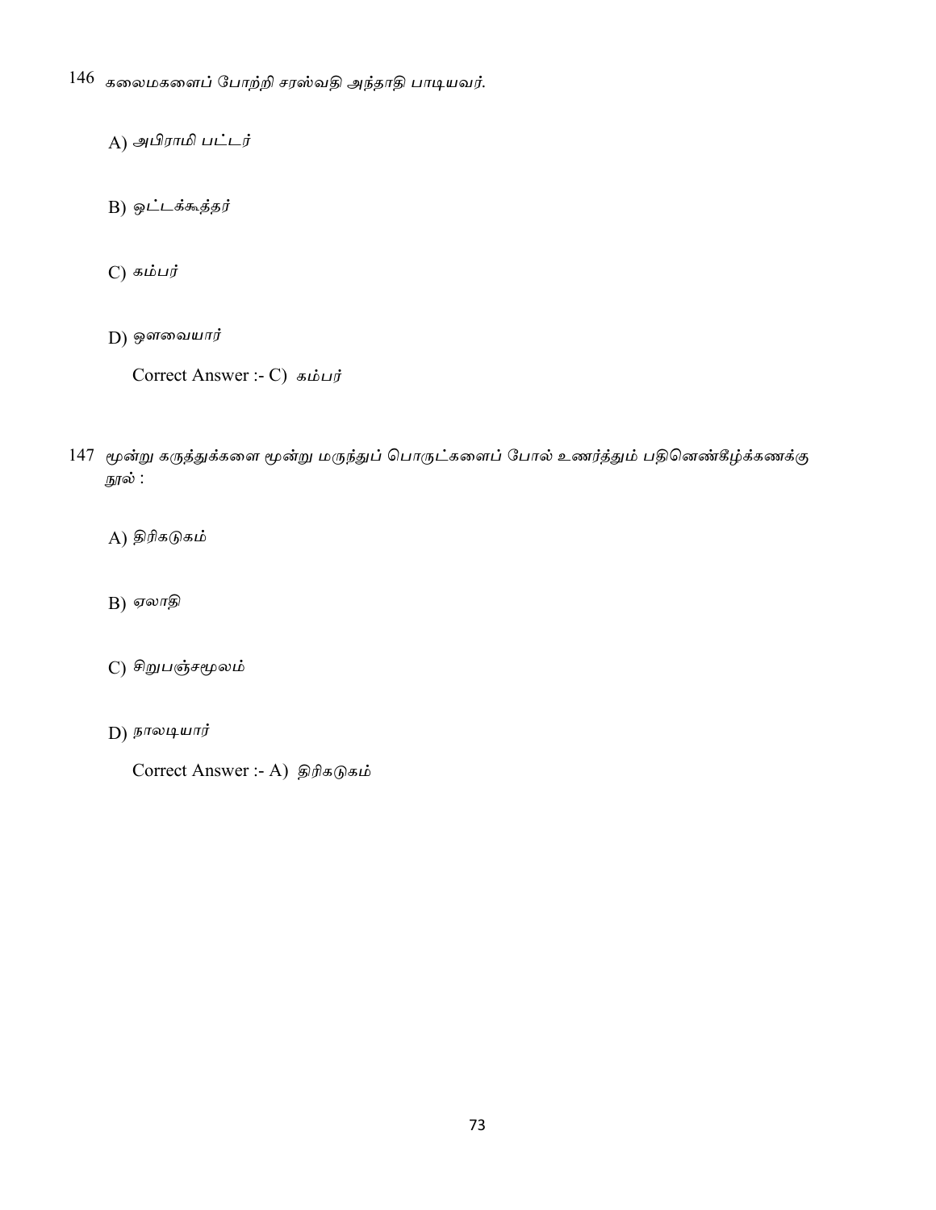146 கலைமகளைப் போற்றி சரஸ்வதி அந்தாதி பாடியவர்.

A) அபிராமி பட்டர்

B) ஒட்டக்கூத்தர்

C) கம்பர்

D) ஔவையார்

Correct Answer :- C) கம்பர்

147 மூன்று கருத்துக்களை மூன்று மருந்துப் பொருட்களைப் போல் உணர்த்தும் பதினெண்கீழ்க்கணக்கு நூல் :

A) திரிகடுகம்

B) ஏலாதி

C) சிறுபஞ்சமூலம்

D) நாலடியார்

Correct Answer :- A) திரிகடுகம்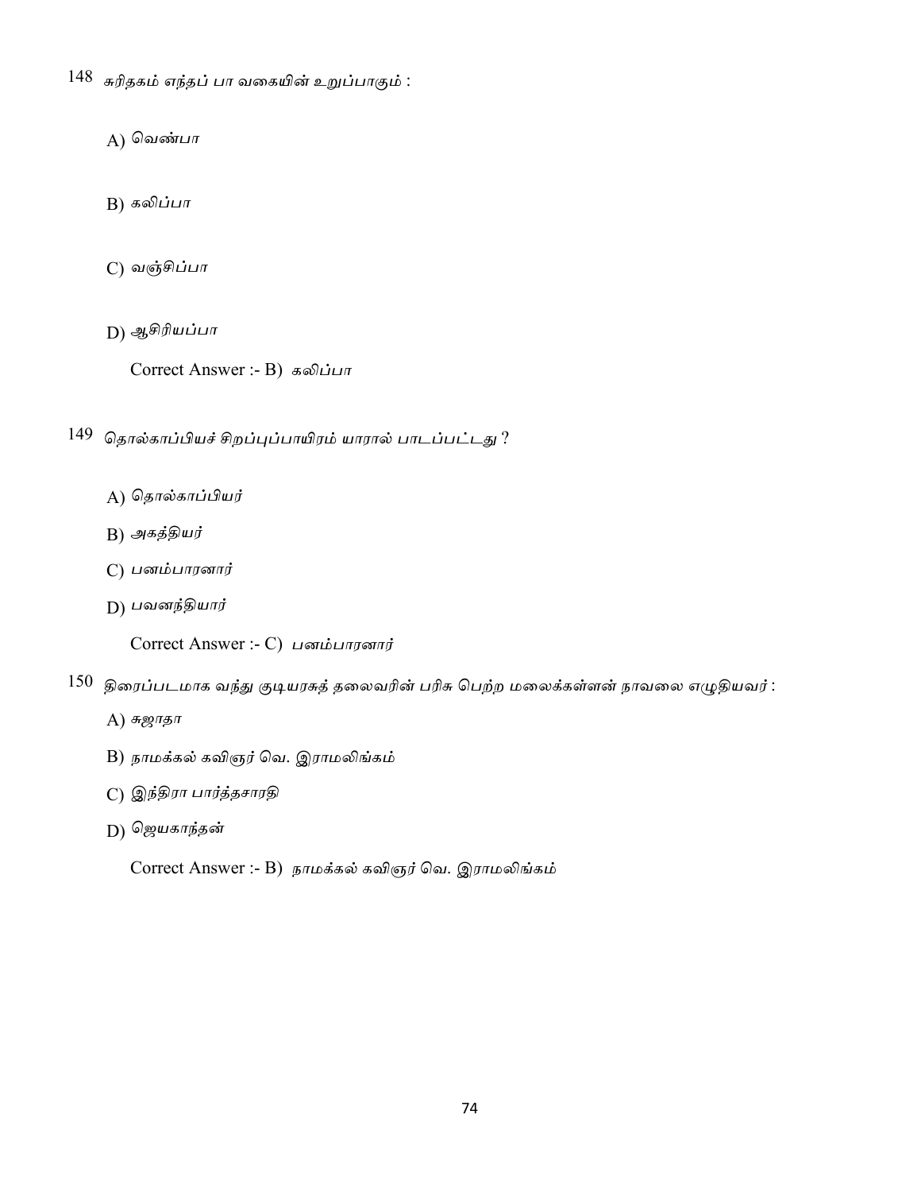148 சுரிதகம் எந்தப் பா வகையின் உறுப்பாகும் :

A) வெண்பா

B) கலிப்பா

C) வஞ்சிப்பா

D) ஆசிரியப்பா

Correct Answer :- B) கலிப்பா

149 தொல்காப்பியச் சிறப்புப்பாயிரம் யாரால் பாடப்பட்டது ?

A) தொல்காப்பியர்

B) அகத்தியர்

C) பனம்பாரனார்

D) பவனந்தியார்

Correct Answer :- C) பனம்பாரனார்

150 திரைப்படமாக வந்து குடியரசுத் தலைவரின் பரிசு பெற்ற மலைக்கள்ளன் நாவலை எழுதியவர் :

A) சுஜாதா

B) நாமக்கல் கவிஞர் வெ. இராமலிங்கம்

C) இந்திரா பார்த்தசாரதி

D) ஜெயகாந்தன்

Correct Answer :- B) நாமக்கல் கவிஞர் வெ. இராமலிங்கம்